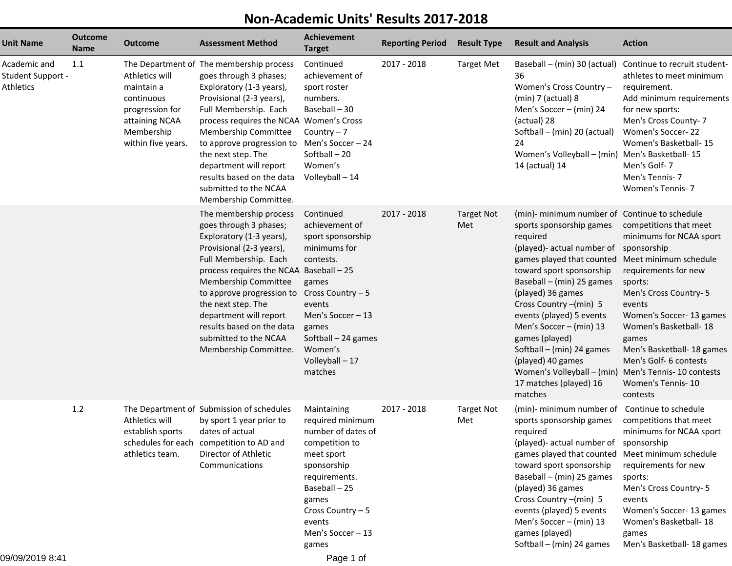# Non-Academic Units' Results 2017-2018

| Unit Name | Outcome Name | Outcome | Assessment Method | Achievement Target | Reporting Period | Result Type | Result and Analysis | Action |
|---|---|---|---|---|---|---|---|---|
| Academic and Student Support - Athletics | 1.1 | The Department of Athletics will maintain a continuous progression for attaining NCAA Membership within five years. | The membership process goes through 3 phases; Exploratory (1-3 years), Provisional (2-3 years), Full Membership. Each process requires the NCAA Membership Committee to approve progression to the next step. The department will report results based on the data submitted to the NCAA Membership Committee. | Continued achievement of sport roster numbers.<br>Baseball – 30<br>Women's Cross Country – 7<br>Men's Soccer – 24<br>Softball – 20<br>Women's Volleyball – 14 | 2017 - 2018 | Target Met | Baseball – (min) 30 (actual) 36<br>Women's Cross Country – (min) 7 (actual) 8<br>Men's Soccer – (min) 24 (actual) 28<br>Softball – (min) 20 (actual) 24<br>Women's Volleyball – (min) 14 (actual) 14 | Continue to recruit student-athletes to meet minimum requirement.<br>Add minimum requirements for new sports:<br>Men's Cross County- 7<br>Women's Soccer- 22<br>Women's Basketball- 15<br>Men's Basketball- 15<br>Men's Golf- 7<br>Men's Tennis- 7<br>Women's Tennis- 7 |
| | | | The membership process goes through 3 phases; Exploratory (1-3 years), Provisional (2-3 years), Full Membership. Each process requires the NCAA Membership Committee to approve progression to the next step. The department will report results based on the data submitted to the NCAA Membership Committee. | Continued achievement of sport sponsorship minimums for contests.<br>Baseball – 25 games<br>Cross Country – 5 events<br>Men's Soccer – 13 games<br>Softball – 24 games<br>Women's Volleyball – 17 matches | 2017 - 2018 | Target Not Met | (min)- minimum number of sports sponsorship games required<br>(played)- actual number of games played that counted toward sport sponsorship<br>Baseball – (min) 25 games (played) 36 games<br>Cross Country –(min) 5 events (played) 5 events<br>Men's Soccer – (min) 13 games (played)<br>Softball – (min) 24 games (played) 40 games<br>Women's Volleyball – (min) 17 matches (played) 16 matches | Continue to schedule competitions that meet minimums for NCAA sport sponsorship<br>Meet minimum schedule requirements for new sports:<br>Men's Cross Country- 5 events<br>Women's Soccer- 13 games<br>Women's Basketball- 18 games<br>Men's Basketball- 18 games<br>Men's Golf- 6 contests<br>Men's Tennis- 10 contests<br>Women's Tennis- 10 contests |
| | 1.2 | The Department of Athletics will establish sports schedules for each athletics team. | Submission of schedules by sport 1 year prior to dates of actual competition to AD and Director of Athletic Communications | Maintaining required minimum number of dates of competition to meet sport sponsorship requirements.<br>Baseball – 25 games<br>Cross Country – 5 events<br>Men's Soccer – 13 games | 2017 - 2018 | Target Not Met | (min)- minimum number of sports sponsorship games required<br>(played)- actual number of games played that counted toward sport sponsorship<br>Baseball – (min) 25 games (played) 36 games<br>Cross Country –(min) 5 events (played) 5 events<br>Men's Soccer – (min) 13 games (played)<br>Softball – (min) 24 games | Continue to schedule competitions that meet minimums for NCAA sport sponsorship<br>Meet minimum schedule requirements for new sports:<br>Men's Cross Country- 5 events<br>Women's Soccer- 13 games<br>Women's Basketball- 18 games<br>Men's Basketball- 18 games |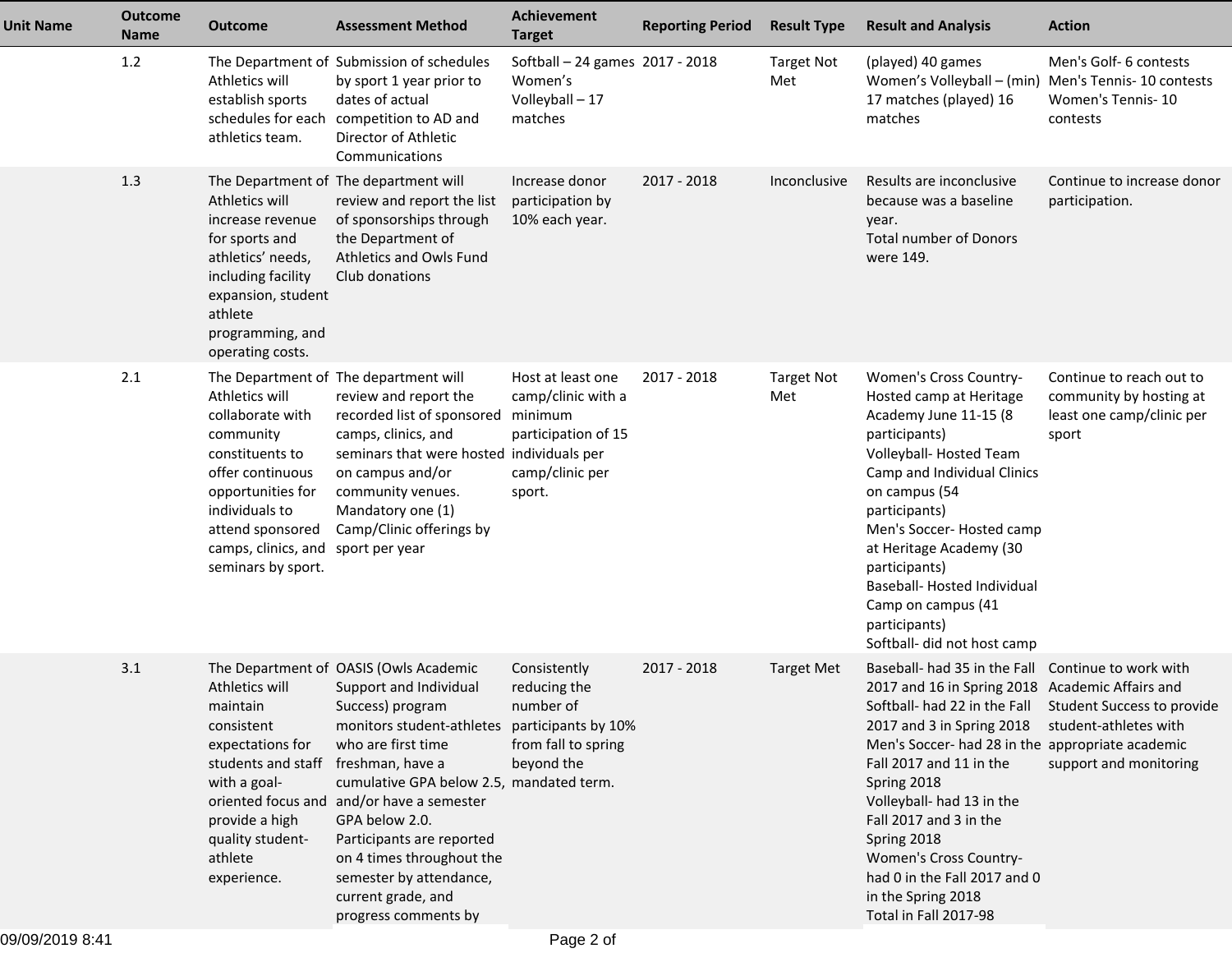| Unit Name | Outcome Name | Outcome | Assessment Method | Achievement Target | Reporting Period | Result Type | Result and Analysis | Action |
|---|---|---|---|---|---|---|---|---|
| | 1.2 | The Department of Athletics will establish sports schedules for each athletics team. | Submission of schedules by sport 1 year prior to dates of actual competition to AD and Director of Athletic Communications | Softball – 24 games Women's Volleyball – 17 matches | 2017 - 2018 | Target Not Met | (played) 40 games Women's Volleyball – (min) 17 matches (played) 16 matches | Men's Golf- 6 contests Men's Tennis- 10 contests Women's Tennis- 10 contests |
| | 1.3 | The Department of Athletics will increase revenue for sports and athletics' needs, including facility expansion, student athlete programming, and operating costs. | The department will review and report the list of sponsorships through the Department of Athletics and Owls Fund Club donations | Increase donor participation by 10% each year. | 2017 - 2018 | Inconclusive | Results are inconclusive because was a baseline year.<br>Total number of Donors were 149. | Continue to increase donor participation. |
| | 2.1 | The Department of Athletics will collaborate with community constituents to offer continuous opportunities for individuals to attend sponsored camps, clinics, and seminars by sport. | The department will review and report the recorded list of sponsored camps, clinics, and seminars that were hosted on campus and/or community venues. Mandatory one (1) Camp/Clinic offerings by sport per year | Host at least one camp/clinic with a minimum participation of 15 individuals per camp/clinic per sport. | 2017 - 2018 | Target Not Met | Women's Cross Country- Hosted camp at Heritage Academy June 11-15 (8 participants)<br>Volleyball- Hosted Team Camp and Individual Clinics on campus (54 participants)<br>Men's Soccer- Hosted camp at Heritage Academy (30 participants)<br>Baseball- Hosted Individual Camp on campus (41 participants)<br>Softball- did not host camp | Continue to reach out to community by hosting at least one camp/clinic per sport |
| | 3.1 | The Department of Athletics will maintain consistent expectations for students and staff with a goal-oriented focus and provide a high quality student-athlete experience. | OASIS (Owls Academic Support and Individual Success) program monitors student-athletes who are first time freshman, have a cumulative GPA below 2.5, and/or have a semester GPA below 2.0. Participants are reported on 4 times throughout the semester by attendance, current grade, and progress comments by | Consistently reducing the number of participants by 10% from fall to spring beyond the mandated term. | 2017 - 2018 | Target Met | Baseball- had 35 in the Fall 2017 and 16 in Spring 2018<br>Softball- had 22 in the Fall 2017 and 3 in Spring 2018<br>Men's Soccer- had 28 in the Fall 2017 and 11 in the Spring 2018<br>Volleyball- had 13 in the Fall 2017 and 3 in the Spring 2018<br>Women's Cross Country- had 0 in the Fall 2017 and 0 in the Spring 2018<br>Total in Fall 2017-98 | Continue to work with Academic Affairs and Student Success to provide student-athletes with appropriate academic support and monitoring |

09/09/2019 8:41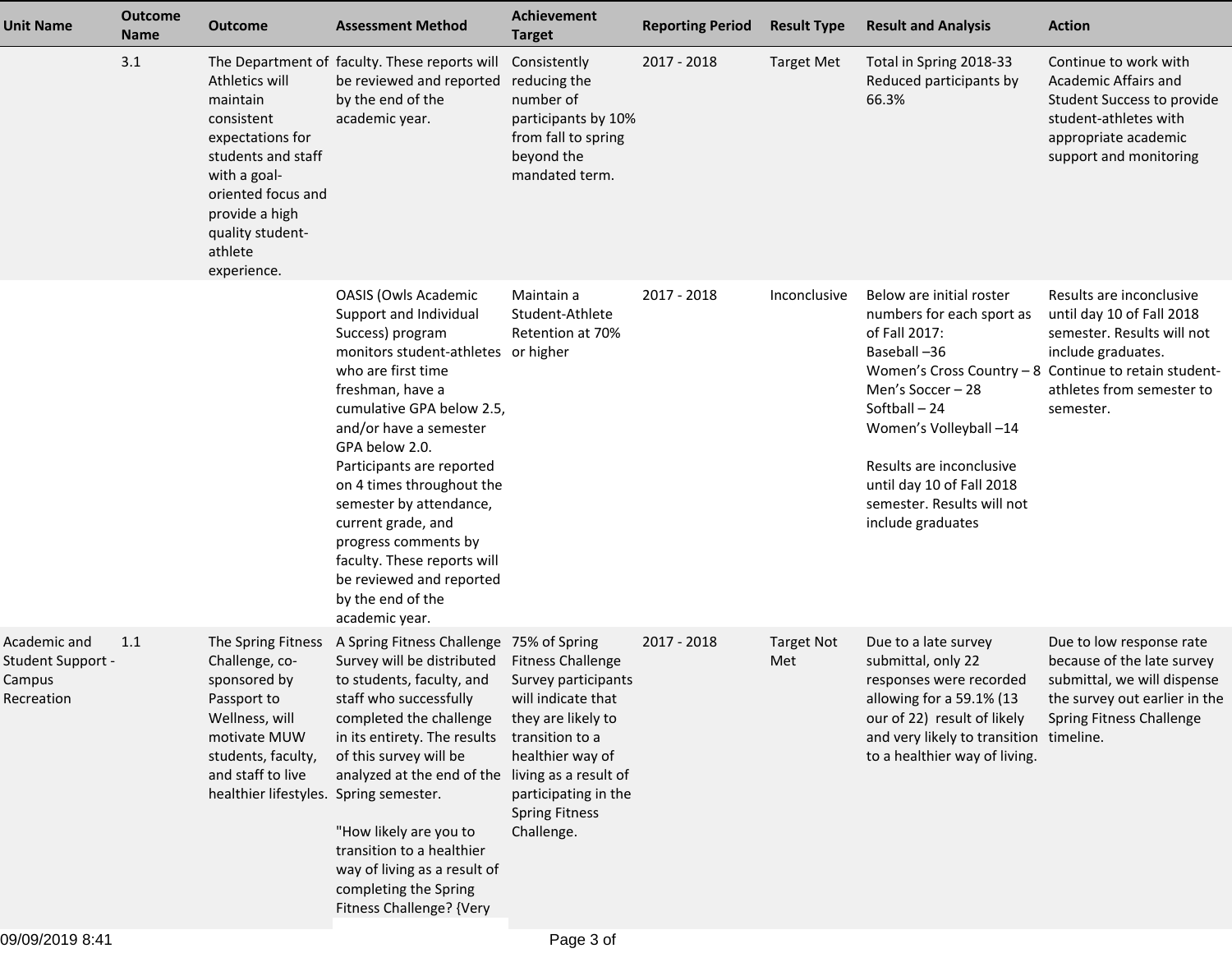| Unit Name | Outcome Name | Outcome | Assessment Method | Achievement Target | Reporting Period | Result Type | Result and Analysis | Action |
|---|---|---|---|---|---|---|---|---|
| | 3.1 | The Department of Athletics will maintain consistent expectations for students and staff with a goal-oriented focus and provide a high quality student-athlete experience. | faculty. These reports will be reviewed and reported by the end of the academic year. | Consistently reducing the number of participants by 10% from fall to spring beyond the mandated term. | 2017 - 2018 | Target Met | Total in Spring 2018-33 Reduced participants by 66.3% | Continue to work with Academic Affairs and Student Success to provide student-athletes with appropriate academic support and monitoring |
| | | | OASIS (Owls Academic Support and Individual Success) program monitors student-athletes who are first time freshman, have a cumulative GPA below 2.5, and/or have a semester GPA below 2.0. Participants are reported on 4 times throughout the semester by attendance, current grade, and progress comments by faculty. These reports will be reviewed and reported by the end of the academic year. | Maintain a Student-Athlete Retention at 70% or higher | 2017 - 2018 | Inconclusive | Below are initial roster numbers for each sport as of Fall 2017:<br>Baseball –36<br>Women's Cross Country – 8<br>Men's Soccer – 28<br>Softball – 24<br>Women's Volleyball –14<br><br>Results are inconclusive until day 10 of Fall 2018 semester. Results will not include graduates | Results are inconclusive until day 10 of Fall 2018 semester. Results will not include graduates. Continue to retain student-athletes from semester to semester. |
| Academic and Student Support - Campus Recreation | 1.1 | The Spring Fitness Challenge, co-sponsored by Passport to Wellness, will motivate MUW students, faculty, and staff to live healthier lifestyles. | A Spring Fitness Challenge Survey will be distributed to students, faculty, and staff who successfully completed the challenge in its entirety. The results of this survey will be analyzed at the end of the Spring semester.<br><br>"How likely are you to transition to a healthier way of living as a result of completing the Spring Fitness Challenge? {Very | 75% of Spring Fitness Challenge Survey participants will indicate that they are likely to transition to a healthier way of living as a result of participating in the Spring Fitness Challenge. | 2017 - 2018 | Target Not Met | Due to a late survey submittal, only 22 responses were recorded allowing for a 59.1% (13 our of 22) result of likely and very likely to transition to a healthier way of living. | Due to low response rate because of the late survey submittal, we will dispense the survey out earlier in the Spring Fitness Challenge timeline. |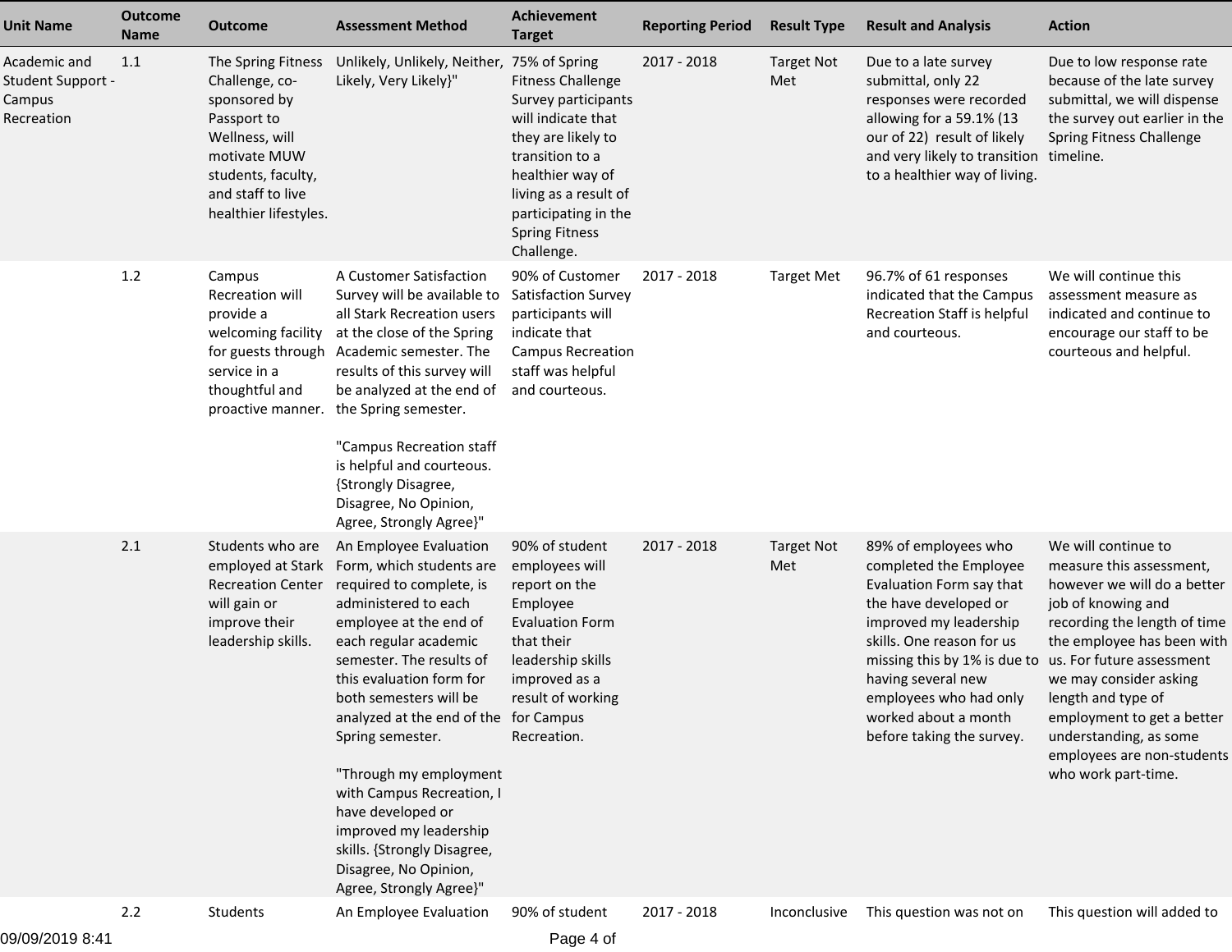| Unit Name | Outcome Name | Outcome | Assessment Method | Achievement Target | Reporting Period | Result Type | Result and Analysis | Action |
|---|---|---|---|---|---|---|---|---|
| Academic and Student Support - Campus Recreation | 1.1 | The Spring Fitness Challenge, co-sponsored by Passport to Wellness, will motivate MUW students, faculty, and staff to live healthier lifestyles. | Unlikely, Unlikely, Neither, Likely, Very Likely}" | 75% of Spring Fitness Challenge Survey participants will indicate that they are likely to transition to a healthier way of living as a result of participating in the Spring Fitness Challenge. | 2017 - 2018 | Target Not Met | Due to a late survey submittal, only 22 responses were recorded allowing for a 59.1% (13 our of 22) result of likely and very likely to transition to a healthier way of living. | Due to low response rate because of the late survey submittal, we will dispense the survey out earlier in the Spring Fitness Challenge timeline. |
| | 1.2 | Campus Recreation will provide a welcoming facility for guests through service in a thoughtful and proactive manner. | A Customer Satisfaction Survey will be available to all Stark Recreation users at the close of the Spring Academic semester. The results of this survey will be analyzed at the end of the Spring semester.<br><br>"Campus Recreation staff is helpful and courteous. {Strongly Disagree, Disagree, No Opinion, Agree, Strongly Agree}" | 90% of Customer Satisfaction Survey participants will indicate that Campus Recreation staff was helpful and courteous. | 2017 - 2018 | Target Met | 96.7% of 61 responses indicated that the Campus Recreation Staff is helpful and courteous. | We will continue this assessment measure as indicated and continue to encourage our staff to be courteous and helpful. |
| | 2.1 | Students who are employed at Stark Recreation Center will gain or improve their leadership skills. | An Employee Evaluation Form, which students are required to complete, is administered to each employee at the end of each regular academic semester. The results of this evaluation form for both semesters will be analyzed at the end of the Spring semester.<br><br>"Through my employment with Campus Recreation, I have developed or improved my leadership skills. {Strongly Disagree, Disagree, No Opinion, Agree, Strongly Agree}" | 90% of student employees will report on the Employee Evaluation Form that their leadership skills improved as a result of working for Campus Recreation. | 2017 - 2018 | Target Not Met | 89% of employees who completed the Employee Evaluation Form say that the have developed or improved my leadership skills. One reason for us missing this by 1% is due to having several new employees who had only worked about a month before taking the survey. | We will continue to measure this assessment, however we will do a better job of knowing and recording the length of time the employee has been with us. For future assessment we may consider asking length and type of employment to get a better understanding, as some employees are non-students who work part-time. |
| | 2.2 | Students | An Employee Evaluation | 90% of student | 2017 - 2018 | Inconclusive | This question was not on | This question will added to |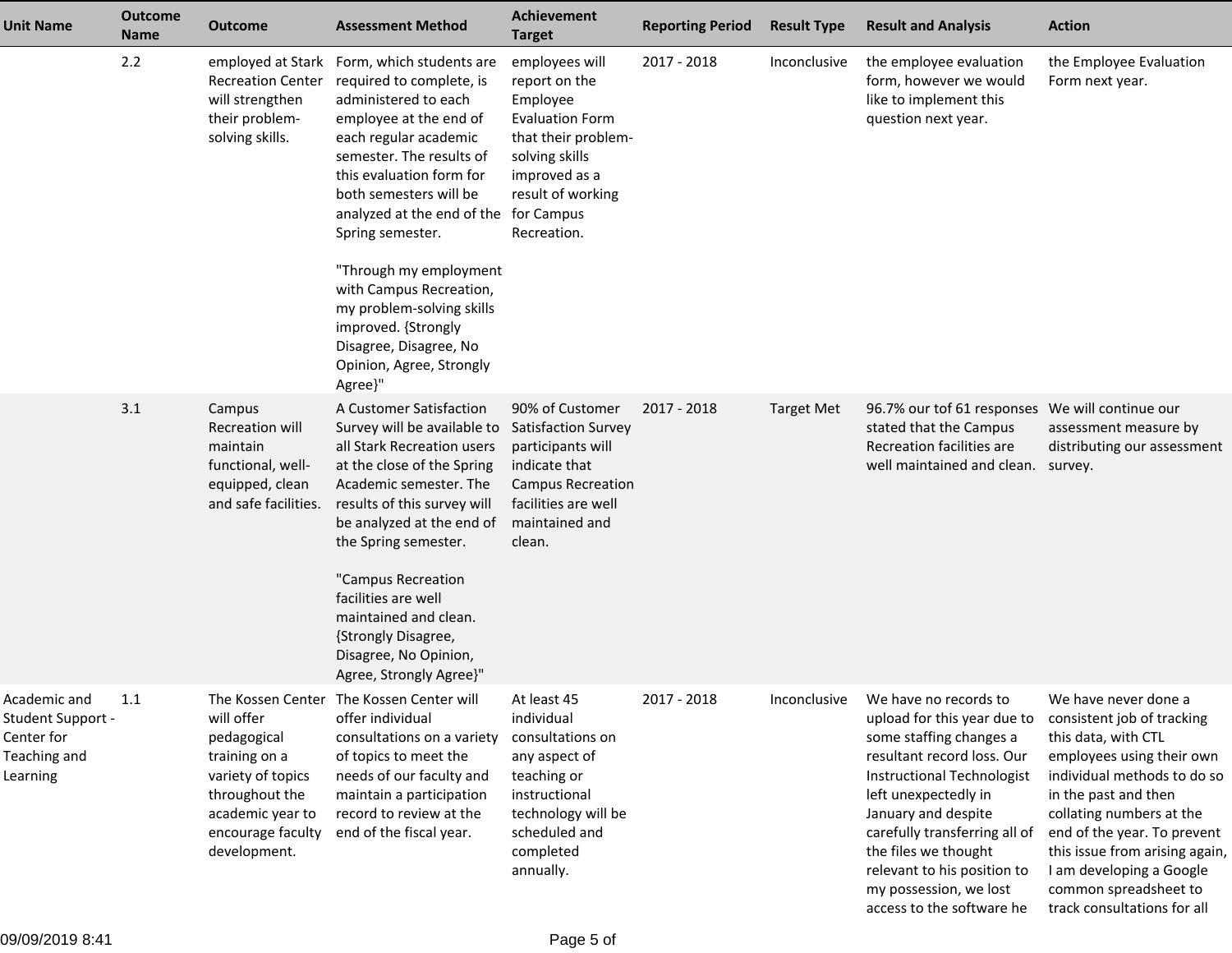| Unit Name | Outcome Name | Outcome | Assessment Method | Achievement Target | Reporting Period | Result Type | Result and Analysis | Action |
|---|---|---|---|---|---|---|---|---|
| | 2.2 | employed at Stark Recreation Center will strengthen their problem-solving skills. | Form, which students are required to complete, is administered to each employee at the end of each regular academic semester. The results of this evaluation form for both semesters will be analyzed at the end of the Spring semester.<br><br>"Through my employment with Campus Recreation, my problem-solving skills improved. {Strongly Disagree, Disagree, No Opinion, Agree, Strongly Agree}" | employees will report on the Employee Evaluation Form that their problem-solving skills improved as a result of working for Campus Recreation. | 2017 - 2018 | Inconclusive | the employee evaluation form, however we would like to implement this question next year. | the Employee Evaluation Form next year. |
| | 3.1 | Campus Recreation will maintain functional, well-equipped, clean and safe facilities. | A Customer Satisfaction Survey will be available to all Stark Recreation users at the close of the Spring Academic semester. The results of this survey will be analyzed at the end of the Spring semester.<br><br>"Campus Recreation facilities are well maintained and clean. {Strongly Disagree, Disagree, No Opinion, Agree, Strongly Agree}" | 90% of Customer Satisfaction Survey participants will indicate that Campus Recreation facilities are well maintained and clean. | 2017 - 2018 | Target Met | 96.7% our tof 61 responses stated that the Campus Recreation facilities are well maintained and clean. | We will continue our assessment measure by distributing our assessment survey. |
| Academic and Student Support - Center for Teaching and Learning | 1.1 | The Kossen Center will offer pedagogical training on a variety of topics throughout the academic year to encourage faculty development. | The Kossen Center will offer individual consultations on a variety of topics to meet the needs of our faculty and maintain a participation record to review at the end of the fiscal year. | At least 45 individual consultations on any aspect of teaching or instructional technology will be scheduled and completed annually. | 2017 - 2018 | Inconclusive | We have no records to upload for this year due to some staffing changes a resultant record loss. Our Instructional Technologist left unexpectedly in January and despite carefully transferring all of the files we thought relevant to his position to my possession, we lost access to the software he | We have never done a consistent job of tracking this data, with CTL employees using their own individual methods to do so in the past and then collating numbers at the end of the year. To prevent this issue from arising again, I am developing a Google common spreadsheet to track consultations for all |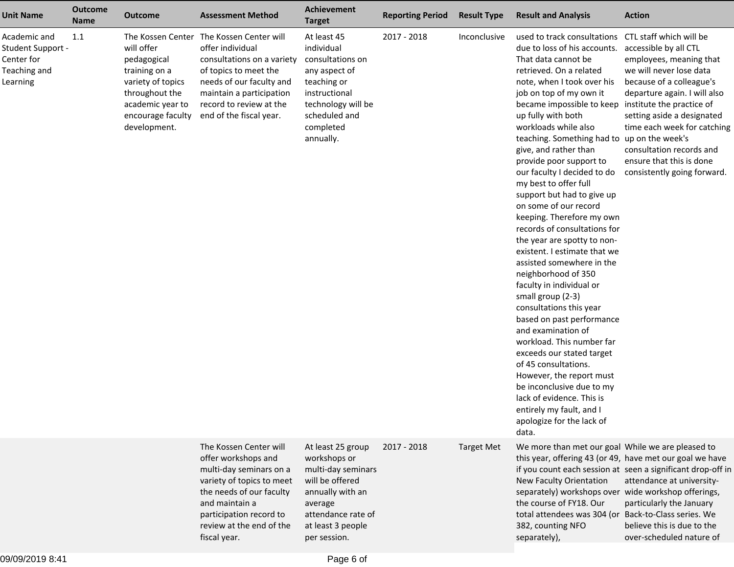| Unit Name | Outcome Name | Outcome | Assessment Method | Achievement Target | Reporting Period | Result Type | Result and Analysis | Action |
|---|---|---|---|---|---|---|---|---|
| Academic and Student Support - Center for Teaching and Learning | 1.1 | The Kossen Center will offer pedagogical training on a variety of topics throughout the academic year to encourage faculty development. | The Kossen Center will offer individual consultations on a variety of topics to meet the needs of our faculty and maintain a participation record to review at the end of the fiscal year. | At least 45 individual consultations on any aspect of teaching or instructional technology will be scheduled and completed annually. | 2017 - 2018 | Inconclusive | used to track consultations due to loss of his accounts. That data cannot be retrieved. On a related note, when I took over his job on top of my own it became impossible to keep up fully with both workloads while also teaching. Something had to give, and rather than provide poor support to our faculty I decided to do my best to offer full support but had to give up on some of our record keeping. Therefore my own records of consultations for the year are spotty to non-existent. I estimate that we assisted somewhere in the neighborhood of 350 faculty in individual or small group (2-3) consultations this year based on past performance and examination of workload. This number far exceeds our stated target of 45 consultations. However, the report must be inconclusive due to my lack of evidence. This is entirely my fault, and I apologize for the lack of data. | CTL staff which will be accessible by all CTL employees, meaning that we will never lose data because of a colleague's departure again. I will also institute the practice of setting aside a designated time each week for catching up on the week's consultation records and ensure that this is done consistently going forward. |
| | | | The Kossen Center will offer workshops and multi-day seminars on a variety of topics to meet the needs of our faculty and maintain a participation record to review at the end of the fiscal year. | At least 25 group workshops or multi-day seminars will be offered annually with an average attendance rate of at least 3 people per session. | 2017 - 2018 | Target Met | We more than met our goal this year, offering 43 (or 49, if you count each session at New Faculty Orientation separately) workshops over the course of FY18. Our total attendees was 304 (or 382, counting NFO separately), | While we are pleased to have met our goal we have seen a significant drop-off in attendance at university-wide workshop offerings, particularly the January Back-to-Class series. We believe this is due to the over-scheduled nature of |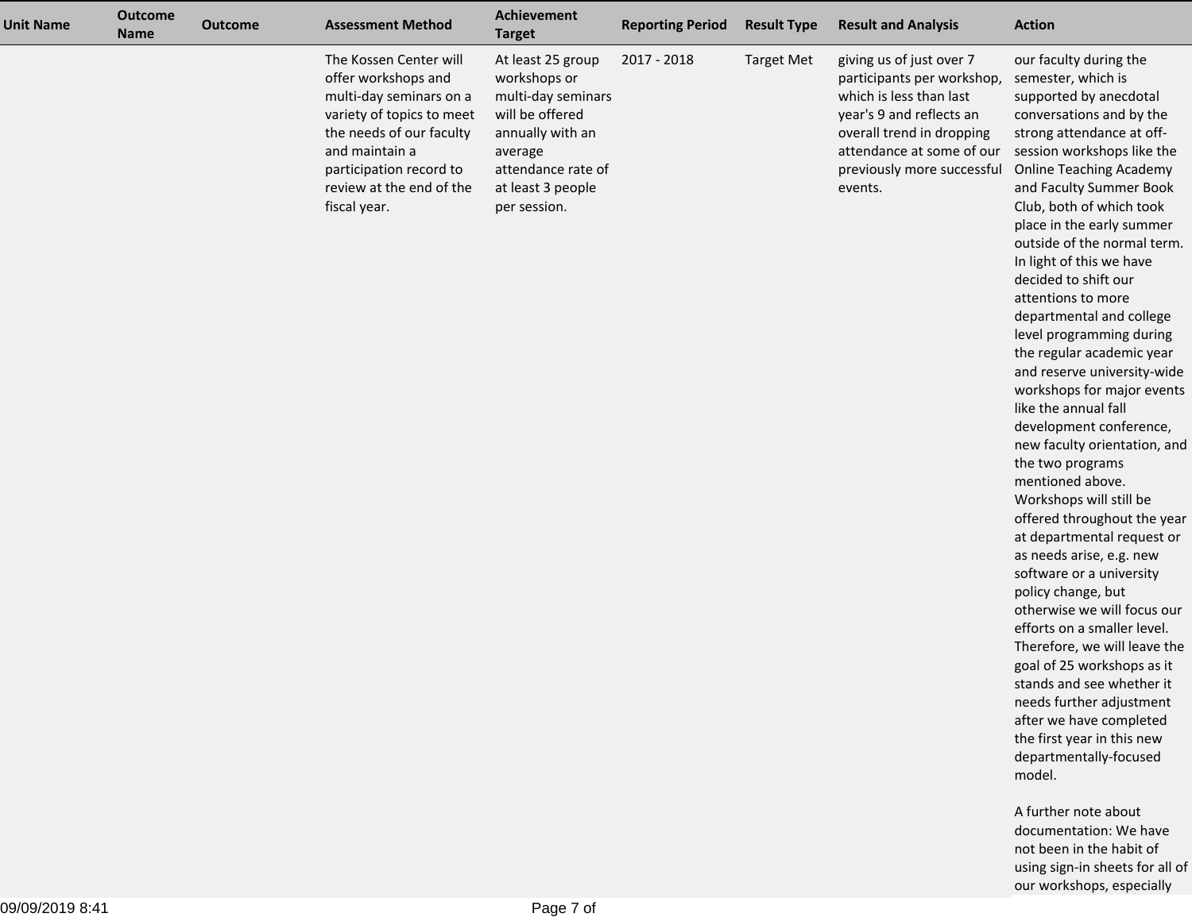| Unit Name | Outcome Name | Outcome | Assessment Method | Achievement Target | Reporting Period | Result Type | Result and Analysis | Action |
|---|---|---|---|---|---|---|---|---|
| | | | The Kossen Center will offer workshops and multi-day seminars on a variety of topics to meet the needs of our faculty and maintain a participation record to review at the end of the fiscal year. | At least 25 group workshops or multi-day seminars will be offered annually with an average attendance rate of at least 3 people per session. | 2017 - 2018 | Target Met | giving us of just over 7 participants per workshop, which is less than last year's 9 and reflects an overall trend in dropping attendance at some of our previously more successful events. | our faculty during the semester, which is supported by anecdotal conversations and by the strong attendance at off-session workshops like the Online Teaching Academy and Faculty Summer Book Club, both of which took place in the early summer outside of the normal term. In light of this we have decided to shift our attentions to more departmental and college level programming during the regular academic year and reserve university-wide workshops for major events like the annual fall development conference, new faculty orientation, and the two programs mentioned above. Workshops will still be offered throughout the year at departmental request or as needs arise, e.g. new software or a university policy change, but otherwise we will focus our efforts on a smaller level. Therefore, we will leave the goal of 25 workshops as it stands and see whether it needs further adjustment after we have completed the first year in this new departmentally-focused model.<br><br>A further note about documentation: We have not been in the habit of using sign-in sheets for all of our workshops, especially |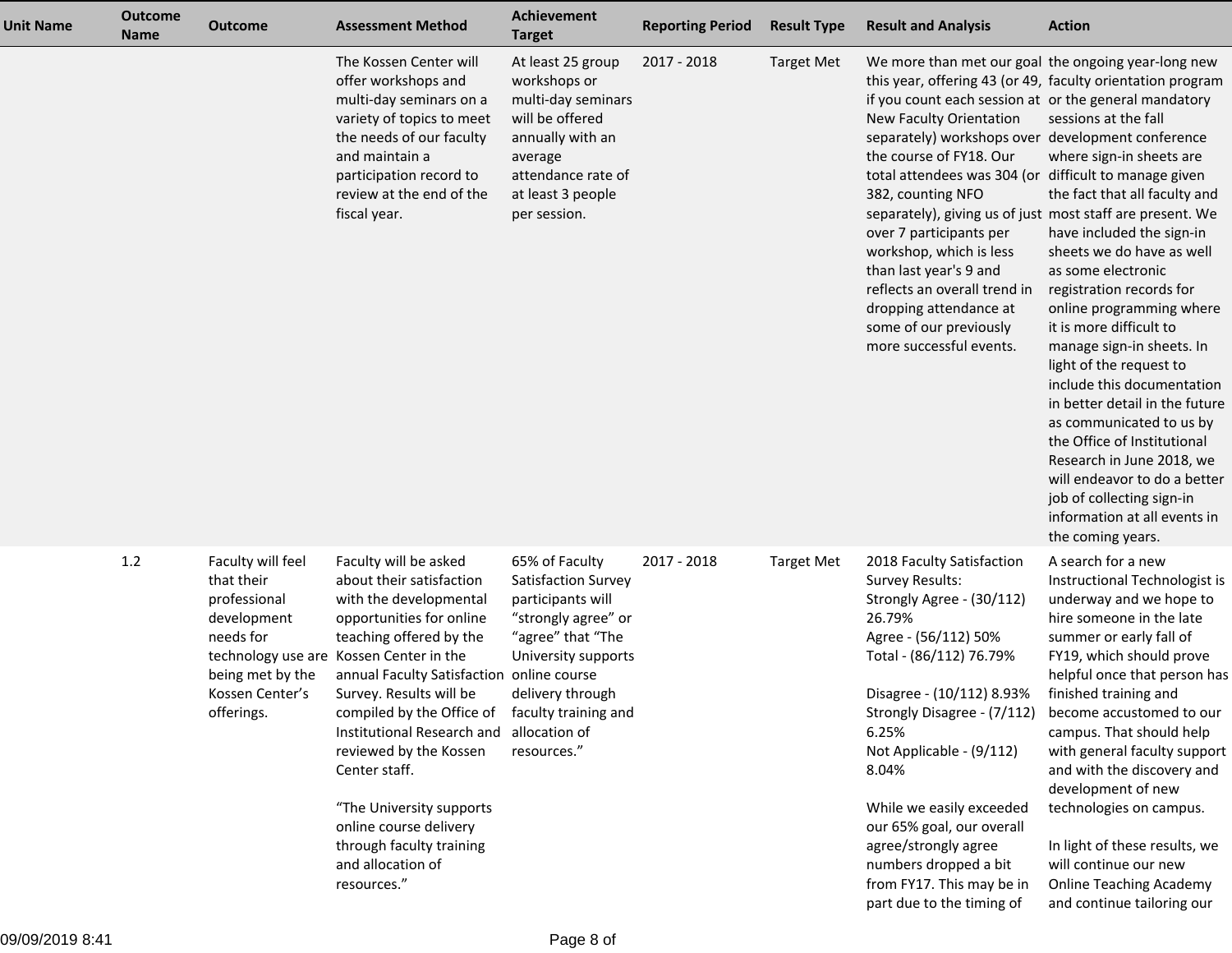| Unit Name | Outcome Name | Outcome | Assessment Method | Achievement Target | Reporting Period | Result Type | Result and Analysis | Action |
|---|---|---|---|---|---|---|---|---|
| | | | The Kossen Center will offer workshops and multi-day seminars on a variety of topics to meet the needs of our faculty and maintain a participation record to review at the end of the fiscal year. | At least 25 group workshops or multi-day seminars will be offered annually with an average attendance rate of at least 3 people per session. | 2017 - 2018 | Target Met | We more than met our goal this year, offering 43 (or 49, if you count each session at New Faculty Orientation separately) workshops over the course of FY18. Our total attendees was 304 (or 382, counting NFO separately), giving us of just over 7 participants per workshop, which is less than last year's 9 and reflects an overall trend in dropping attendance at some of our previously more successful events. | the ongoing year-long new faculty orientation program or the general mandatory sessions at the fall development conference where sign-in sheets are difficult to manage given the fact that all faculty and most staff are present. We have included the sign-in sheets we do have as well as some electronic registration records for online programming where it is more difficult to manage sign-in sheets. In light of the request to include this documentation in better detail in the future as communicated to us by the Office of Institutional Research in June 2018, we will endeavor to do a better job of collecting sign-in information at all events in the coming years. |
| | 1.2 | Faculty will feel that their professional development needs for technology use are being met by the Kossen Center's offerings. | Faculty will be asked about their satisfaction with the developmental opportunities for online teaching offered by the Kossen Center in the annual Faculty Satisfaction Survey. Results will be compiled by the Office of Institutional Research and reviewed by the Kossen Center staff.<br><br>"The University supports online course delivery through faculty training and allocation of resources." | 65% of Faculty Satisfaction Survey participants will "strongly agree" or "agree" that "The University supports online course delivery through faculty training and allocation of resources." | 2017 - 2018 | Target Met | 2018 Faculty Satisfaction Survey Results:<br>Strongly Agree - (30/112) 26.79%<br>Agree - (56/112) 50%<br>Total - (86/112) 76.79%<br><br>Disagree - (10/112) 8.93%<br>Strongly Disagree - (7/112) 6.25%<br>Not Applicable - (9/112) 8.04%<br><br>While we easily exceeded our 65% goal, our overall agree/strongly agree numbers dropped a bit from FY17. This may be in part due to the timing of | A search for a new Instructional Technologist is underway and we hope to hire someone in the late summer or early fall of FY19, which should prove helpful once that person has finished training and become accustomed to our campus. That should help with general faculty support and with the discovery and development of new technologies on campus.<br><br>In light of these results, we will continue our new Online Teaching Academy and continue tailoring our |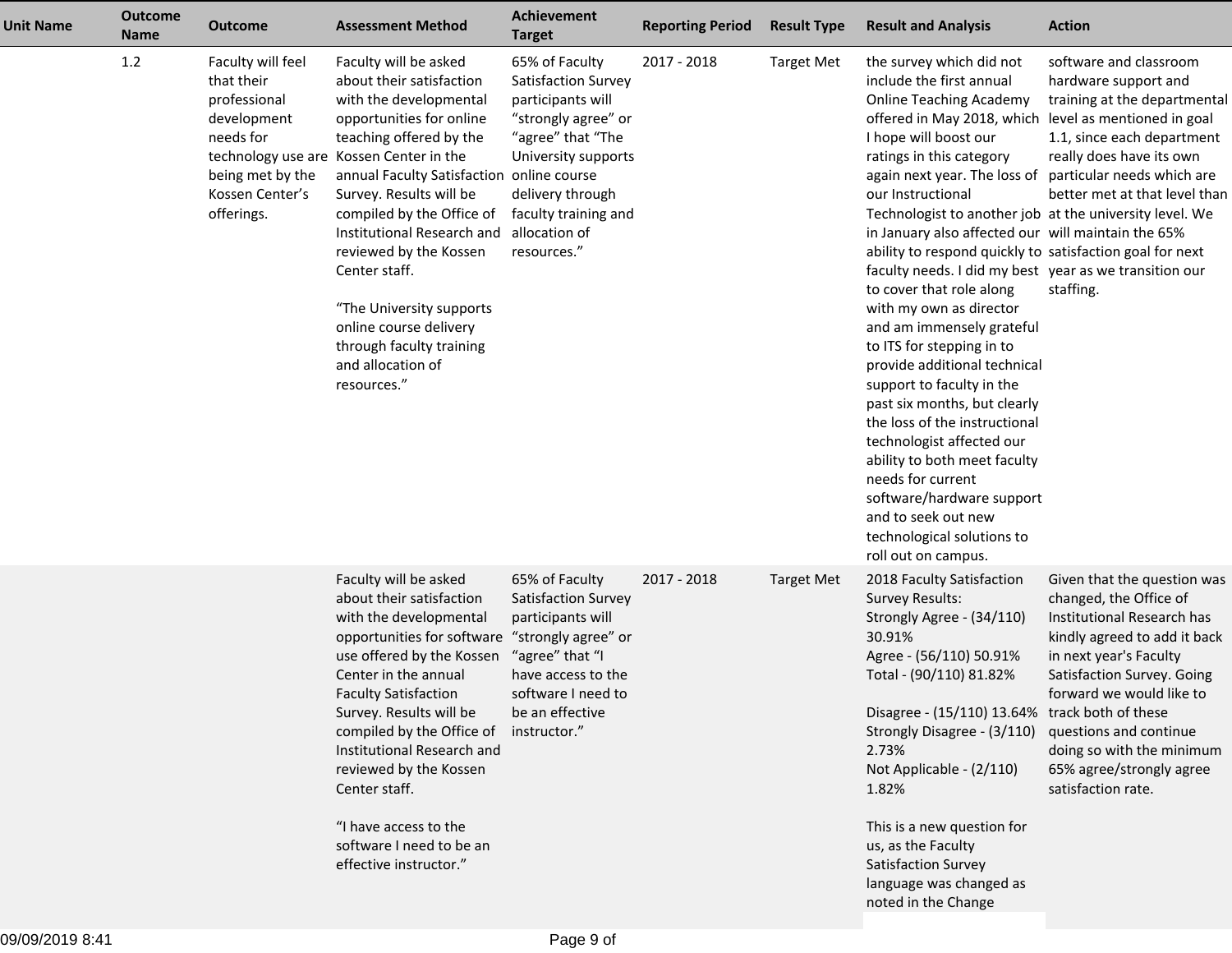| Unit Name | Outcome Name | Outcome | Assessment Method | Achievement Target | Reporting Period | Result Type | Result and Analysis | Action |
|---|---|---|---|---|---|---|---|---|
| | 1.2 | Faculty will feel that their professional development needs for technology use are being met by the Kossen Center's offerings. | Faculty will be asked about their satisfaction with the developmental opportunities for online teaching offered by the Kossen Center in the annual Faculty Satisfaction Survey. Results will be compiled by the Office of Institutional Research and reviewed by the Kossen Center staff.<br><br>"The University supports online course delivery through faculty training and allocation of resources." | 65% of Faculty Satisfaction Survey participants will "strongly agree" or "agree" that "The University supports online course delivery through faculty training and allocation of resources." | 2017 - 2018 | Target Met | the survey which did not include the first annual Online Teaching Academy offered in May 2018, which I hope will boost our ratings in this category again next year. The loss of our Instructional Technologist to another job in January also affected our ability to respond quickly to faculty needs. I did my best to cover that role along with my own as director and am immensely grateful to ITS for stepping in to provide additional technical support to faculty in the past six months, but clearly the loss of the instructional technologist affected our ability to both meet faculty needs for current software/hardware support and to seek out new technological solutions to roll out on campus. | software and classroom hardware support and training at the departmental level as mentioned in goal 1.1, since each department really does have its own particular needs which are better met at that level than at the university level. We will maintain the 65% satisfaction goal for next year as we transition our staffing. |
| | | | Faculty will be asked about their satisfaction with the developmental opportunities for software use offered by the Kossen Center in the annual Faculty Satisfaction Survey. Results will be compiled by the Office of Institutional Research and reviewed by the Kossen Center staff.<br><br>"I have access to the software I need to be an effective instructor." | 65% of Faculty Satisfaction Survey participants will "strongly agree" or "agree" that "I have access to the software I need to be an effective instructor." | 2017 - 2018 | Target Met | 2018 Faculty Satisfaction Survey Results:<br>Strongly Agree - (34/110) 30.91%<br>Agree - (56/110) 50.91%<br>Total - (90/110) 81.82%<br><br>Disagree - (15/110) 13.64%<br>Strongly Disagree - (3/110) 2.73%<br>Not Applicable - (2/110) 1.82%<br><br>This is a new question for us, as the Faculty Satisfaction Survey language was changed as noted in the Change | Given that the question was changed, the Office of Institutional Research has kindly agreed to add it back in next year's Faculty Satisfaction Survey. Going forward we would like to track both of these questions and continue doing so with the minimum 65% agree/strongly agree satisfaction rate. |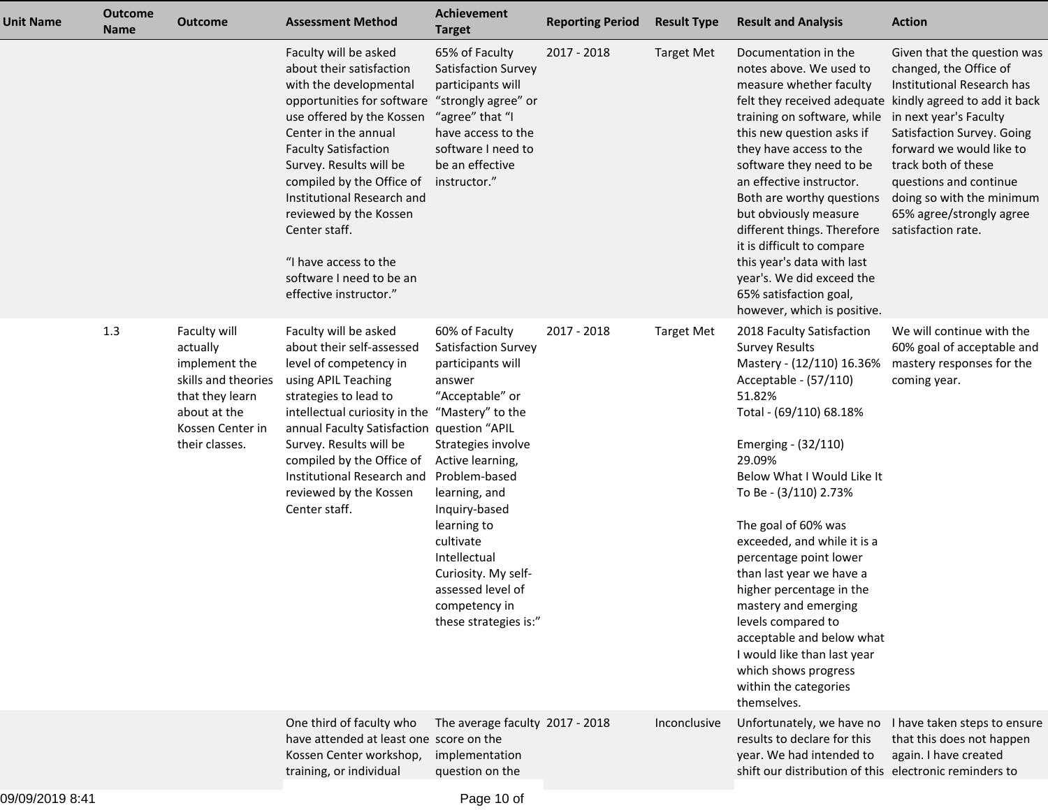| Unit Name | Outcome Name | Outcome | Assessment Method | Achievement Target | Reporting Period | Result Type | Result and Analysis | Action |
|---|---|---|---|---|---|---|---|---|
| | | | Faculty will be asked about their satisfaction with the developmental opportunities for software use offered by the Kossen Center in the annual Faculty Satisfaction Survey. Results will be compiled by the Office of Institutional Research and reviewed by the Kossen Center staff.<br><br>"I have access to the software I need to be an effective instructor." | 65% of Faculty Satisfaction Survey participants will "strongly agree" or "agree" that "I have access to the software I need to be an effective instructor." | 2017 - 2018 | Target Met | Documentation in the notes above. We used to measure whether faculty felt they received adequate training on software, while this new question asks if they have access to the software they need to be an effective instructor. Both are worthy questions but obviously measure different things. Therefore it is difficult to compare this year's data with last year's. We did exceed the 65% satisfaction goal, however, which is positive. | Given that the question was changed, the Office of Institutional Research has kindly agreed to add it back in next year's Faculty Satisfaction Survey. Going forward we would like to track both of these questions and continue doing so with the minimum 65% agree/strongly agree satisfaction rate. |
| | 1.3 | Faculty will actually implement the skills and theories that they learn about at the Kossen Center in their classes. | Faculty will be asked about their self-assessed level of competency in using APIL Teaching strategies to lead to intellectual curiosity in the annual Faculty Satisfaction Survey. Results will be compiled by the Office of Institutional Research and reviewed by the Kossen Center staff. | 60% of Faculty Satisfaction Survey participants will answer "Acceptable" or "Mastery" to the question "APIL Strategies involve Active learning, Problem-based learning, and Inquiry-based learning to cultivate Intellectual Curiosity. My self-assessed level of competency in these strategies is:" | 2017 - 2018 | Target Met | 2018 Faculty Satisfaction Survey Results<br>Mastery - (12/110) 16.36%<br>Acceptable - (57/110) 51.82%<br>Total - (69/110) 68.18%<br><br>Emerging - (32/110) 29.09%<br>Below What I Would Like It To Be - (3/110) 2.73%<br><br>The goal of 60% was exceeded, and while it is a percentage point lower than last year we have a higher percentage in the mastery and emerging levels compared to acceptable and below what I would like than last year which shows progress within the categories themselves. | We will continue with the 60% goal of acceptable and mastery responses for the coming year. |
| | | | One third of faculty who have attended at least one Kossen Center workshop, training, or individual | The average faculty score on the implementation question on the | 2017 - 2018 | Inconclusive | Unfortunately, we have no results to declare for this year. We had intended to shift our distribution of this | I have taken steps to ensure that this does not happen again. I have created electronic reminders to |

09/09/2019 8:41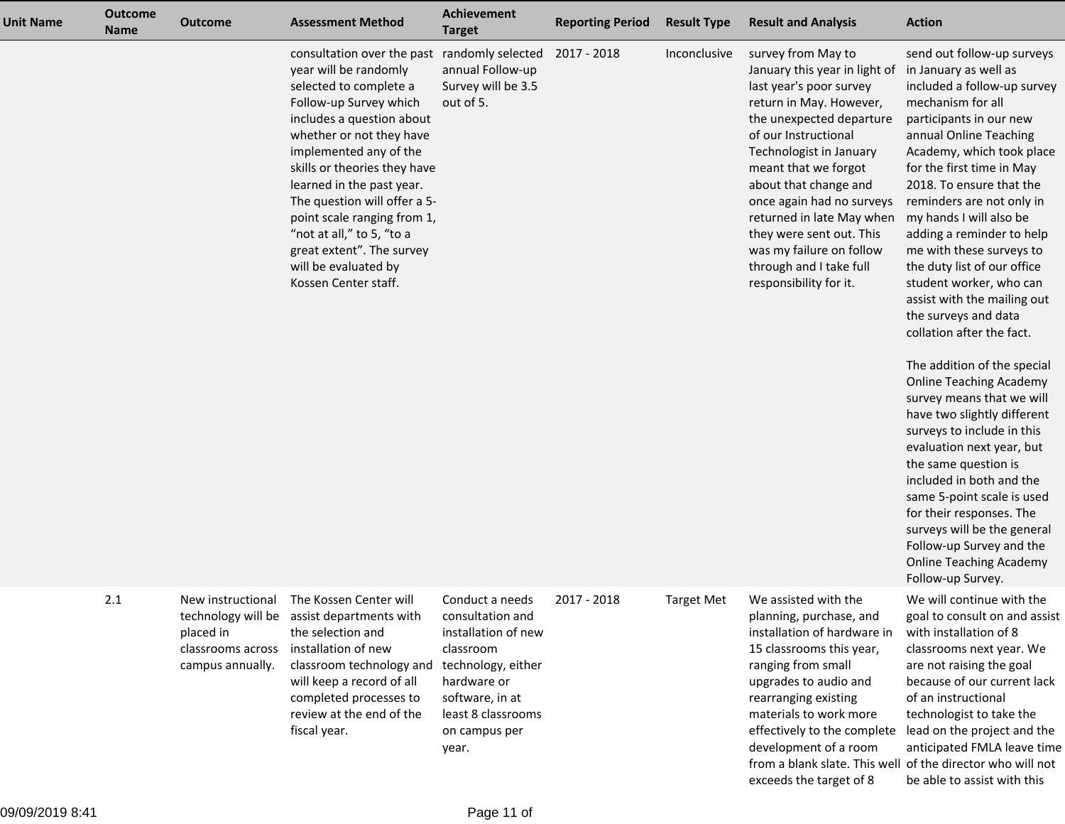| Unit Name | Outcome Name | Outcome | Assessment Method | Achievement Target | Reporting Period | Result Type | Result and Analysis | Action |
|---|---|---|---|---|---|---|---|---|
| | | | consultation over the past year will be randomly selected to complete a Follow-up Survey which includes a question about whether or not they have implemented any of the skills or theories they have learned in the past year. The question will offer a 5-point scale ranging from 1, “not at all,” to 5, “to a great extent”. The survey will be evaluated by Kossen Center staff. | randomly selected annual Follow-up Survey will be 3.5 out of 5. | 2017 - 2018 | Inconclusive | survey from May to January this year in light of last year's poor survey return in May. However, the unexpected departure of our Instructional Technologist in January meant that we forgot about that change and once again had no surveys returned in late May when they were sent out. This was my failure on follow through and I take full responsibility for it. | send out follow-up surveys in January as well as included a follow-up survey mechanism for all participants in our new annual Online Teaching Academy, which took place for the first time in May 2018. To ensure that the reminders are not only in my hands I will also be adding a reminder to help me with these surveys to the duty list of our office student worker, who can assist with the mailing out the surveys and data collation after the fact.<br><br>The addition of the special Online Teaching Academy survey means that we will have two slightly different surveys to include in this evaluation next year, but the same question is included in both and the same 5-point scale is used for their responses. The surveys will be the general Follow-up Survey and the Online Teaching Academy Follow-up Survey. |
| | 2.1 | New instructional technology will be placed in classrooms across campus annually. | The Kossen Center will assist departments with the selection and installation of new classroom technology and will keep a record of all completed processes to review at the end of the fiscal year. | Conduct a needs consultation and installation of new classroom technology, either hardware or software, in at least 8 classrooms on campus per year. | 2017 - 2018 | Target Met | We assisted with the planning, purchase, and installation of hardware in 15 classrooms this year, ranging from small upgrades to audio and rearranging existing materials to work more effectively to the complete development of a room from a blank slate. This well exceeds the target of 8 | We will continue with the goal to consult on and assist with installation of 8 classrooms next year. We are not raising the goal because of our current lack of an instructional technologist to take the lead on the project and the anticipated FMLA leave time of the director who will not be able to assist with this |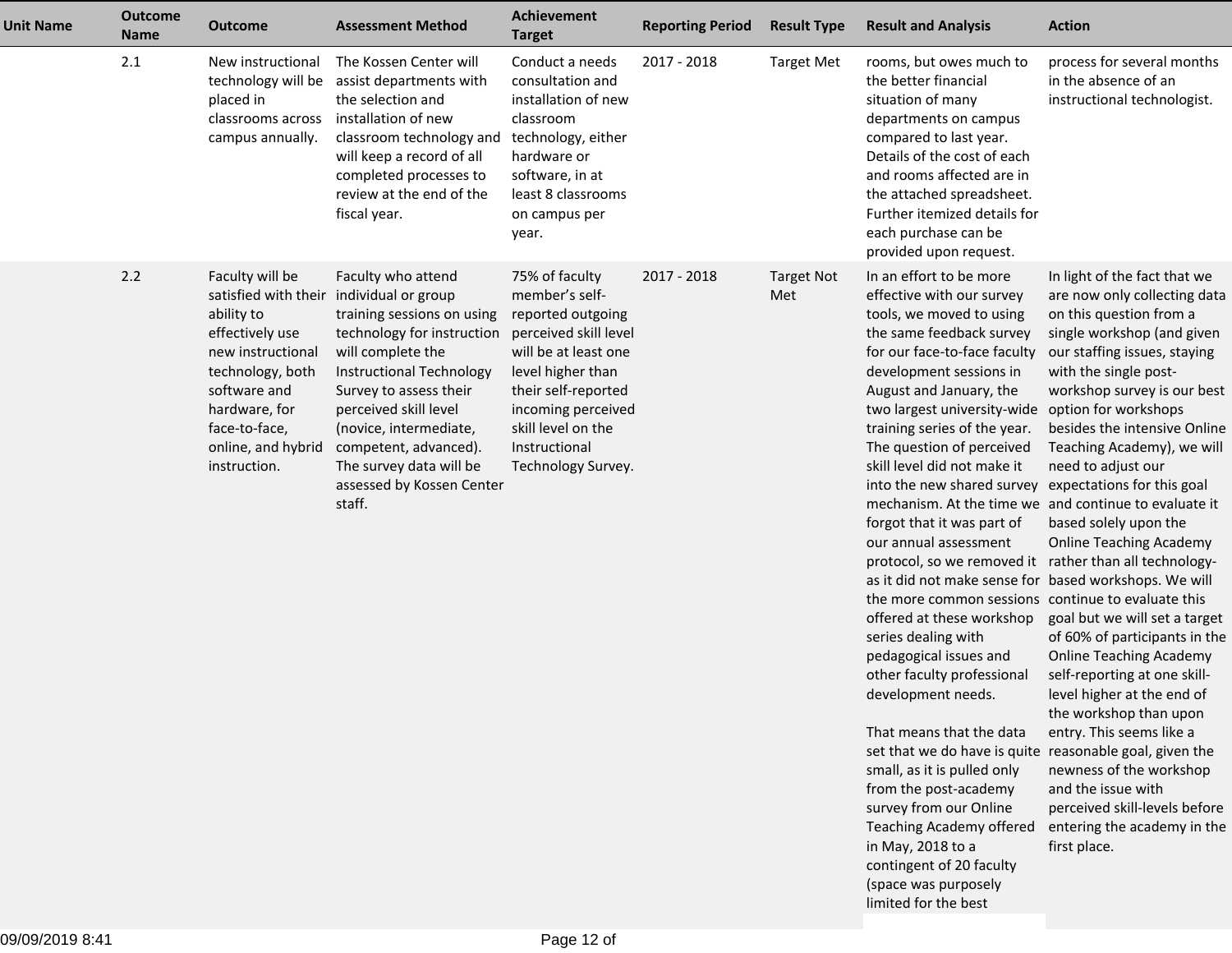| Unit Name | Outcome Name | Outcome | Assessment Method | Achievement Target | Reporting Period | Result Type | Result and Analysis | Action |
|---|---|---|---|---|---|---|---|---|
| | 2.1 | New instructional technology will be placed in classrooms across campus annually. | The Kossen Center will assist departments with the selection and installation of new classroom technology and will keep a record of all completed processes to review at the end of the fiscal year. | Conduct a needs consultation and installation of new classroom technology, either hardware or software, in at least 8 classrooms on campus per year. | 2017 - 2018 | Target Met | rooms, but owes much to the better financial situation of many departments on campus compared to last year. Details of the cost of each and rooms affected are in the attached spreadsheet. Further itemized details for each purchase can be provided upon request. | process for several months in the absence of an instructional technologist. |
| | 2.2 | Faculty will be satisfied with their ability to effectively use new instructional technology, both software and hardware, for face-to-face, online, and hybrid instruction. | Faculty who attend individual or group training sessions on using technology for instruction will complete the Instructional Technology Survey to assess their perceived skill level (novice, intermediate, competent, advanced). The survey data will be assessed by Kossen Center staff. | 75% of faculty member's self-reported outgoing perceived skill level will be at least one level higher than their self-reported incoming perceived skill level on the Instructional Technology Survey. | 2017 - 2018 | Target Not Met | In an effort to be more effective with our survey tools, we moved to using the same feedback survey for our face-to-face faculty development sessions in August and January, the two largest university-wide training series of the year. The question of perceived skill level did not make it into the new shared survey mechanism. At the time we forgot that it was part of our annual assessment protocol, so we removed it as it did not make sense for the more common sessions offered at these workshop series dealing with pedagogical issues and other faculty professional development needs.<br><br>That means that the data set that we do have is quite small, as it is pulled only from the post-academy survey from our Online Teaching Academy offered in May, 2018 to a contingent of 20 faculty (space was purposely limited for the best | In light of the fact that we are now only collecting data on this question from a single workshop (and given our staffing issues, staying with the single post-workshop survey is our best option for workshops besides the intensive Online Teaching Academy), we will need to adjust our expectations for this goal and continue to evaluate it based solely upon the Online Teaching Academy rather than all technology-based workshops. We will continue to evaluate this goal but we will set a target of 60% of participants in the Online Teaching Academy self-reporting at one skill-level higher at the end of the workshop than upon entry. This seems like a reasonable goal, given the newness of the workshop and the issue with perceived skill-levels before entering the academy in the first place. |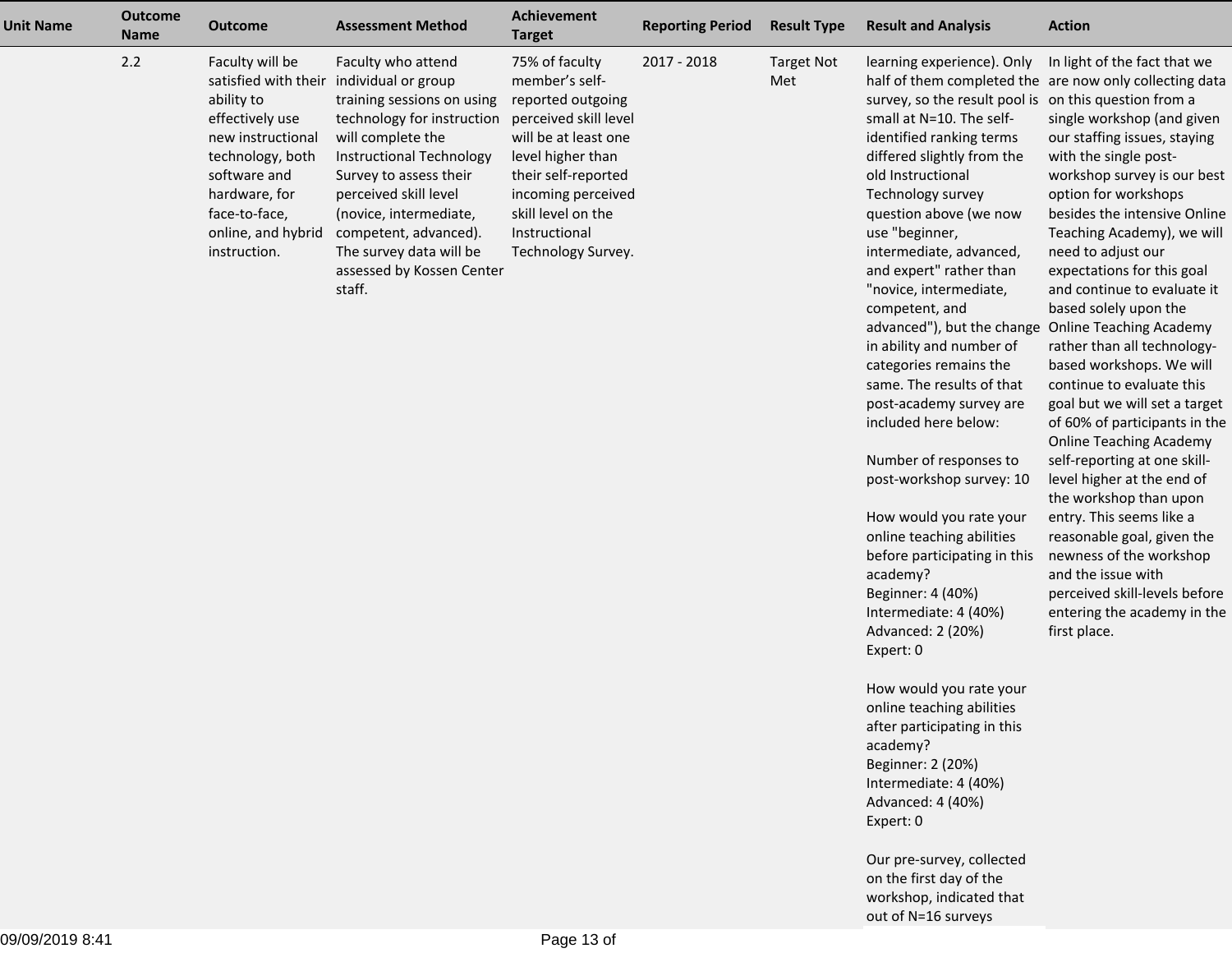| Unit Name | Outcome Name | Outcome | Assessment Method | Achievement Target | Reporting Period | Result Type | Result and Analysis | Action |
|---|---|---|---|---|---|---|---|---|
| | 2.2 | Faculty will be satisfied with their ability to effectively use new instructional technology, both software and hardware, for face-to-face, online, and hybrid instruction. | Faculty who attend individual or group training sessions on using technology for instruction will complete the Instructional Technology Survey to assess their perceived skill level (novice, intermediate, competent, advanced). The survey data will be assessed by Kossen Center staff. | 75% of faculty member's self-reported outgoing perceived skill level will be at least one level higher than their self-reported incoming perceived skill level on the Instructional Technology Survey. | 2017 - 2018 | Target Not Met | learning experience). Only half of them completed the survey, so the result pool is small at N=10. The self-identified ranking terms differed slightly from the old Instructional Technology survey question above (we now use "beginner, intermediate, advanced, and expert" rather than "novice, intermediate, competent, and advanced"), but the change in ability and number of categories remains the same. The results of that post-academy survey are included here below:<br><br>Number of responses to post-workshop survey: 10<br><br>How would you rate your online teaching abilities before participating in this academy?<br>Beginner: 4 (40%)<br>Intermediate: 4 (40%)<br>Advanced: 2 (20%)<br>Expert: 0<br><br>How would you rate your online teaching abilities after participating in this academy?<br>Beginner: 2 (20%)<br>Intermediate: 4 (40%)<br>Advanced: 4 (40%)<br>Expert: 0<br><br>Our pre-survey, collected on the first day of the workshop, indicated that out of N=16 surveys | In light of the fact that we are now only collecting data on this question from a single workshop (and given our staffing issues, staying with the single post-workshop survey is our best option for workshops besides the intensive Online Teaching Academy), we will need to adjust our expectations for this goal and continue to evaluate it based solely upon the Online Teaching Academy rather than all technology-based workshops. We will continue to evaluate this goal but we will set a target of 60% of participants in the Online Teaching Academy self-reporting at one skill-level higher at the end of the workshop than upon entry. This seems like a reasonable goal, given the newness of the workshop and the issue with perceived skill-levels before entering the academy in the first place. |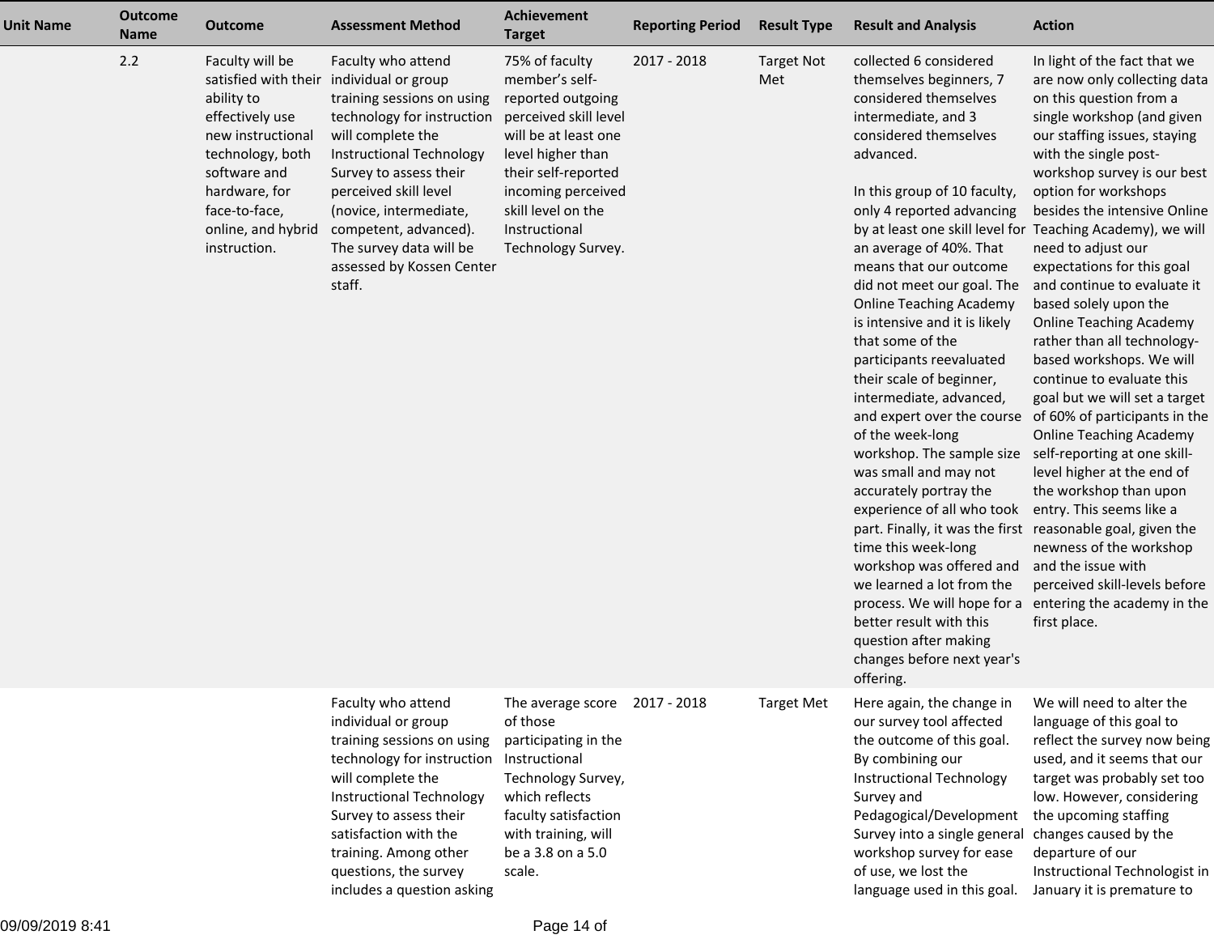| Unit Name | Outcome Name | Outcome | Assessment Method | Achievement Target | Reporting Period | Result Type | Result and Analysis | Action |
|---|---|---|---|---|---|---|---|---|
| | 2.2 | Faculty will be satisfied with their ability to effectively use new instructional technology, both software and hardware, for face-to-face, online, and hybrid instruction. | Faculty who attend individual or group training sessions on using technology for instruction will complete the Instructional Technology Survey to assess their perceived skill level (novice, intermediate, competent, advanced). The survey data will be assessed by Kossen Center staff. | 75% of faculty member's self-reported outgoing perceived skill level will be at least one level higher than their self-reported incoming perceived skill level on the Instructional Technology Survey. | 2017 - 2018 | Target Not Met | collected 6 considered themselves beginners, 7 considered themselves intermediate, and 3 considered themselves advanced.<br><br>In this group of 10 faculty, only 4 reported advancing by at least one skill level for an average of 40%. That means that our outcome did not meet our goal. The Online Teaching Academy is intensive and it is likely that some of the participants reevaluated their scale of beginner, intermediate, advanced, and expert over the course of the week-long workshop. The sample size was small and may not accurately portray the experience of all who took part. Finally, it was the first time this week-long workshop was offered and we learned a lot from the process. We will hope for a better result with this question after making changes before next year's offering. | In light of the fact that we are now only collecting data on this question from a single workshop (and given our staffing issues, staying with the single post-workshop survey is our best option for workshops besides the intensive Online Teaching Academy), we will need to adjust our expectations for this goal and continue to evaluate it based solely upon the Online Teaching Academy rather than all technology-based workshops. We will continue to evaluate this goal but we will set a target of 60% of participants in the Online Teaching Academy self-reporting at one skill-level higher at the end of the workshop than upon entry. This seems like a reasonable goal, given the newness of the workshop and the issue with perceived skill-levels before entering the academy in the first place. |
| | | | Faculty who attend individual or group training sessions on using technology for instruction will complete the Instructional Technology Survey to assess their satisfaction with the training. Among other questions, the survey includes a question asking | The average score of those participating in the Instructional Technology Survey, which reflects faculty satisfaction with training, will be a 3.8 on a 5.0 scale. | 2017 - 2018 | Target Met | Here again, the change in our survey tool affected the outcome of this goal. By combining our Instructional Technology Survey and Pedagogical/Development Survey into a single general workshop survey for ease of use, we lost the language used in this goal. | We will need to alter the language of this goal to reflect the survey now being used, and it seems that our target was probably set too low. However, considering the upcoming staffing changes caused by the departure of our Instructional Technologist in January it is premature to |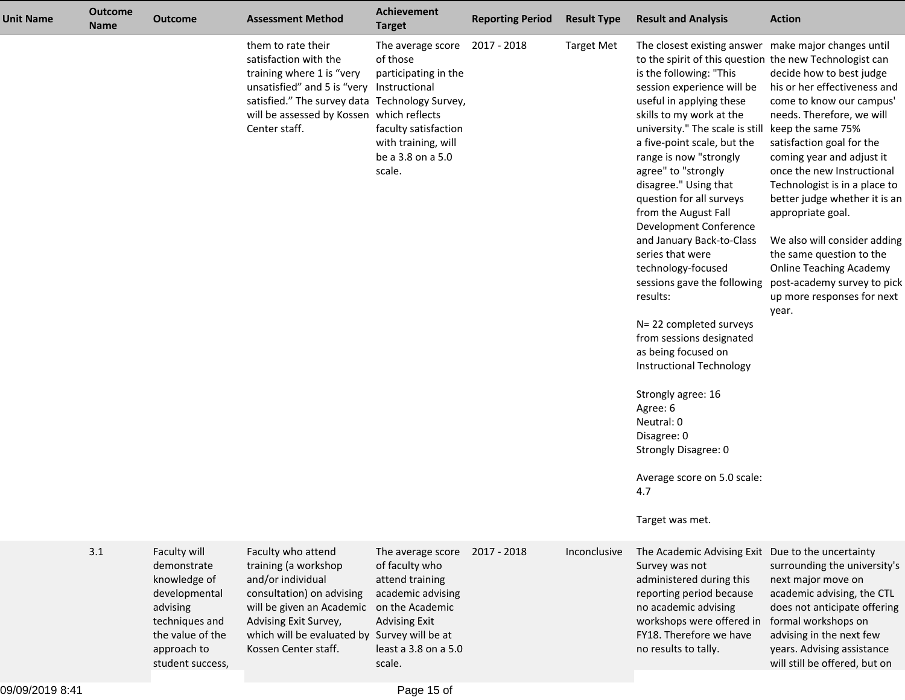| Unit Name | Outcome Name | Outcome | Assessment Method | Achievement Target | Reporting Period | Result Type | Result and Analysis | Action |
|---|---|---|---|---|---|---|---|---|
| | | | them to rate their satisfaction with the training where 1 is "very unsatisfied" and 5 is "very satisfied." The survey data will be assessed by Kossen Center staff. | The average score of those participating in the Instructional Technology Survey, which reflects faculty satisfaction with training, will be a 3.8 on a 5.0 scale. | 2017 - 2018 | Target Met | The closest existing answer to the spirit of this question is the following: "This session experience will be useful in applying these skills to my work at the university." The scale is still a five-point scale, but the range is now "strongly agree" to "strongly disagree." Using that question for all surveys from the August Fall Development Conference and January Back-to-Class series that were technology-focused sessions gave the following results:<br><br>N= 22 completed surveys from sessions designated as being focused on Instructional Technology<br><br>Strongly agree: 16<br>Agree: 6<br>Neutral: 0<br>Disagree: 0<br>Strongly Disagree: 0<br><br>Average score on 5.0 scale: 4.7<br><br>Target was met. | make major changes until the new Technologist can decide how to best judge his or her effectiveness and come to know our campus' needs. Therefore, we will keep the same 75% satisfaction goal for the coming year and adjust it once the new Instructional Technologist is in a place to better judge whether it is an appropriate goal.<br><br>We also will consider adding the same question to the Online Teaching Academy post-academy survey to pick up more responses for next year. |
| | 3.1 | Faculty will demonstrate knowledge of developmental advising techniques and the value of the approach to student success, | Faculty who attend training (a workshop and/or individual consultation) on advising will be given an Academic Advising Exit Survey, which will be evaluated by Kossen Center staff. | The average score of faculty who attend training academic advising on the Academic Advising Exit Survey will be at least a 3.8 on a 5.0 scale. | 2017 - 2018 | Inconclusive | The Academic Advising Exit Survey was not administered during this reporting period because no academic advising workshops were offered in FY18. Therefore we have no results to tally. | Due to the uncertainty surrounding the university's next major move on academic advising, the CTL does not anticipate offering formal workshops on advising in the next few years. Advising assistance will still be offered, but on |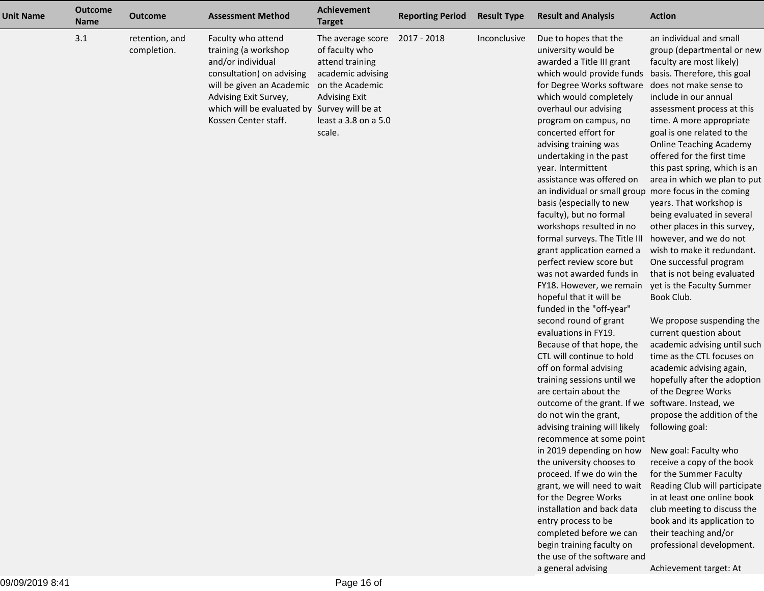| Unit Name | Outcome Name | Outcome | Assessment Method | Achievement Target | Reporting Period | Result Type | Result and Analysis | Action |
|---|---|---|---|---|---|---|---|---|
| | 3.1 | retention, and completion. | Faculty who attend training (a workshop and/or individual consultation) on advising will be given an Academic Advising Exit Survey, which will be evaluated by Kossen Center staff. | The average score of faculty who attend training academic advising on the Academic Advising Exit Survey will be at least a 3.8 on a 5.0 scale. | 2017 - 2018 | Inconclusive | Due to hopes that the university would be awarded a Title III grant which would provide funds for Degree Works software which would completely overhaul our advising program on campus, no concerted effort for advising training was undertaking in the past year. Intermittent assistance was offered on an individual or small group basis (especially to new faculty), but no formal workshops resulted in no formal surveys. The Title III grant application earned a perfect review score but was not awarded funds in FY18. However, we remain hopeful that it will be funded in the "off-year" second round of grant evaluations in FY19. Because of that hope, the CTL will continue to hold off on formal advising training sessions until we are certain about the outcome of the grant. If we do not win the grant, advising training will likely recommence at some point in 2019 depending on how the university chooses to proceed. If we do win the grant, we will need to wait for the Degree Works installation and back data entry process to be completed before we can begin training faculty on the use of the software and a general advising | an individual and small group (departmental or new faculty are most likely) basis. Therefore, this goal does not make sense to include in our annual assessment process at this time. A more appropriate goal is one related to the Online Teaching Academy offered for the first time this past spring, which is an area in which we plan to put more focus in the coming years. That workshop is being evaluated in several other places in this survey, however, and we do not wish to make it redundant. One successful program that is not being evaluated yet is the Faculty Summer Book Club.<br><br>We propose suspending the current question about academic advising until such time as the CTL focuses on academic advising again, hopefully after the adoption of the Degree Works software. Instead, we propose the addition of the following goal:<br><br>New goal: Faculty who receive a copy of the book for the Summer Faculty Reading Club will participate in at least one online book club meeting to discuss the book and its application to their teaching and/or professional development.<br><br>Achievement target: At |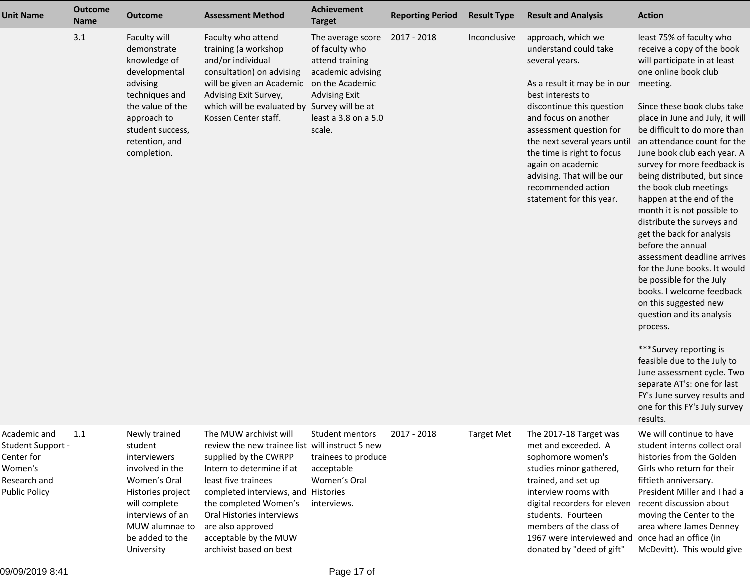| Unit Name | Outcome Name | Outcome | Assessment Method | Achievement Target | Reporting Period | Result Type | Result and Analysis | Action |
|---|---|---|---|---|---|---|---|---|
| | 3.1 | Faculty will demonstrate knowledge of developmental advising techniques and the value of the approach to student success, retention, and completion. | Faculty who attend training (a workshop and/or individual consultation) on advising will be given an Academic Advising Exit Survey, which will be evaluated by Kossen Center staff. | The average score of faculty who attend training academic advising on the Academic Advising Exit Survey will be at least a 3.8 on a 5.0 scale. | 2017 - 2018 | Inconclusive | approach, which we understand could take several years.<br><br>As a result it may be in our best interests to discontinue this question and focus on another assessment question for the next several years until the time is right to focus again on academic advising. That will be our recommended action statement for this year. | least 75% of faculty who receive a copy of the book will participate in at least one online book club meeting.<br><br>Since these book clubs take place in June and July, it will be difficult to do more than an attendance count for the June book club each year. A survey for more feedback is being distributed, but since the book club meetings happen at the end of the month it is not possible to distribute the surveys and get the back for analysis before the annual assessment deadline arrives for the June books. It would be possible for the July books. I welcome feedback on this suggested new question and its analysis process.<br><br>***Survey reporting is feasible due to the July to June assessment cycle. Two separate AT's: one for last FY's June survey results and one for this FY's July survey results. |
| Academic and Student Support - Center for Women's Research and Public Policy | 1.1 | Newly trained student interviewers involved in the Women's Oral Histories project will complete interviews of an MUW alumnae to be added to the University | The MUW archivist will review the new trainee list supplied by the CWRPP Intern to determine if at least five trainees completed interviews, and the completed Women's Oral Histories interviews are also approved acceptable by the MUW archivist based on best | Student mentors will instruct 5 new trainees to produce acceptable Women's Oral Histories interviews. | 2017 - 2018 | Target Met | The 2017-18 Target was met and exceeded. A sophomore women's studies minor gathered, trained, and set up interview rooms with digital recorders for eleven students. Fourteen members of the class of 1967 were interviewed and donated by "deed of gift" | We will continue to have student interns collect oral histories from the Golden Girls who return for their fiftieth anniversary. President Miller and I had a recent discussion about moving the Center to the area where James Denney once had an office (in McDevitt). This would give |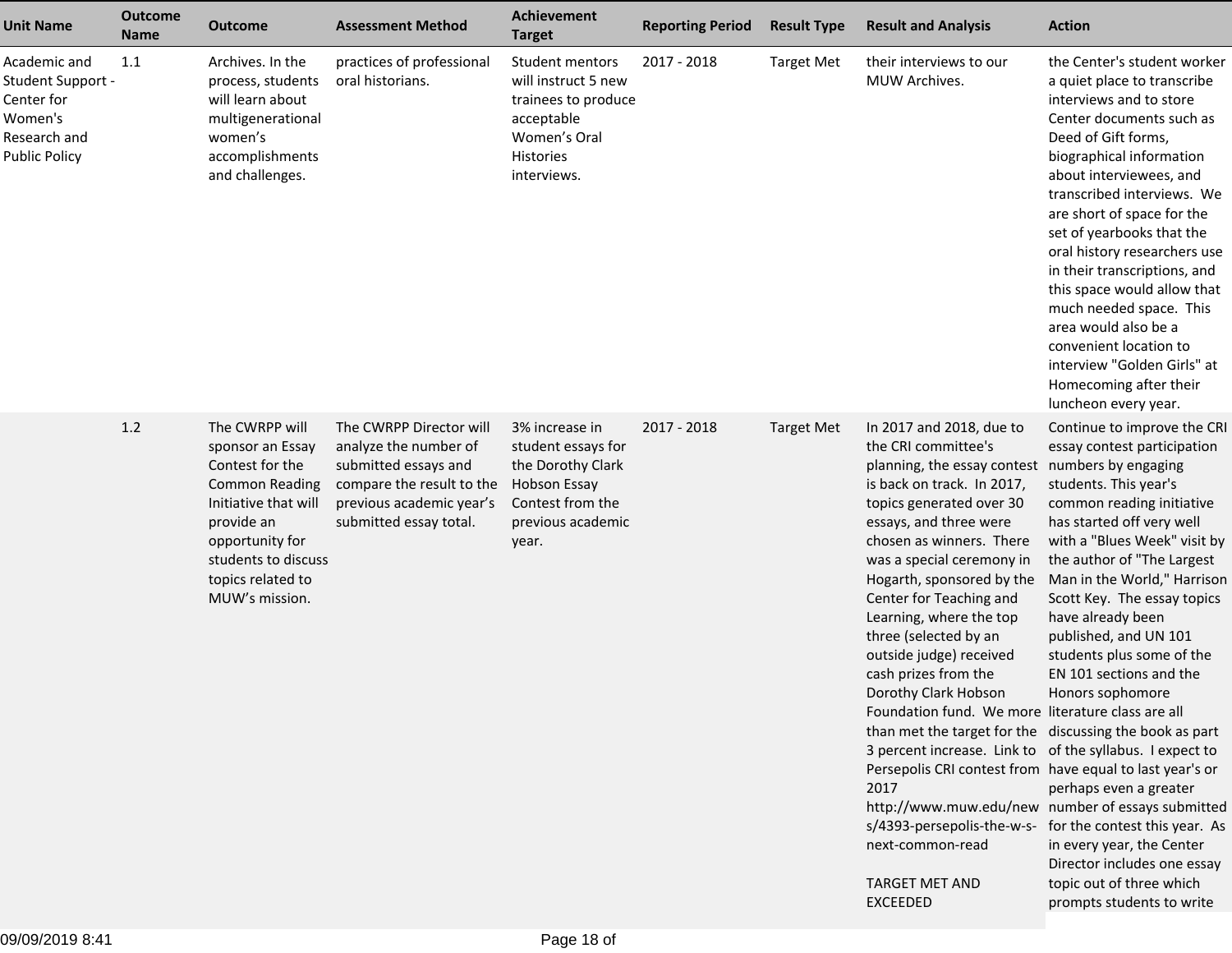| Unit Name | Outcome Name | Outcome | Assessment Method | Achievement Target | Reporting Period | Result Type | Result and Analysis | Action |
|---|---|---|---|---|---|---|---|---|
| Academic and Student Support - Center for Women's Research and Public Policy | 1.1 | Archives. In the process, students will learn about multigenerational women's accomplishments and challenges. | practices of professional oral historians. | Student mentors will instruct 5 new trainees to produce acceptable Women's Oral Histories interviews. | 2017 - 2018 | Target Met | their interviews to our MUW Archives. | the Center's student worker a quiet place to transcribe interviews and to store Center documents such as Deed of Gift forms, biographical information about interviewees, and transcribed interviews. We are short of space for the set of yearbooks that the oral history researchers use in their transcriptions, and this space would allow that much needed space. This area would also be a convenient location to interview "Golden Girls" at Homecoming after their luncheon every year. |
| | 1.2 | The CWRPP will sponsor an Essay Contest for the Common Reading Initiative that will provide an opportunity for students to discuss topics related to MUW's mission. | The CWRPP Director will analyze the number of submitted essays and compare the result to the previous academic year's submitted essay total. | 3% increase in student essays for the Dorothy Clark Hobson Essay Contest from the previous academic year. | 2017 - 2018 | Target Met | In 2017 and 2018, due to the CRI committee's planning, the essay contest is back on track. In 2017, topics generated over 30 essays, and three were chosen as winners. There was a special ceremony in Hogarth, sponsored by the Center for Teaching and Learning, where the top three (selected by an outside judge) received cash prizes from the Dorothy Clark Hobson Foundation fund. We more than met the target for the 3 percent increase. Link to Persepolis CRI contest from 2017 http://www.muw.edu/news/4393-persepolis-the-w-s-next-common-read<br><br>TARGET MET AND EXCEEDED | Continue to improve the CRI essay contest participation numbers by engaging students. This year's common reading initiative has started off very well with a "Blues Week" visit by the author of "The Largest Man in the World," Harrison Scott Key. The essay topics have already been published, and UN 101 students plus some of the EN 101 sections and the Honors sophomore literature class are all discussing the book as part of the syllabus. I expect to have equal to last year's or perhaps even a greater number of essays submitted for the contest this year. As in every year, the Center Director includes one essay topic out of three which prompts students to write |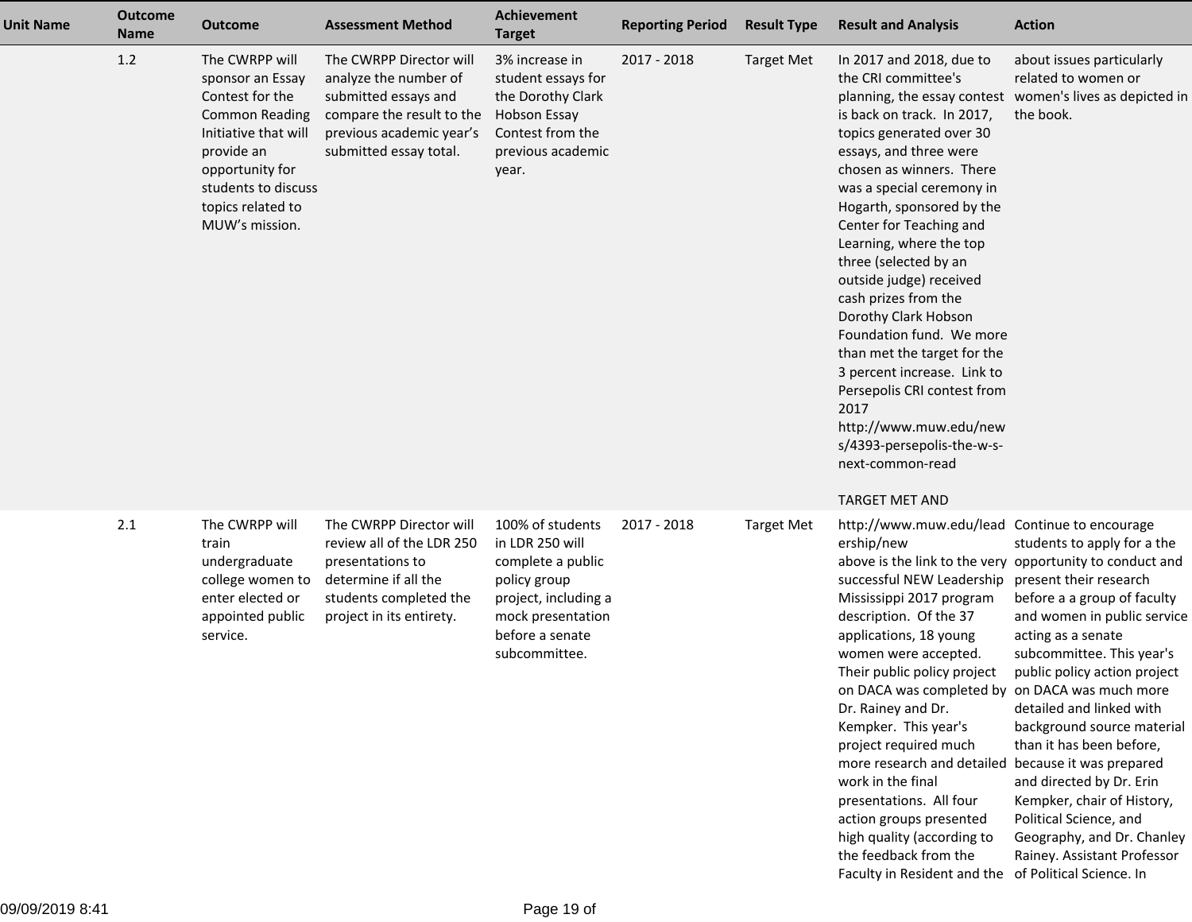| Unit Name | Outcome Name | Outcome | Assessment Method | Achievement Target | Reporting Period | Result Type | Result and Analysis | Action |
|---|---|---|---|---|---|---|---|---|
| | 1.2 | The CWRPP will sponsor an Essay Contest for the Common Reading Initiative that will provide an opportunity for students to discuss topics related to MUW's mission. | The CWRPP Director will analyze the number of submitted essays and compare the result to the previous academic year's submitted essay total. | 3% increase in student essays for the Dorothy Clark Hobson Essay Contest from the previous academic year. | 2017 - 2018 | Target Met | In 2017 and 2018, due to the CRI committee's planning, the essay contest is back on track. In 2017, topics generated over 30 essays, and three were chosen as winners. There was a special ceremony in Hogarth, sponsored by the Center for Teaching and Learning, where the top three (selected by an outside judge) received cash prizes from the Dorothy Clark Hobson Foundation fund. We more than met the target for the 3 percent increase. Link to Persepolis CRI contest from 2017 http://www.muw.edu/news/4393-persepolis-the-w-s-next-common-read<br><br>TARGET MET AND | about issues particularly related to women or women's lives as depicted in the book. |
| | 2.1 | The CWRPP will train undergraduate college women to enter elected or appointed public service. | The CWRPP Director will review all of the LDR 250 presentations to determine if all the students completed the project in its entirety. | 100% of students in LDR 250 will complete a public policy group project, including a mock presentation before a senate subcommittee. | 2017 - 2018 | Target Met | http://www.muw.edu/leadership/new<br>above is the link to the very successful NEW Leadership Mississippi 2017 program description. Of the 37 applications, 18 young women were accepted. Their public policy project on DACA was completed by Dr. Rainey and Dr. Kempker. This year's project required much more research and detailed work in the final presentations. All four action groups presented high quality (according to the feedback from the Faculty in Resident and the | Continue to encourage students to apply for a the opportunity to conduct and present their research before a a group of faculty and women in public service acting as a senate subcommittee. This year's public policy action project on DACA was much more detailed and linked with background source material than it has been before, because it was prepared and directed by Dr. Erin Kempker, chair of History, Political Science, and Geography, and Dr. Chanley Rainey. Assistant Professor of Political Science. In |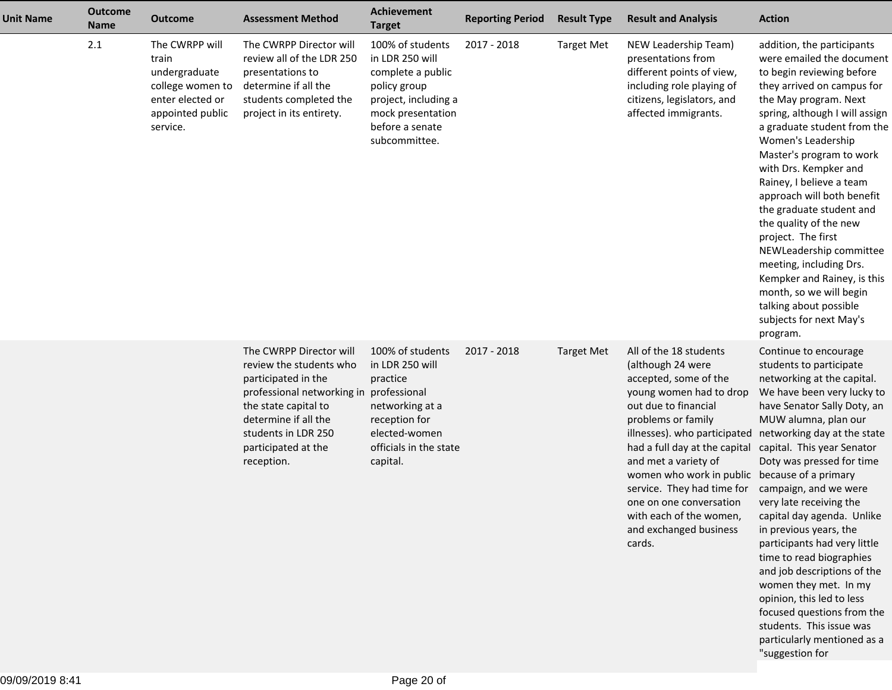| Unit Name | Outcome Name | Outcome | Assessment Method | Achievement Target | Reporting Period | Result Type | Result and Analysis | Action |
|---|---|---|---|---|---|---|---|---|
| | 2.1 | The CWRPP will train undergraduate college women to enter elected or appointed public service. | The CWRPP Director will review all of the LDR 250 presentations to determine if all the students completed the project in its entirety. | 100% of students in LDR 250 will complete a public policy group project, including a mock presentation before a senate subcommittee. | 2017 - 2018 | Target Met | NEW Leadership Team) presentations from different points of view, including role playing of citizens, legislators, and affected immigrants. | addition, the participants were emailed the document to begin reviewing before they arrived on campus for the May program. Next spring, although I will assign a graduate student from the Women's Leadership Master's program to work with Drs. Kempker and Rainey, I believe a team approach will both benefit the graduate student and the quality of the new project. The first NEWLeadership committee meeting, including Drs. Kempker and Rainey, is this month, so we will begin talking about possible subjects for next May's program. |
| | | | The CWRPP Director will review the students who participated in the professional networking in the state capital to determine if all the students in LDR 250 participated at the reception. | 100% of students in LDR 250 will practice professional networking at a reception for elected-women officials in the state capital. | 2017 - 2018 | Target Met | All of the 18 students (although 24 were accepted, some of the young women had to drop out due to financial problems or family illnesses). who participated had a full day at the capital and met a variety of women who work in public service. They had time for one on one conversation with each of the women, and exchanged business cards. | Continue to encourage students to participate networking at the capital. We have been very lucky to have Senator Sally Doty, an MUW alumna, plan our networking day at the state capital. This year Senator Doty was pressed for time because of a primary campaign, and we were very late receiving the capital day agenda. Unlike in previous years, the participants had very little time to read biographies and job descriptions of the women they met. In my opinion, this led to less focused questions from the students. This issue was particularly mentioned as a "suggestion for |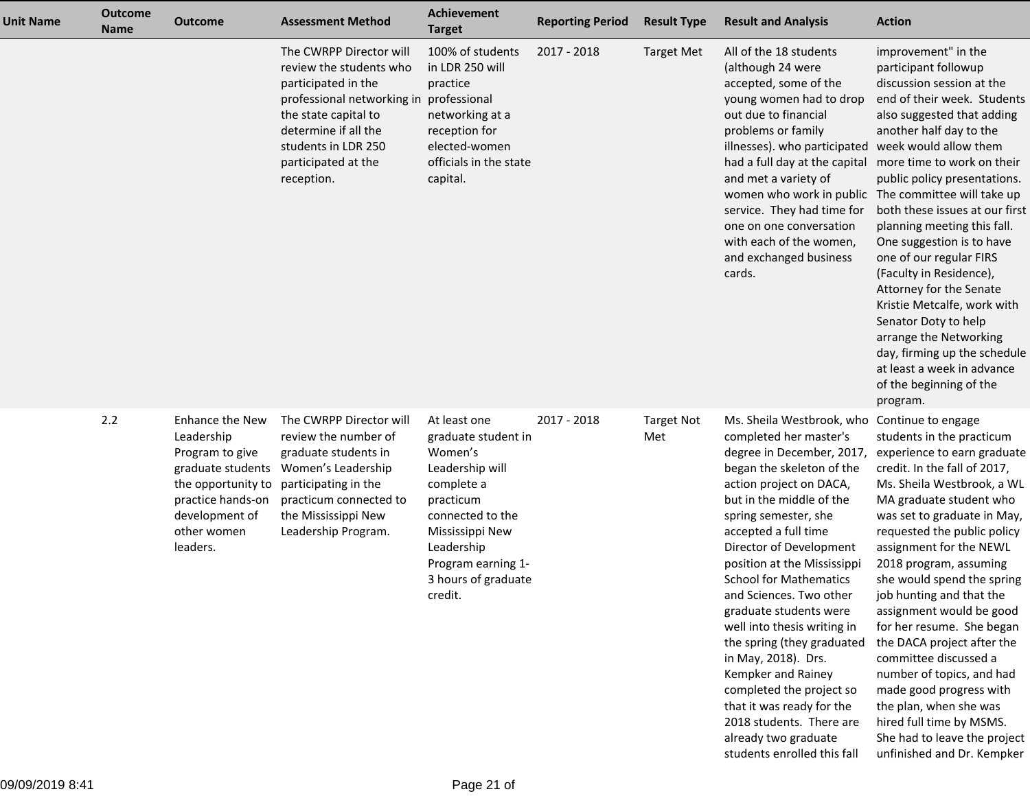| Unit Name | Outcome Name | Outcome | Assessment Method | Achievement Target | Reporting Period | Result Type | Result and Analysis | Action |
|---|---|---|---|---|---|---|---|---|
| | | | The CWRPP Director will review the students who participated in the professional networking in the state capital to determine if all the students in LDR 250 participated at the reception. | 100% of students in LDR 250 will practice professional networking at a reception for elected-women officials in the state capital. | 2017 - 2018 | Target Met | All of the 18 students (although 24 were accepted, some of the young women had to drop out due to financial problems or family illnesses). who participated had a full day at the capital and met a variety of women who work in public service. They had time for one on one conversation with each of the women, and exchanged business cards. | improvement" in the participant followup discussion session at the end of their week. Students also suggested that adding another half day to the week would allow them more time to work on their public policy presentations. The committee will take up both these issues at our first planning meeting this fall. One suggestion is to have one of our regular FIRS (Faculty in Residence), Attorney for the Senate Kristie Metcalfe, work with Senator Doty to help arrange the Networking day, firming up the schedule at least a week in advance of the beginning of the program. |
| | 2.2 | Enhance the New Leadership Program to give graduate students the opportunity to practice hands-on development of other women leaders. | The CWRPP Director will review the number of graduate students in Women's Leadership participating in the practicum connected to the Mississippi New Leadership Program. | At least one graduate student in Women's Leadership will complete a practicum connected to the Mississippi New Leadership Program earning 1-3 hours of graduate credit. | 2017 - 2018 | Target Not Met | Ms. Sheila Westbrook, who completed her master's degree in December, 2017, began the skeleton of the action project on DACA, but in the middle of the spring semester, she accepted a full time Director of Development position at the Mississippi School for Mathematics and Sciences. Two other graduate students were well into thesis writing in the spring (they graduated in May, 2018). Drs. Kempker and Rainey completed the project so that it was ready for the 2018 students. There are already two graduate students enrolled this fall | Continue to engage students in the practicum experience to earn graduate credit. In the fall of 2017, Ms. Sheila Westbrook, a WL MA graduate student who was set to graduate in May, requested the public policy assignment for the NEWL 2018 program, assuming she would spend the spring job hunting and that the assignment would be good for her resume. She began the DACA project after the committee discussed a number of topics, and had made good progress with the plan, when she was hired full time by MSMS. She had to leave the project unfinished and Dr. Kempker |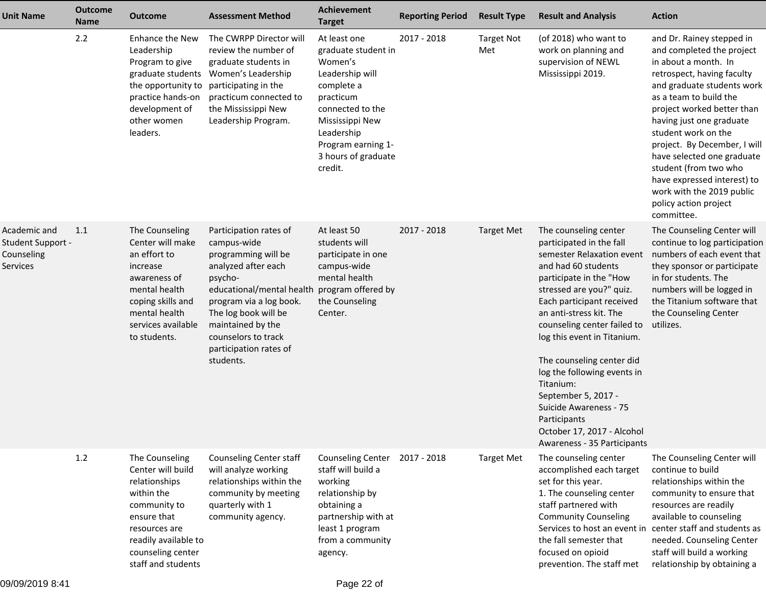| Unit Name | Outcome Name | Outcome | Assessment Method | Achievement Target | Reporting Period | Result Type | Result and Analysis | Action |
|---|---|---|---|---|---|---|---|---|
| | 2.2 | Enhance the New Leadership Program to give graduate students the opportunity to practice hands-on development of other women leaders. | The CWRPP Director will review the number of graduate students in Women's Leadership participating in the practicum connected to the Mississippi New Leadership Program. | At least one graduate student in Women's Leadership will complete a practicum connected to the Mississippi New Leadership Program earning 1-3 hours of graduate credit. | 2017 - 2018 | Target Not Met | (of 2018) who want to work on planning and supervision of NEWL Mississippi 2019. | and Dr. Rainey stepped in and completed the project in about a month. In retrospect, having faculty and graduate students work as a team to build the project worked better than having just one graduate student work on the project. By December, I will have selected one graduate student (from two who have expressed interest) to work with the 2019 public policy action project committee. |
| Academic and Student Support - Counseling Services | 1.1 | The Counseling Center will make an effort to increase awareness of mental health coping skills and mental health services available to students. | Participation rates of campus-wide programming will be analyzed after each psycho-educational/mental health program via a log book. The log book will be maintained by the counselors to track participation rates of students. | At least 50 students will participate in one campus-wide mental health program offered by the Counseling Center. | 2017 - 2018 | Target Met | The counseling center participated in the fall semester Relaxation event and had 60 students participate in the "How stressed are you?" quiz. Each participant received an anti-stress kit. The counseling center failed to log this event in Titanium.<br><br>The counseling center did log the following events in Titanium:<br>September 5, 2017 - Suicide Awareness - 75 Participants<br>October 17, 2017 - Alcohol Awareness - 35 Participants | The Counseling Center will continue to log participation numbers of each event that they sponsor or participate in for students. The numbers will be logged in the Titanium software that the Counseling Center utilizes. |
| | 1.2 | The Counseling Center will build relationships within the community to ensure that resources are readily available to counseling center staff and students | Counseling Center staff will analyze working relationships within the community by meeting quarterly with 1 community agency. | Counseling Center staff will build a working relationship by obtaining a partnership with at least 1 program from a community agency. | 2017 - 2018 | Target Met | The counseling center accomplished each target set for this year.<br>1. The counseling center staff partnered with Community Counseling Services to host an event in the fall semester that focused on opioid prevention. The staff met | The Counseling Center will continue to build relationships within the community to ensure that resources are readily available to counseling center staff and students as needed. Counseling Center staff will build a working relationship by obtaining a |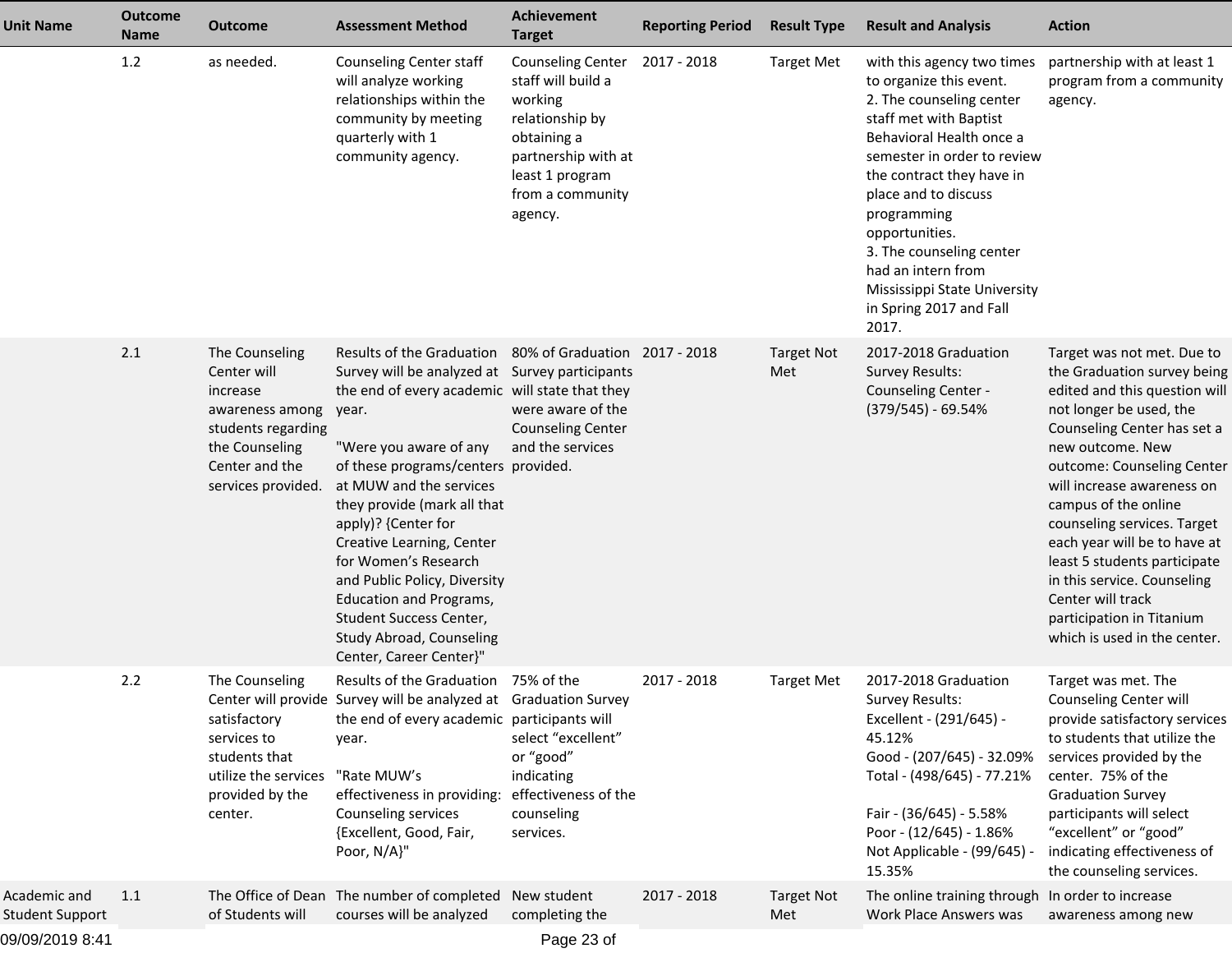| Unit Name | Outcome Name | Outcome | Assessment Method | Achievement Target | Reporting Period | Result Type | Result and Analysis | Action |
|---|---|---|---|---|---|---|---|---|
| | 1.2 | as needed. | Counseling Center staff will analyze working relationships within the community by meeting quarterly with 1 community agency. | Counseling Center staff will build a working relationship by obtaining a partnership with at least 1 program from a community agency. | 2017 - 2018 | Target Met | with this agency two times to organize this event.<br>2. The counseling center staff met with Baptist Behavioral Health once a semester in order to review the contract they have in place and to discuss programming opportunities.<br>3. The counseling center had an intern from Mississippi State University in Spring 2017 and Fall 2017. | partnership with at least 1 program from a community agency. |
| | 2.1 | The Counseling Center will increase awareness among students regarding the Counseling Center and the services provided. | Results of the Graduation Survey will be analyzed at the end of every academic year.<br><br>"Were you aware of any of these programs/centers at MUW and the services they provide (mark all that apply)? {Center for Creative Learning, Center for Women's Research and Public Policy, Diversity Education and Programs, Student Success Center, Study Abroad, Counseling Center, Career Center}" | 80% of Graduation Survey participants will state that they were aware of the Counseling Center and the services provided. | 2017 - 2018 | Target Not Met | 2017-2018 Graduation Survey Results:<br>Counseling Center - (379/545) - 69.54% | Target was not met. Due to the Graduation survey being edited and this question will not longer be used, the Counseling Center has set a new outcome. New outcome: Counseling Center will increase awareness on campus of the online counseling services. Target each year will be to have at least 5 students participate in this service. Counseling Center will track participation in Titanium which is used in the center. |
| | 2.2 | The Counseling Center will provide satisfactory services to students that utilize the services provided by the center. | Results of the Graduation Survey will be analyzed at the end of every academic year.<br><br>"Rate MUW's effectiveness in providing: Counseling services {Excellent, Good, Fair, Poor, N/A}" | 75% of the Graduation Survey participants will select "excellent" or "good" indicating effectiveness of the counseling services. | 2017 - 2018 | Target Met | 2017-2018 Graduation Survey Results:<br>Excellent - (291/645) - 45.12%<br>Good - (207/645) - 32.09%<br>Total - (498/645) - 77.21%<br><br>Fair - (36/645) - 5.58%<br>Poor - (12/645) - 1.86%<br>Not Applicable - (99/645) - 15.35% | Target was met. The Counseling Center will provide satisfactory services to students that utilize the services provided by the center. 75% of the Graduation Survey participants will select "excellent" or "good" indicating effectiveness of the counseling services. |
| Academic and Student Support | 1.1 | The Office of Dean of Students will | The number of completed courses will be analyzed | New student completing the | 2017 - 2018 | Target Not Met | The online training through Work Place Answers was | In order to increase awareness among new |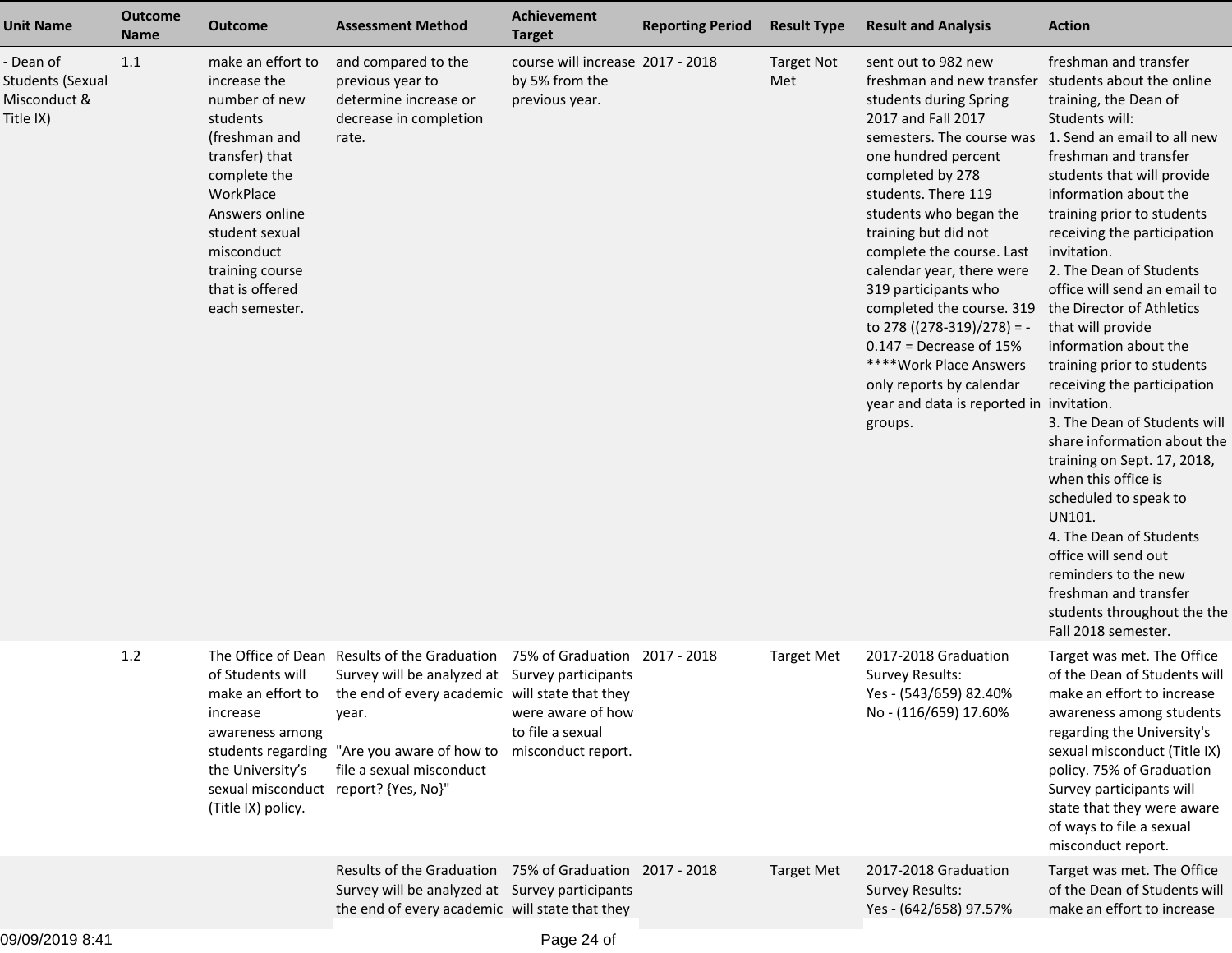| Unit Name | Outcome Name | Outcome | Assessment Method | Achievement Target | Reporting Period | Result Type | Result and Analysis | Action |
|---|---|---|---|---|---|---|---|---|
| - Dean of Students (Sexual Misconduct & Title IX) | 1.1 | make an effort to increase the number of new students (freshman and transfer) that complete the WorkPlace Answers online student sexual misconduct training course that is offered each semester. | and compared to the previous year to determine increase or decrease in completion rate. | course will increase by 5% from the previous year. | 2017 - 2018 | Target Not Met | sent out to 982 new freshman and new transfer students during Spring 2017 and Fall 2017 semesters. The course was one hundred percent completed by 278 students. There 119 students who began the training but did not complete the course. Last calendar year, there were 319 participants who completed the course. 319 to 278 ((278-319)/278) = -0.147 = Decrease of 15% ****Work Place Answers only reports by calendar year and data is reported in groups. | freshman and transfer students about the online training, the Dean of Students will:<br>1. Send an email to all new freshman and transfer students that will provide information about the training prior to students receiving the participation invitation.<br>2. The Dean of Students office will send an email to the Director of Athletics that will provide information about the training prior to students receiving the participation invitation.<br>3. The Dean of Students will share information about the training on Sept. 17, 2018, when this office is scheduled to speak to UN101.<br>4. The Dean of Students office will send out reminders to the new freshman and transfer students throughout the the Fall 2018 semester. |
| | 1.2 | The Office of Dean of Students will make an effort to increase awareness among students regarding the University's sexual misconduct (Title IX) policy. | Results of the Graduation Survey will be analyzed at the end of every academic year.<br><br>"Are you aware of how to file a sexual misconduct report? {Yes, No}" | 75% of Graduation Survey participants will state that they were aware of how to file a sexual misconduct report. | 2017 - 2018 | Target Met | 2017-2018 Graduation Survey Results:<br>Yes - (543/659) 82.40%<br>No - (116/659) 17.60% | Target was met. The Office of the Dean of Students will make an effort to increase awareness among students regarding the University's sexual misconduct (Title IX) policy. 75% of Graduation Survey participants will state that they were aware of ways to file a sexual misconduct report. |
| | | | Results of the Graduation Survey will be analyzed at the end of every academic | 75% of Graduation Survey participants will state that they | 2017 - 2018 | Target Met | 2017-2018 Graduation Survey Results:<br>Yes - (642/658) 97.57% | Target was met. The Office of the Dean of Students will make an effort to increase |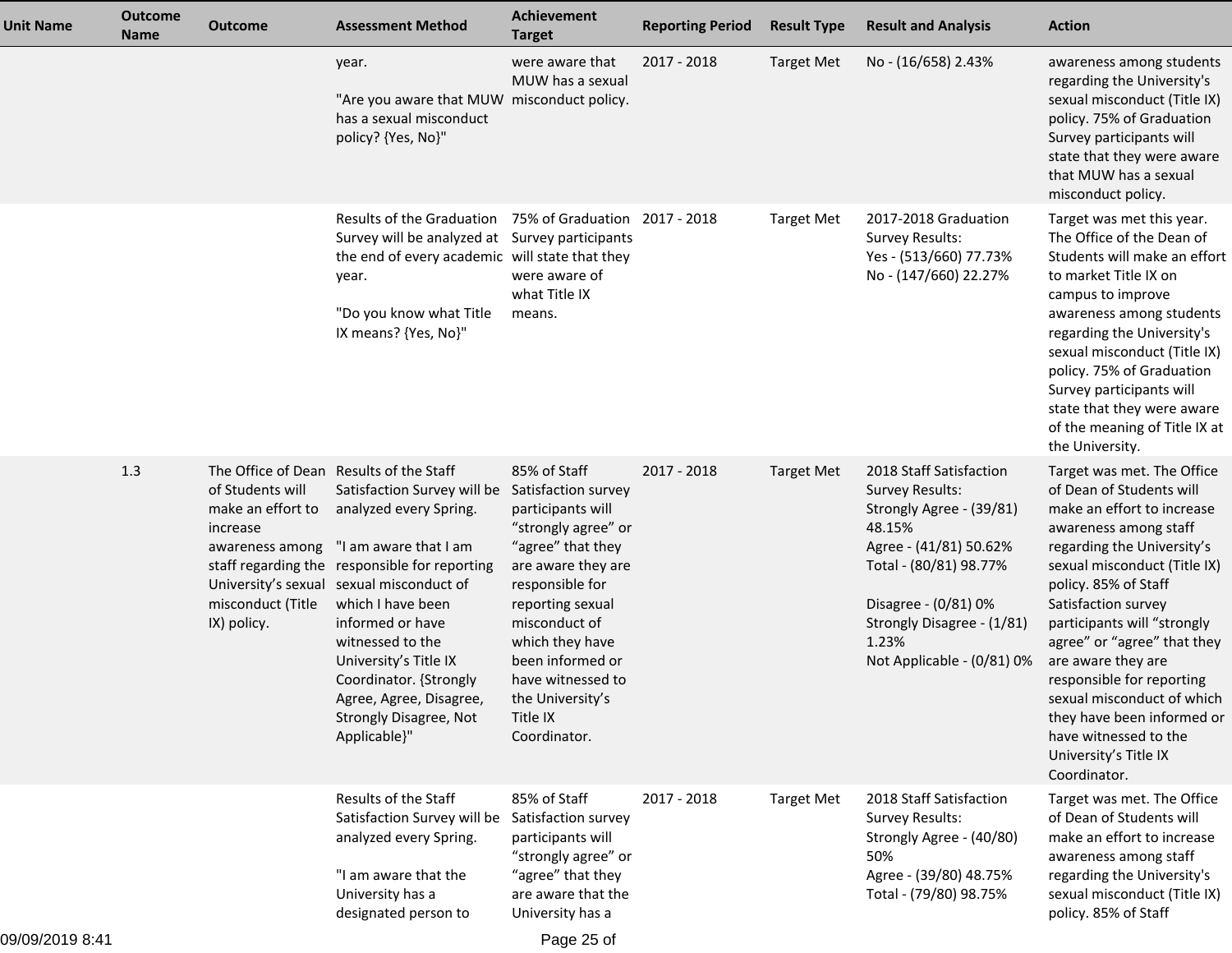| Unit Name | Outcome Name | Outcome | Assessment Method | Achievement Target | Reporting Period | Result Type | Result and Analysis | Action |
|---|---|---|---|---|---|---|---|---|
| | | | year.<br><br>"Are you aware that MUW has a sexual misconduct policy? {Yes, No}" | were aware that MUW has a sexual misconduct policy. | 2017 - 2018 | Target Met | No - (16/658) 2.43% | awareness among students regarding the University's sexual misconduct (Title IX) policy. 75% of Graduation Survey participants will state that they were aware that MUW has a sexual misconduct policy. |
| | | | Results of the Graduation Survey will be analyzed at the end of every academic year.<br><br>"Do you know what Title IX means? {Yes, No}" | 75% of Graduation Survey participants will state that they were aware of what Title IX means. | 2017 - 2018 | Target Met | 2017-2018 Graduation Survey Results:<br>Yes - (513/660) 77.73%<br>No - (147/660) 22.27% | Target was met this year. The Office of the Dean of Students will make an effort to market Title IX on campus to improve awareness among students regarding the University's sexual misconduct (Title IX) policy. 75% of Graduation Survey participants will state that they were aware of the meaning of Title IX at the University. |
| | 1.3 | The Office of Dean of Students will make an effort to increase awareness among staff regarding the University's sexual misconduct (Title IX) policy. | Results of the Staff Satisfaction Survey will be analyzed every Spring.<br><br>"I am aware that I am responsible for reporting sexual misconduct of which I have been informed or have witnessed to the University's Title IX Coordinator. {Strongly Agree, Agree, Disagree, Strongly Disagree, Not Applicable}" | 85% of Staff Satisfaction survey participants will "strongly agree" or "agree" that they are aware they are responsible for reporting sexual misconduct of which they have been informed or have witnessed to the University's Title IX Coordinator. | 2017 - 2018 | Target Met | 2018 Staff Satisfaction Survey Results:<br>Strongly Agree - (39/81) 48.15%<br>Agree - (41/81) 50.62%<br>Total - (80/81) 98.77%<br><br>Disagree - (0/81) 0%<br>Strongly Disagree - (1/81) 1.23%<br>Not Applicable - (0/81) 0% | Target was met. The Office of Dean of Students will make an effort to increase awareness among staff regarding the University's sexual misconduct (Title IX) policy. 85% of Staff Satisfaction survey participants will "strongly agree" or "agree" that they are aware they are responsible for reporting sexual misconduct of which they have been informed or have witnessed to the University's Title IX Coordinator. |
| | | | Results of the Staff Satisfaction Survey will be analyzed every Spring.<br><br>"I am aware that the University has a designated person to | 85% of Staff Satisfaction survey participants will "strongly agree" or "agree" that they are aware that the University has a | 2017 - 2018 | Target Met | 2018 Staff Satisfaction Survey Results:<br>Strongly Agree - (40/80) 50%<br>Agree - (39/80) 48.75%<br>Total - (79/80) 98.75% | Target was met. The Office of Dean of Students will make an effort to increase awareness among staff regarding the University's sexual misconduct (Title IX) policy. 85% of Staff |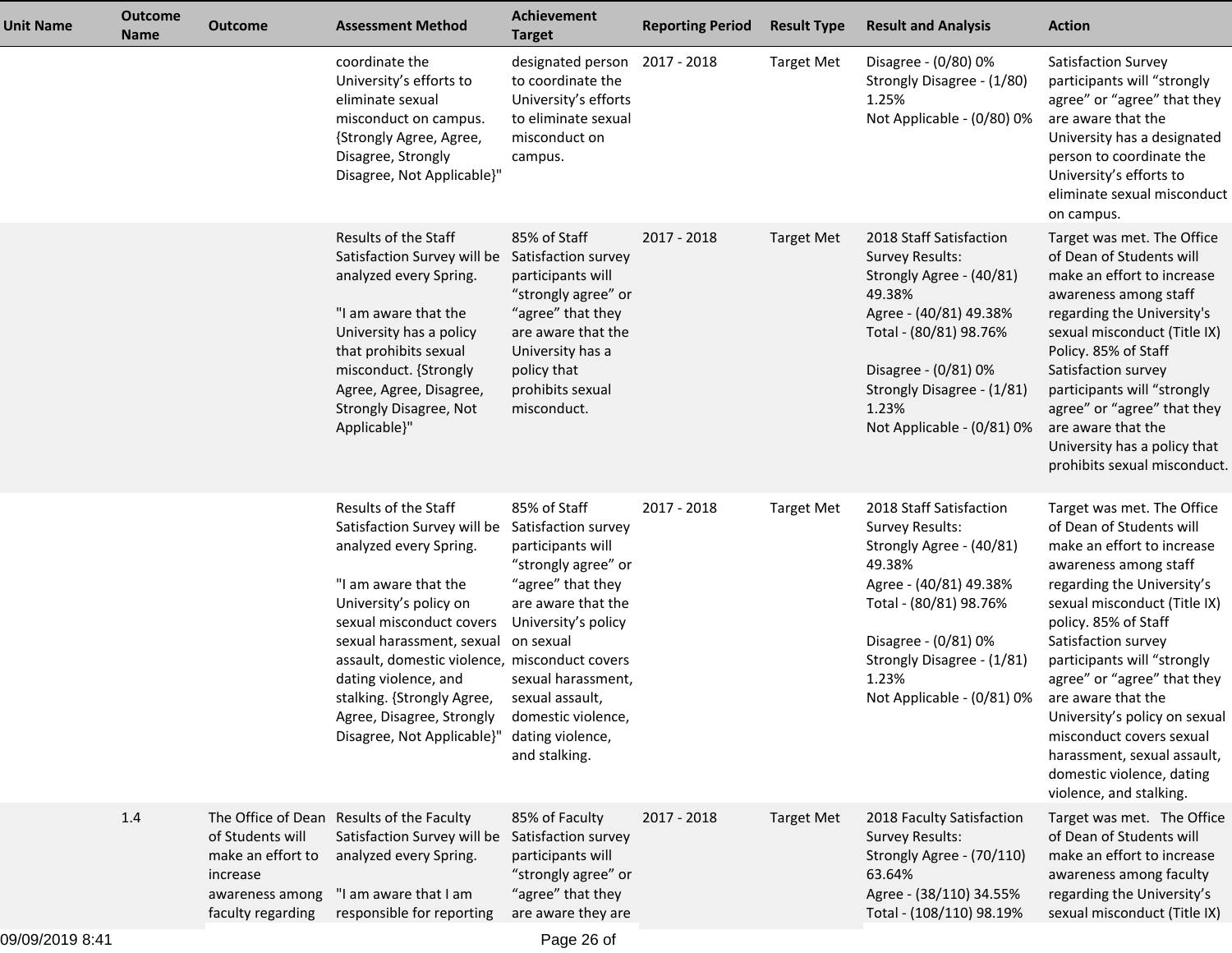| Unit Name | Outcome Name | Outcome | Assessment Method | Achievement Target | Reporting Period | Result Type | Result and Analysis | Action |
|---|---|---|---|---|---|---|---|---|
| | | | coordinate the University's efforts to eliminate sexual misconduct on campus. {Strongly Agree, Agree, Disagree, Strongly Disagree, Not Applicable}" | designated person to coordinate the University's efforts to eliminate sexual misconduct on campus. | 2017 - 2018 | Target Met | Disagree - (0/80) 0%<br>Strongly Disagree - (1/80) 1.25%<br>Not Applicable - (0/80) 0% | Satisfaction Survey participants will "strongly agree" or "agree" that they are aware that the University has a designated person to coordinate the University's efforts to eliminate sexual misconduct on campus. |
| | | | Results of the Staff Satisfaction Survey will be analyzed every Spring.<br><br>"I am aware that the University has a policy that prohibits sexual misconduct. {Strongly Agree, Agree, Disagree, Strongly Disagree, Not Applicable}" | 85% of Staff Satisfaction survey participants will "strongly agree" or "agree" that they are aware that the University has a policy that prohibits sexual misconduct. | 2017 - 2018 | Target Met | 2018 Staff Satisfaction Survey Results:<br>Strongly Agree - (40/81) 49.38%<br>Agree - (40/81) 49.38%<br>Total - (80/81) 98.76%<br><br>Disagree - (0/81) 0%<br>Strongly Disagree - (1/81) 1.23%<br>Not Applicable - (0/81) 0% | Target was met. The Office of Dean of Students will make an effort to increase awareness among staff regarding the University's sexual misconduct (Title IX) Policy. 85% of Staff Satisfaction survey participants will "strongly agree" or "agree" that they are aware that the University has a policy that prohibits sexual misconduct. |
| | | | Results of the Staff Satisfaction Survey will be analyzed every Spring.<br><br>"I am aware that the University's policy on sexual misconduct covers sexual harassment, sexual assault, domestic violence, dating violence, and stalking. {Strongly Agree, Agree, Disagree, Strongly Disagree, Not Applicable}" | 85% of Staff Satisfaction survey participants will "strongly agree" or "agree" that they are aware that the University's policy on sexual misconduct covers sexual harassment, sexual assault, domestic violence, dating violence, and stalking. | 2017 - 2018 | Target Met | 2018 Staff Satisfaction Survey Results:<br>Strongly Agree - (40/81) 49.38%<br>Agree - (40/81) 49.38%<br>Total - (80/81) 98.76%<br><br>Disagree - (0/81) 0%<br>Strongly Disagree - (1/81) 1.23%<br>Not Applicable - (0/81) 0% | Target was met. The Office of Dean of Students will make an effort to increase awareness among staff regarding the University's sexual misconduct (Title IX) policy. 85% of Staff Satisfaction survey participants will "strongly agree" or "agree" that they are aware that the University's policy on sexual misconduct covers sexual harassment, sexual assault, domestic violence, dating violence, and stalking. |
| | 1.4 | The Office of Dean of Students will make an effort to increase awareness among faculty regarding | Results of the Faculty Satisfaction Survey will be analyzed every Spring.<br><br>"I am aware that I am responsible for reporting | 85% of Faculty Satisfaction survey participants will "strongly agree" or "agree" that they are aware they are | 2017 - 2018 | Target Met | 2018 Faculty Satisfaction Survey Results:<br>Strongly Agree - (70/110) 63.64%<br>Agree - (38/110) 34.55%<br>Total - (108/110) 98.19% | Target was met. The Office of Dean of Students will make an effort to increase awareness among faculty regarding the University's sexual misconduct (Title IX) |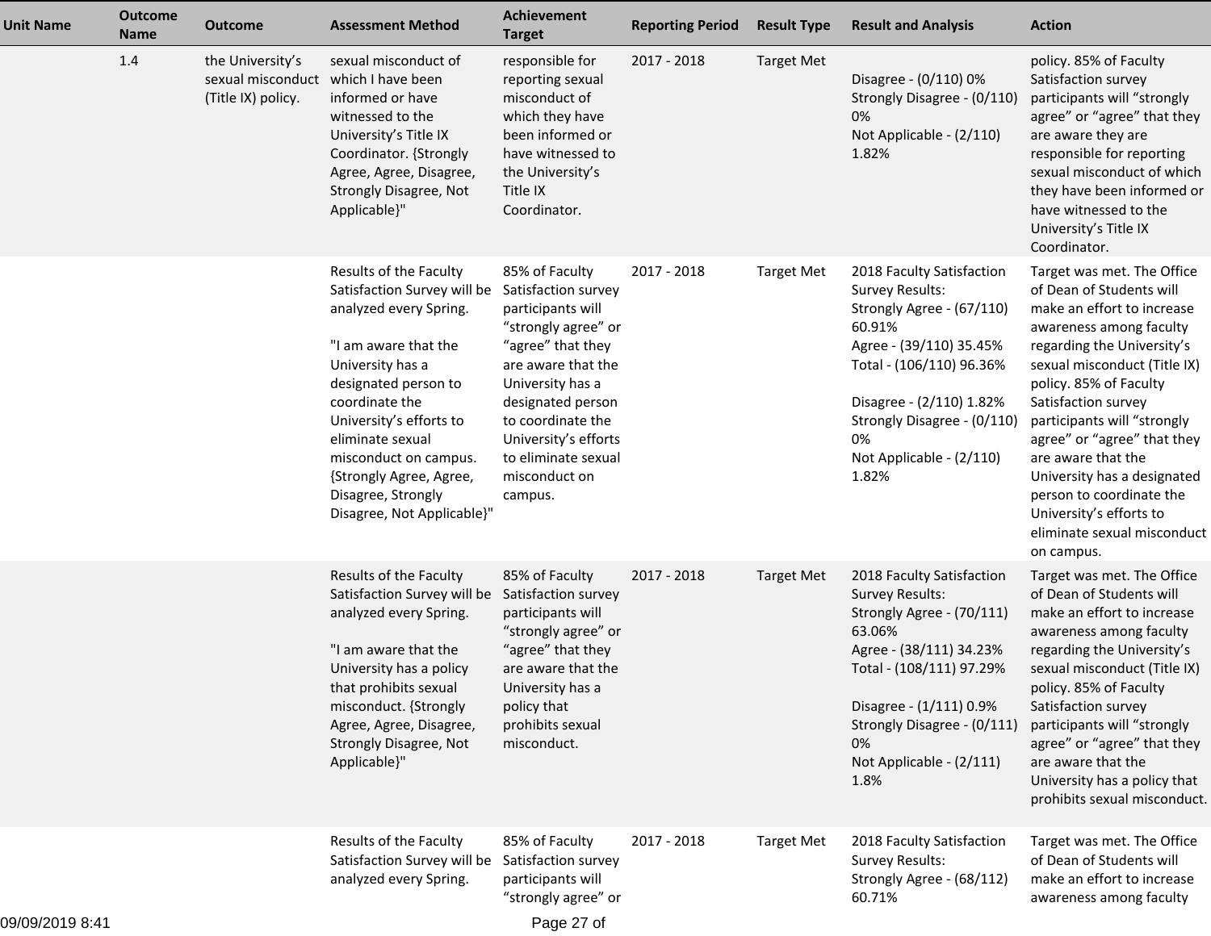| Unit Name | Outcome Name | Outcome | Assessment Method | Achievement Target | Reporting Period | Result Type | Result and Analysis | Action |
|---|---|---|---|---|---|---|---|---|
| | 1.4 | the University's sexual misconduct (Title IX) policy. | sexual misconduct of which I have been informed or have witnessed to the University's Title IX Coordinator. {Strongly Agree, Agree, Disagree, Strongly Disagree, Not Applicable}" | responsible for reporting sexual misconduct of which they have been informed or have witnessed to the University's Title IX Coordinator. | 2017 - 2018 | Target Met | Disagree - (0/110) 0%<br>Strongly Disagree - (0/110) 0%<br>Not Applicable - (2/110) 1.82% | policy. 85% of Faculty Satisfaction survey participants will "strongly agree" or "agree" that they are aware they are responsible for reporting sexual misconduct of which they have been informed or have witnessed to the University's Title IX Coordinator. |
| | | | Results of the Faculty Satisfaction Survey will be analyzed every Spring.<br><br>"I am aware that the University has a designated person to coordinate the University's efforts to eliminate sexual misconduct on campus. {Strongly Agree, Agree, Disagree, Strongly Disagree, Not Applicable}" | 85% of Faculty Satisfaction survey participants will "strongly agree" or "agree" that they are aware that the University has a designated person to coordinate the University's efforts to eliminate sexual misconduct on campus. | 2017 - 2018 | Target Met | 2018 Faculty Satisfaction Survey Results:<br>Strongly Agree - (67/110) 60.91%<br>Agree - (39/110) 35.45%<br>Total - (106/110) 96.36%<br><br>Disagree - (2/110) 1.82%<br>Strongly Disagree - (0/110) 0%<br>Not Applicable - (2/110) 1.82% | Target was met. The Office of Dean of Students will make an effort to increase awareness among faculty regarding the University's sexual misconduct (Title IX) policy. 85% of Faculty Satisfaction survey participants will "strongly agree" or "agree" that they are aware that the University has a designated person to coordinate the University's efforts to eliminate sexual misconduct on campus. |
| | | | Results of the Faculty Satisfaction Survey will be analyzed every Spring.<br><br>"I am aware that the University has a policy that prohibits sexual misconduct. {Strongly Agree, Agree, Disagree, Strongly Disagree, Not Applicable}" | 85% of Faculty Satisfaction survey participants will "strongly agree" or "agree" that they are aware that the University has a policy that prohibits sexual misconduct. | 2017 - 2018 | Target Met | 2018 Faculty Satisfaction Survey Results:<br>Strongly Agree - (70/111) 63.06%<br>Agree - (38/111) 34.23%<br>Total - (108/111) 97.29%<br><br>Disagree - (1/111) 0.9%<br>Strongly Disagree - (0/111) 0%<br>Not Applicable - (2/111) 1.8% | Target was met. The Office of Dean of Students will make an effort to increase awareness among faculty regarding the University's sexual misconduct (Title IX) policy. 85% of Faculty Satisfaction survey participants will "strongly agree" or "agree" that they are aware that the University has a policy that prohibits sexual misconduct. |
| | | | Results of the Faculty Satisfaction Survey will be analyzed every Spring. | 85% of Faculty Satisfaction survey participants will "strongly agree" or | 2017 - 2018 | Target Met | 2018 Faculty Satisfaction Survey Results:<br>Strongly Agree - (68/112) 60.71% | Target was met. The Office of Dean of Students will make an effort to increase awareness among faculty |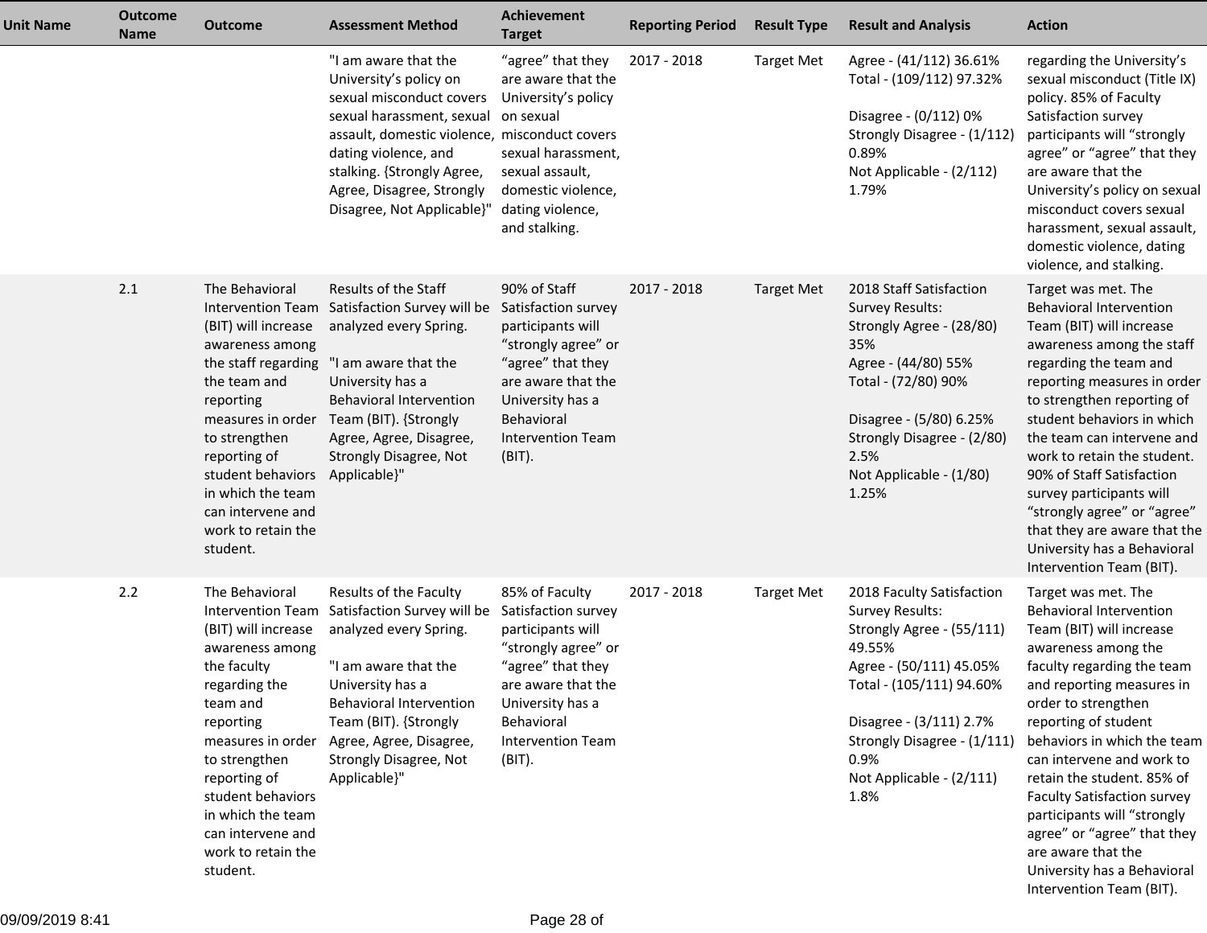| Unit Name | Outcome Name | Outcome | Assessment Method | Achievement Target | Reporting Period | Result Type | Result and Analysis | Action |
|---|---|---|---|---|---|---|---|---|
| | | | "I am aware that the University's policy on sexual misconduct covers sexual harassment, sexual assault, domestic violence, dating violence, and stalking. {Strongly Agree, Agree, Disagree, Strongly Disagree, Not Applicable}" | "agree" that they are aware that the University's policy on sexual misconduct covers sexual harassment, sexual assault, domestic violence, dating violence, and stalking. | 2017 - 2018 | Target Met | Agree - (41/112) 36.61%<br>Total - (109/112) 97.32%<br><br>Disagree - (0/112) 0%<br>Strongly Disagree - (1/112) 0.89%<br>Not Applicable - (2/112) 1.79% | regarding the University's sexual misconduct (Title IX) policy. 85% of Faculty Satisfaction survey participants will "strongly agree" or "agree" that they are aware that the University's policy on sexual misconduct covers sexual harassment, sexual assault, domestic violence, dating violence, and stalking. |
| | 2.1 | The Behavioral Intervention Team (BIT) will increase awareness among the staff regarding the team and reporting measures in order to strengthen reporting of student behaviors in which the team can intervene and work to retain the student. | Results of the Staff Satisfaction Survey will be analyzed every Spring.<br><br>"I am aware that the University has a Behavioral Intervention Team (BIT). {Strongly Agree, Agree, Disagree, Strongly Disagree, Not Applicable}" | 90% of Staff Satisfaction survey participants will "strongly agree" or "agree" that they are aware that the University has a Behavioral Intervention Team (BIT). | 2017 - 2018 | Target Met | 2018 Staff Satisfaction Survey Results:<br>Strongly Agree - (28/80) 35%<br>Agree - (44/80) 55%<br>Total - (72/80) 90%<br><br>Disagree - (5/80) 6.25%<br>Strongly Disagree - (2/80) 2.5%<br>Not Applicable - (1/80) 1.25% | Target was met. The Behavioral Intervention Team (BIT) will increase awareness among the staff regarding the team and reporting measures in order to strengthen reporting of student behaviors in which the team can intervene and work to retain the student. 90% of Staff Satisfaction survey participants will "strongly agree" or "agree" that they are aware that the University has a Behavioral Intervention Team (BIT). |
| | 2.2 | The Behavioral Intervention Team (BIT) will increase awareness among the faculty regarding the team and reporting measures in order to strengthen reporting of student behaviors in which the team can intervene and work to retain the student. | Results of the Faculty Satisfaction Survey will be analyzed every Spring.<br><br>"I am aware that the University has a Behavioral Intervention Team (BIT). {Strongly Agree, Agree, Disagree, Strongly Disagree, Not Applicable}" | 85% of Faculty Satisfaction survey participants will "strongly agree" or "agree" that they are aware that the University has a Behavioral Intervention Team (BIT). | 2017 - 2018 | Target Met | 2018 Faculty Satisfaction Survey Results:<br>Strongly Agree - (55/111) 49.55%<br>Agree - (50/111) 45.05%<br>Total - (105/111) 94.60%<br><br>Disagree - (3/111) 2.7%<br>Strongly Disagree - (1/111) 0.9%<br>Not Applicable - (2/111) 1.8% | Target was met. The Behavioral Intervention Team (BIT) will increase awareness among the faculty regarding the team and reporting measures in order to strengthen reporting of student behaviors in which the team can intervene and work to retain the student. 85% of Faculty Satisfaction survey participants will "strongly agree" or "agree" that they are aware that the University has a Behavioral Intervention Team (BIT). |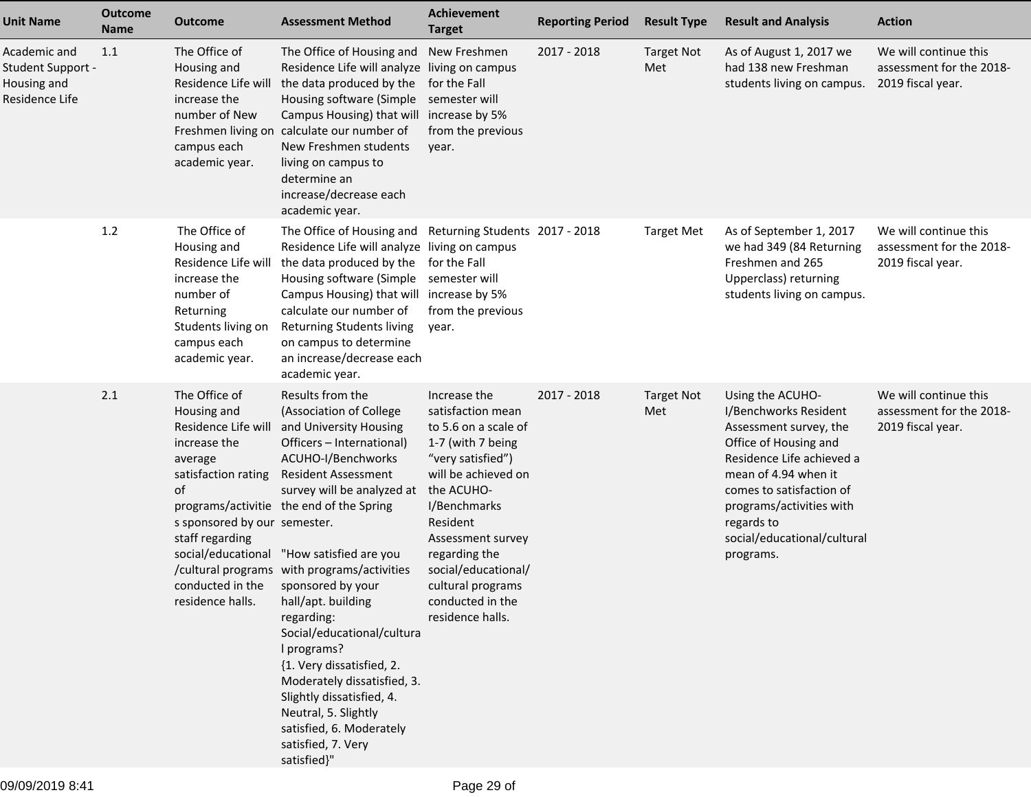| Unit Name | Outcome Name | Outcome | Assessment Method | Achievement Target | Reporting Period | Result Type | Result and Analysis | Action |
|---|---|---|---|---|---|---|---|---|
| Academic and Student Support - Housing and Residence Life | 1.1 | The Office of Housing and Residence Life will increase the number of New Freshmen living on campus each academic year. | The Office of Housing and Residence Life will analyze the data produced by the Housing software (Simple Campus Housing) that will calculate our number of New Freshmen students living on campus to determine an increase/decrease each academic year. | New Freshmen living on campus for the Fall semester will increase by 5% from the previous year. | 2017 - 2018 | Target Not Met | As of August 1, 2017 we had 138 new Freshman students living on campus. | We will continue this assessment for the 2018-2019 fiscal year. |
| | 1.2 | The Office of Housing and Residence Life will increase the number of Returning Students living on campus each academic year. | The Office of Housing and Residence Life will analyze the data produced by the Housing software (Simple Campus Housing) that will calculate our number of Returning Students living on campus to determine an increase/decrease each academic year. | Returning Students living on campus for the Fall semester will increase by 5% from the previous year. | 2017 - 2018 | Target Met | As of September 1, 2017 we had 349 (84 Returning Freshmen and 265 Upperclass) returning students living on campus. | We will continue this assessment for the 2018-2019 fiscal year. |
| | 2.1 | The Office of Housing and Residence Life will increase the average satisfaction rating of programs/activities sponsored by our staff regarding social/educational/cultural programs conducted in the residence halls. | Results from the (Association of College and University Housing Officers – International) ACUHO-I/Benchworks Resident Assessment survey will be analyzed at the end of the Spring semester.<br><br>"How satisfied are you with programs/activities sponsored by your hall/apt. building regarding: Social/educational/cultural programs? {1. Very dissatisfied, 2. Moderately dissatisfied, 3. Slightly dissatisfied, 4. Neutral, 5. Slightly satisfied, 6. Moderately satisfied, 7. Very satisfied}" | Increase the satisfaction mean to 5.6 on a scale of 1-7 (with 7 being "very satisfied") will be achieved on the ACUHO-I/Benchmarks Resident Assessment survey regarding the social/educational/cultural programs conducted in the residence halls. | 2017 - 2018 | Target Not Met | Using the ACUHO-I/Benchworks Resident Assessment survey, the Office of Housing and Residence Life achieved a mean of 4.94 when it comes to satisfaction of programs/activities with regards to social/educational/cultural programs. | We will continue this assessment for the 2018-2019 fiscal year. |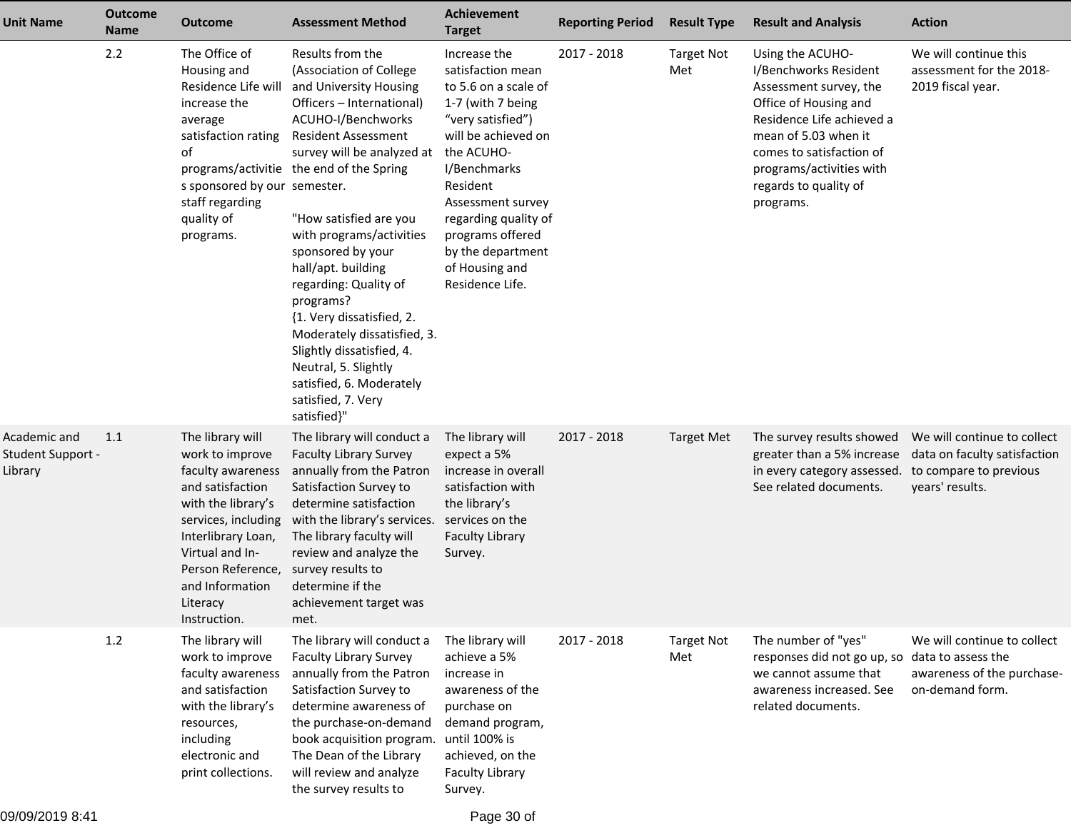| Unit Name | Outcome Name | Outcome | Assessment Method | Achievement Target | Reporting Period | Result Type | Result and Analysis | Action |
|---|---|---|---|---|---|---|---|---|
| | 2.2 | The Office of Housing and Residence Life will increase the average satisfaction rating of programs/activities sponsored by our staff regarding quality of programs. | Results from the (Association of College and University Housing Officers – International) ACUHO-I/Benchworks Resident Assessment survey will be analyzed at the end of the Spring semester.<br><br>"How satisfied are you with programs/activities sponsored by your hall/apt. building regarding: Quality of programs?<br>{1. Very dissatisfied, 2. Moderately dissatisfied, 3. Slightly dissatisfied, 4. Neutral, 5. Slightly satisfied, 6. Moderately satisfied, 7. Very satisfied}" | Increase the satisfaction mean to 5.6 on a scale of 1-7 (with 7 being "very satisfied") will be achieved on the ACUHO-I/Benchmarks Resident Assessment survey regarding quality of programs offered by the department of Housing and Residence Life. | 2017 - 2018 | Target Not Met | Using the ACUHO-I/Benchworks Resident Assessment survey, the Office of Housing and Residence Life achieved a mean of 5.03 when it comes to satisfaction of programs/activities with regards to quality of programs. | We will continue this assessment for the 2018-2019 fiscal year. |
| Academic and Student Support - Library | 1.1 | The library will work to improve faculty awareness and satisfaction with the library's services, including Interlibrary Loan, Virtual and In-Person Reference, and Information Literacy Instruction. | The library will conduct a Faculty Library Survey annually from the Patron Satisfaction Survey to determine satisfaction with the library's services. The library faculty will review and analyze the survey results to determine if the achievement target was met. | The library will expect a 5% increase in overall satisfaction with the library's services on the Faculty Library Survey. | 2017 - 2018 | Target Met | The survey results showed greater than a 5% increase in every category assessed. See related documents. | We will continue to collect data on faculty satisfaction to compare to previous years' results. |
| | 1.2 | The library will work to improve faculty awareness and satisfaction with the library's resources, including electronic and print collections. | The library will conduct a Faculty Library Survey annually from the Patron Satisfaction Survey to determine awareness of the purchase-on-demand book acquisition program. The Dean of the Library will review and analyze the survey results to | The library will achieve a 5% increase in awareness of the purchase on demand program, until 100% is achieved, on the Faculty Library Survey. | 2017 - 2018 | Target Not Met | The number of "yes" responses did not go up, so we cannot assume that awareness increased. See related documents. | We will continue to collect data to assess the awareness of the purchase-on-demand form. |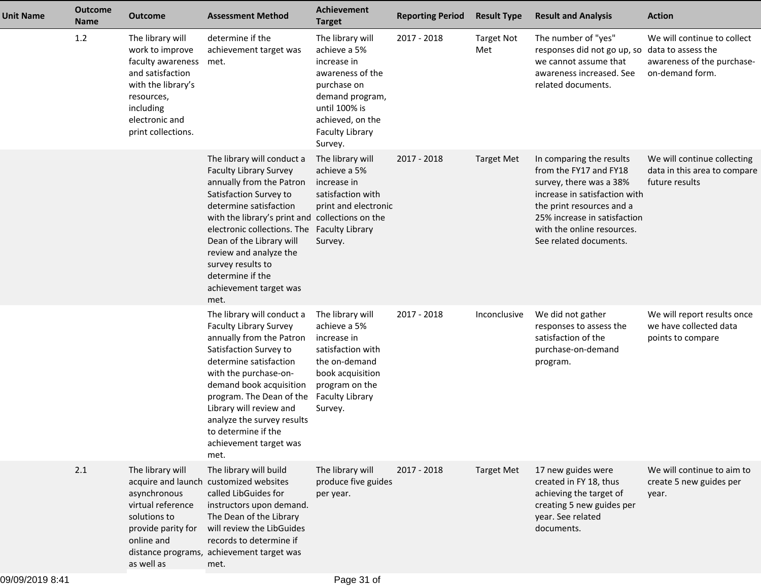| Unit Name | Outcome Name | Outcome | Assessment Method | Achievement Target | Reporting Period | Result Type | Result and Analysis | Action |
|---|---|---|---|---|---|---|---|---|
| | 1.2 | The library will work to improve faculty awareness and satisfaction with the library's resources, including electronic and print collections. | determine if the achievement target was met. | The library will achieve a 5% increase in awareness of the purchase on demand program, until 100% is achieved, on the Faculty Library Survey. | 2017 - 2018 | Target Not Met | The number of "yes" responses did not go up, so we cannot assume that awareness increased. See related documents. | We will continue to collect data to assess the awareness of the purchase-on-demand form. |
| | | | The library will conduct a Faculty Library Survey annually from the Patron Satisfaction Survey to determine satisfaction with the library's print and electronic collections. The Dean of the Library will review and analyze the survey results to determine if the achievement target was met. | The library will achieve a 5% increase in satisfaction with print and electronic collections on the Faculty Library Survey. | 2017 - 2018 | Target Met | In comparing the results from the FY17 and FY18 survey, there was a 38% increase in satisfaction with the print resources and a 25% increase in satisfaction with the online resources. See related documents. | We will continue collecting data in this area to compare future results |
| | | | The library will conduct a Faculty Library Survey annually from the Patron Satisfaction Survey to determine satisfaction with the purchase-on-demand book acquisition program. The Dean of the Library will review and analyze the survey results to determine if the achievement target was met. | The library will achieve a 5% increase in satisfaction with the on-demand book acquisition program on the Faculty Library Survey. | 2017 - 2018 | Inconclusive | We did not gather responses to assess the satisfaction of the purchase-on-demand program. | We will report results once we have collected data points to compare |
| | 2.1 | The library will acquire and launch asynchronous virtual reference solutions to provide parity for online and distance programs, as well as | The library will build customized websites called LibGuides for instructors upon demand. The Dean of the Library will review the LibGuides records to determine if achievement target was met. | The library will produce five guides per year. | 2017 - 2018 | Target Met | 17 new guides were created in FY 18, thus achieving the target of creating 5 new guides per year. See related documents. | We will continue to aim to create 5 new guides per year. |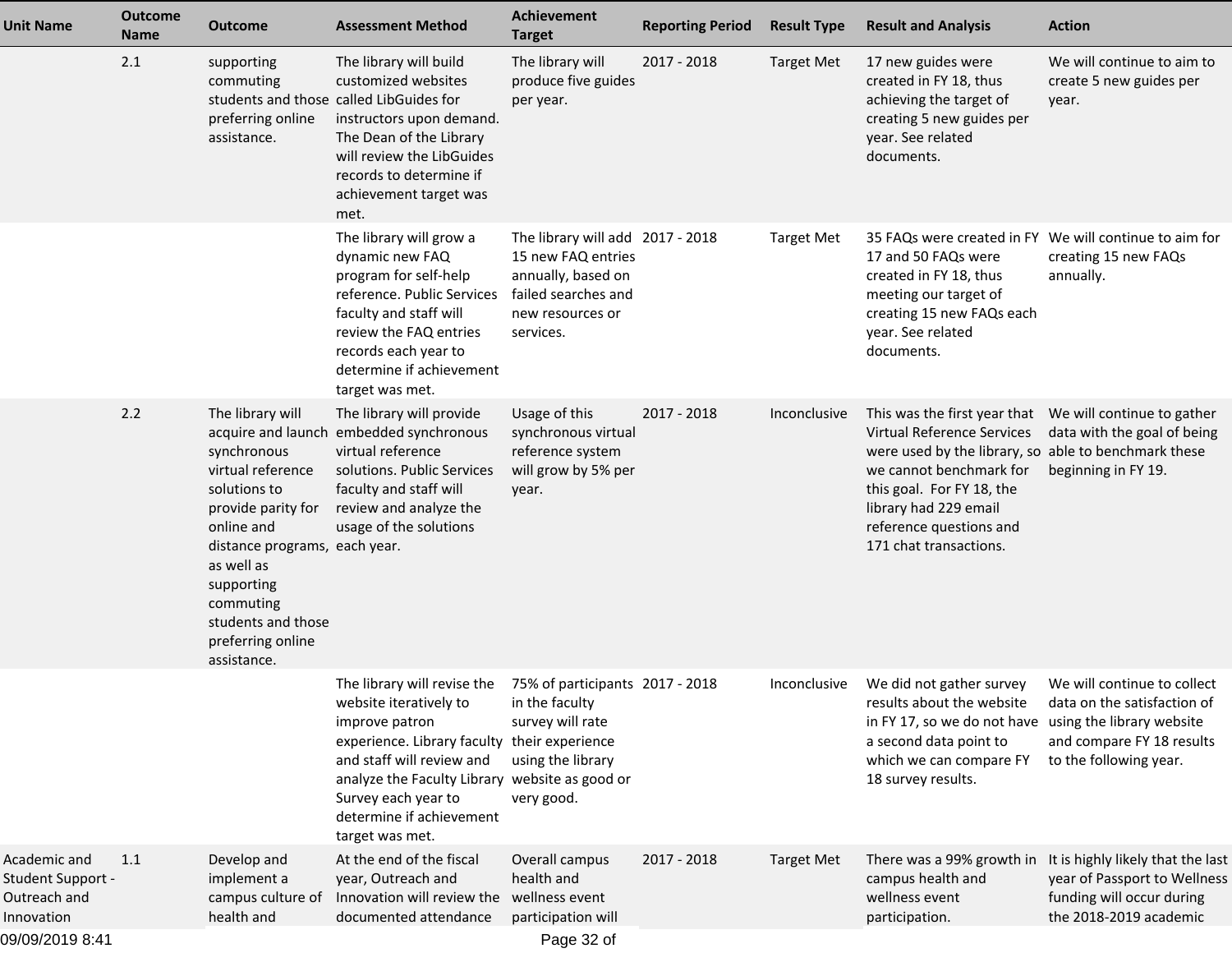| Unit Name | Outcome Name | Outcome | Assessment Method | Achievement Target | Reporting Period | Result Type | Result and Analysis | Action |
|---|---|---|---|---|---|---|---|---|
| | 2.1 | supporting commuting students and those preferring online assistance. | The library will build customized websites called LibGuides for instructors upon demand. The Dean of the Library will review the LibGuides records to determine if achievement target was met. | The library will produce five guides per year. | 2017 - 2018 | Target Met | 17 new guides were created in FY 18, thus achieving the target of creating 5 new guides per year. See related documents. | We will continue to aim to create 5 new guides per year. |
| | | | The library will grow a dynamic new FAQ program for self-help reference. Public Services faculty and staff will review the FAQ entries records each year to determine if achievement target was met. | The library will add 15 new FAQ entries annually, based on failed searches and new resources or services. | 2017 - 2018 | Target Met | 35 FAQs were created in FY 17 and 50 FAQs were created in FY 18, thus meeting our target of creating 15 new FAQs each year. See related documents. | We will continue to aim for creating 15 new FAQs annually. |
| | 2.2 | The library will acquire and launch synchronous virtual reference solutions to provide parity for online and distance programs, as well as supporting commuting students and those preferring online assistance. | The library will provide embedded synchronous virtual reference solutions. Public Services faculty and staff will review and analyze the usage of the solutions each year. | Usage of this synchronous virtual reference system will grow by 5% per year. | 2017 - 2018 | Inconclusive | This was the first year that Virtual Reference Services were used by the library, so we cannot benchmark for this goal. For FY 18, the library had 229 email reference questions and 171 chat transactions. | We will continue to gather data with the goal of being able to benchmark these beginning in FY 19. |
| | | | The library will revise the website iteratively to improve patron experience. Library faculty and staff will review and analyze the Faculty Library Survey each year to determine if achievement target was met. | 75% of participants in the faculty survey will rate their experience using the library website as good or very good. | 2017 - 2018 | Inconclusive | We did not gather survey results about the website in FY 17, so we do not have a second data point to which we can compare FY 18 survey results. | We will continue to collect data on the satisfaction of using the library website and compare FY 18 results to the following year. |
| Academic and Student Support - Outreach and Innovation | 1.1 | Develop and implement a campus culture of health and | At the end of the fiscal year, Outreach and Innovation will review the documented attendance | Overall campus health and wellness event participation will | 2017 - 2018 | Target Met | There was a 99% growth in campus health and wellness event participation. | It is highly likely that the last year of Passport to Wellness funding will occur during the 2018-2019 academic |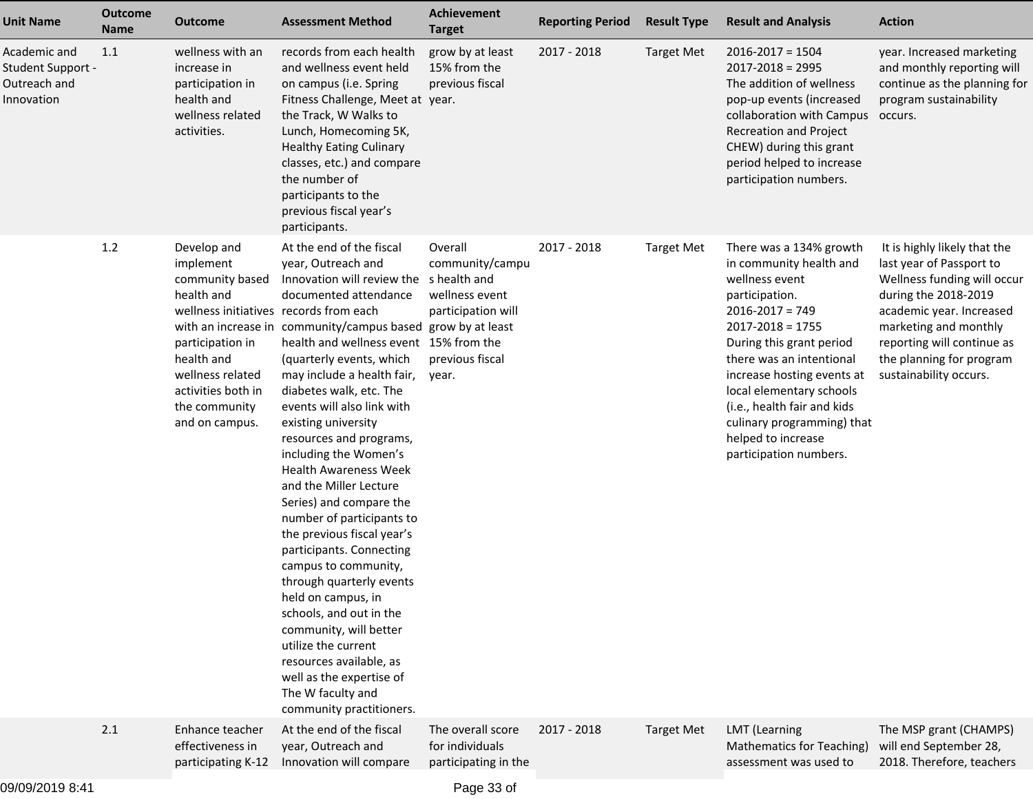| Unit Name | Outcome Name | Outcome | Assessment Method | Achievement Target | Reporting Period | Result Type | Result and Analysis | Action |
|---|---|---|---|---|---|---|---|---|
| Academic and Student Support - Outreach and Innovation | 1.1 | wellness with an increase in participation in health and wellness related activities. | records from each health and wellness event held on campus (i.e. Spring Fitness Challenge, Meet at the Track, W Walks to Lunch, Homecoming 5K, Healthy Eating Culinary classes, etc.) and compare the number of participants to the previous fiscal year's participants. | grow by at least 15% from the previous fiscal year. | 2017 - 2018 | Target Met | 2016-2017 = 1504<br>2017-2018 = 2995<br>The addition of wellness pop-up events (increased collaboration with Campus Recreation and Project CHEW) during this grant period helped to increase participation numbers. | year. Increased marketing and monthly reporting will continue as the planning for program sustainability occurs. |
| | 1.2 | Develop and implement community based health and wellness initiatives with an increase in participation in health and wellness related activities both in the community and on campus. | At the end of the fiscal year, Outreach and Innovation will review the documented attendance records from each community/campus based health and wellness event (quarterly events, which may include a health fair, diabetes walk, etc. The events will also link with existing university resources and programs, including the Women's Health Awareness Week and the Miller Lecture Series) and compare the number of participants to the previous fiscal year's participants. Connecting campus to community, through quarterly events held on campus, in schools, and out in the community, will better utilize the current resources available, as well as the expertise of The W faculty and community practitioners. | Overall community/campus health and wellness event participation will grow by at least 15% from the previous fiscal year. | 2017 - 2018 | Target Met | There was a 134% growth in community health and wellness event participation.<br>2016-2017 = 749<br>2017-2018 = 1755<br>During this grant period there was an intentional increase hosting events at local elementary schools (i.e., health fair and kids culinary programming) that helped to increase participation numbers. | It is highly likely that the last year of Passport to Wellness funding will occur during the 2018-2019 academic year. Increased marketing and monthly reporting will continue as the planning for program sustainability occurs. |
| | 2.1 | Enhance teacher effectiveness in participating K-12 | At the end of the fiscal year, Outreach and Innovation will compare | The overall score for individuals participating in the | 2017 - 2018 | Target Met | LMT (Learning Mathematics for Teaching) assessment was used to | The MSP grant (CHAMPS) will end September 28, 2018. Therefore, teachers |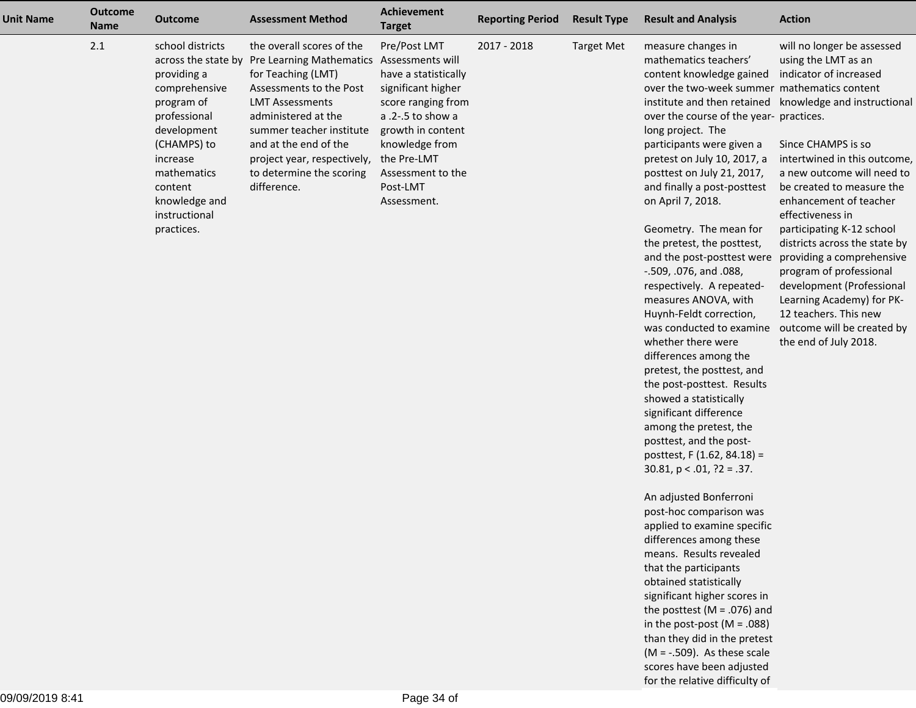| Unit Name | Outcome Name | Outcome | Assessment Method | Achievement Target | Reporting Period | Result Type | Result and Analysis | Action |
|---|---|---|---|---|---|---|---|---|
| | 2.1 | school districts across the state by providing a comprehensive program of professional development (CHAMPS) to increase mathematics content knowledge and instructional practices. | the overall scores of the Pre Learning Mathematics for Teaching (LMT) Assessments to the Post LMT Assessments administered at the summer teacher institute and at the end of the project year, respectively, to determine the scoring difference. | Pre/Post LMT Assessments will have a statistically significant higher score ranging from a .2-.5 to show a growth in content knowledge from the Pre-LMT Assessment to the Post-LMT Assessment. | 2017 - 2018 | Target Met | measure changes in mathematics teachers' content knowledge gained over the two-week summer institute and then retained over the course of the year-long project. The participants were given a pretest on July 10, 2017, a posttest on July 21, 2017, and finally a post-posttest on April 7, 2018.<br><br>Geometry. The mean for the pretest, the posttest, and the post-posttest were -.509, .076, and .088, respectively. A repeated-measures ANOVA, with Huynh-Feldt correction, was conducted to examine whether there were differences among the pretest, the posttest, and the post-posttest. Results showed a statistically significant difference among the pretest, the posttest, and the post-posttest, $F(1.62, 84.18) = 30.81$, $p < .01$, ?2 = .37.<br><br>An adjusted Bonferroni post-hoc comparison was applied to examine specific differences among these means. Results revealed that the participants obtained statistically significant higher scores in the posttest ($M = .076$) and in the post-post ($M = .088$) than they did in the pretest ($M = -.509$). As these scale scores have been adjusted for the relative difficulty of | will no longer be assessed using the LMT as an indicator of increased mathematics content knowledge and instructional practices.<br><br>Since CHAMPS is so intertwined in this outcome, a new outcome will need to be created to measure the enhancement of teacher effectiveness in participating K-12 school districts across the state by providing a comprehensive program of professional development (Professional Learning Academy) for PK-12 teachers. This new outcome will be created by the end of July 2018. |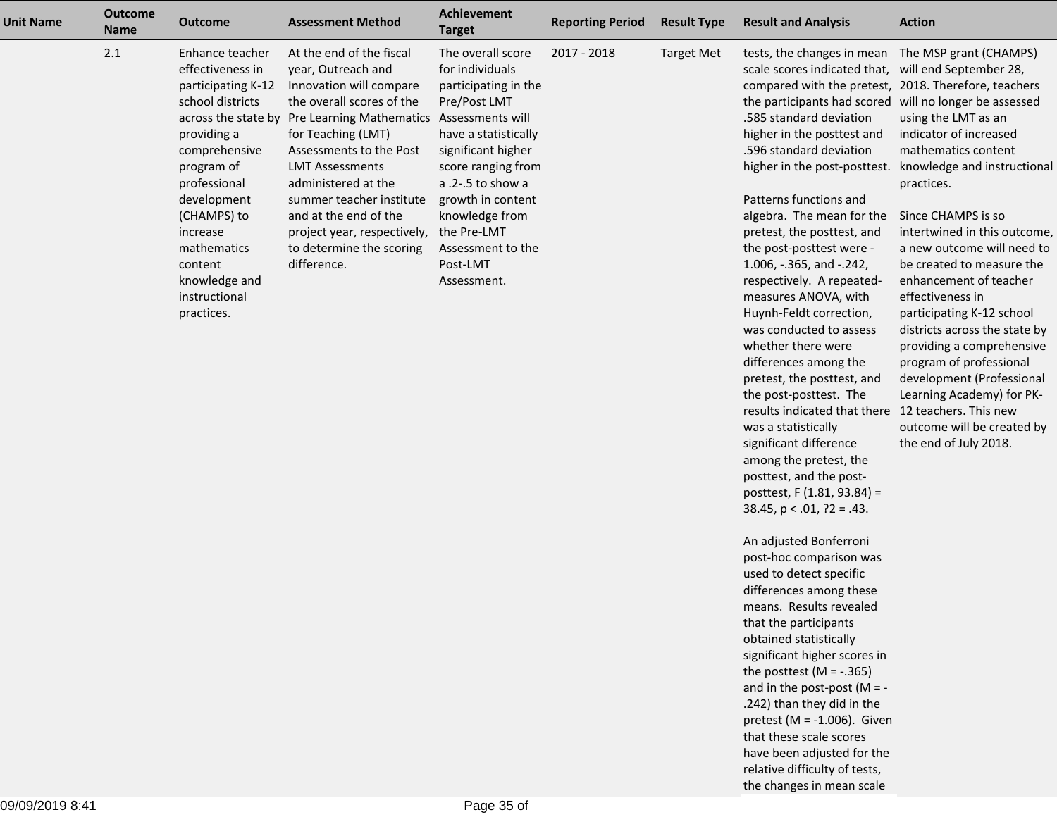| Unit Name | Outcome Name | Outcome | Assessment Method | Achievement Target | Reporting Period | Result Type | Result and Analysis | Action |
|---|---|---|---|---|---|---|---|---|
| | 2.1 | Enhance teacher effectiveness in participating K-12 school districts across the state by providing a comprehensive program of professional development (CHAMPS) to increase mathematics content knowledge and instructional practices. | At the end of the fiscal year, Outreach and Innovation will compare the overall scores of the Pre Learning Mathematics for Teaching (LMT) Assessments to the Post LMT Assessments administered at the summer teacher institute and at the end of the project year, respectively, to determine the scoring difference. | The overall score for individuals participating in the Pre/Post LMT Assessments will have a statistically significant higher score ranging from a .2-.5 to show a growth in content knowledge from the Pre-LMT Assessment to the Post-LMT Assessment. | 2017 - 2018 | Target Met | tests, the changes in mean scale scores indicated that, compared with the pretest, the participants had scored .585 standard deviation higher in the posttest and .596 standard deviation higher in the post-posttest.<br><br>Patterns functions and algebra. The mean for the pretest, the posttest, and the post-posttest were -1.006, -.365, and -.242, respectively. A repeated-measures ANOVA, with Huynh-Feldt correction, was conducted to assess whether there were differences among the pretest, the posttest, and the post-posttest. The results indicated that there was a statistically significant difference among the pretest, the posttest, and the post-posttest, F (1.81, 93.84) = 38.45, p < .01, ?2 = .43.<br><br>An adjusted Bonferroni post-hoc comparison was used to detect specific differences among these means. Results revealed that the participants obtained statistically significant higher scores in the posttest (M = -.365) and in the post-post (M = -.242) than they did in the pretest (M = -1.006). Given that these scale scores have been adjusted for the relative difficulty of tests, the changes in mean scale | The MSP grant (CHAMPS) will end September 28, 2018. Therefore, teachers will no longer be assessed using the LMT as an indicator of increased mathematics content knowledge and instructional practices.<br><br>Since CHAMPS is so intertwined in this outcome, a new outcome will need to be created to measure the enhancement of teacher effectiveness in participating K-12 school districts across the state by providing a comprehensive program of professional development (Professional Learning Academy) for PK-12 teachers. This new outcome will be created by the end of July 2018. |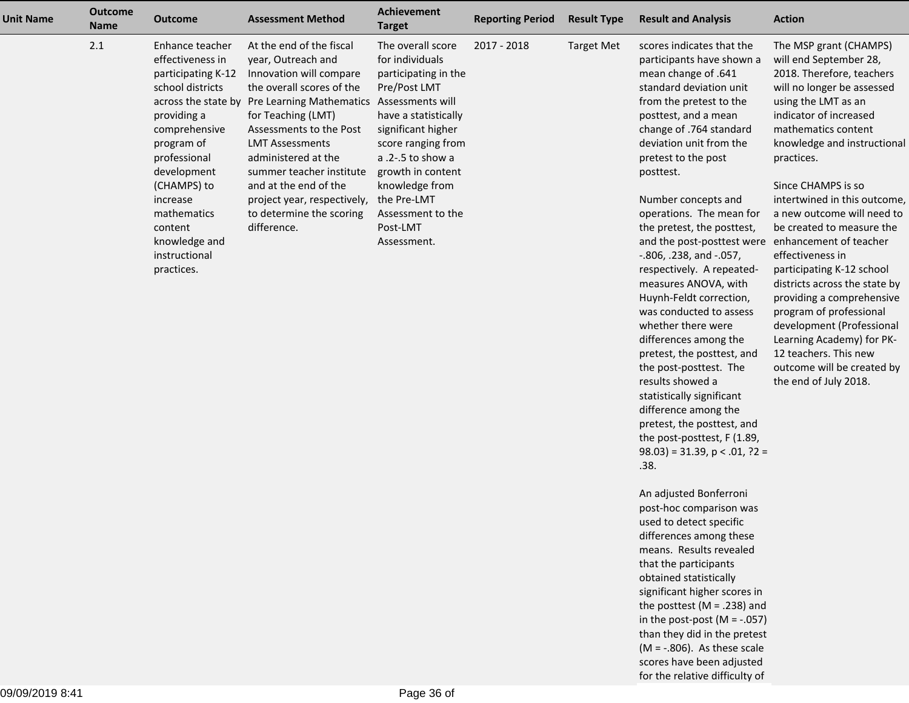| Unit Name | Outcome Name | Outcome | Assessment Method | Achievement Target | Reporting Period | Result Type | Result and Analysis | Action |
|---|---|---|---|---|---|---|---|---|
| | 2.1 | Enhance teacher effectiveness in participating K-12 school districts across the state by providing a comprehensive program of professional development (CHAMPS) to increase mathematics content knowledge and instructional practices. | At the end of the fiscal year, Outreach and Innovation will compare the overall scores of the Pre Learning Mathematics for Teaching (LMT) Assessments to the Post LMT Assessments administered at the summer teacher institute and at the end of the project year, respectively, to determine the scoring difference. | The overall score for individuals participating in the Pre/Post LMT Assessments will have a statistically significant higher score ranging from a .2-.5 to show a growth in content knowledge from the Pre-LMT Assessment to the Post-LMT Assessment. | 2017 - 2018 | Target Met | scores indicates that the participants have shown a mean change of .641 standard deviation unit from the pretest to the posttest, and a mean change of .764 standard deviation unit from the pretest to the post posttest.<br><br>Number concepts and operations. The mean for the pretest, the posttest, and the post-posttest were -.806, .238, and -.057, respectively. A repeated-measures ANOVA, with Huynh-Feldt correction, was conducted to assess whether there were differences among the pretest, the posttest, and the post-posttest. The results showed a statistically significant difference among the pretest, the posttest, and the post-posttest, $F(1.89, 98.03) = 31.39$, $p < .01$, ?2 = .38.<br><br>An adjusted Bonferroni post-hoc comparison was used to detect specific differences among these means. Results revealed that the participants obtained statistically significant higher scores in the posttest ($M = .238$) and in the post-post ($M = -.057$) than they did in the pretest ($M = -.806$). As these scale scores have been adjusted for the relative difficulty of | The MSP grant (CHAMPS) will end September 28, 2018. Therefore, teachers will no longer be assessed using the LMT as an indicator of increased mathematics content knowledge and instructional practices.<br><br>Since CHAMPS is so intertwined in this outcome, a new outcome will need to be created to measure the enhancement of teacher effectiveness in participating K-12 school districts across the state by providing a comprehensive program of professional development (Professional Learning Academy) for PK-12 teachers. This new outcome will be created by the end of July 2018. |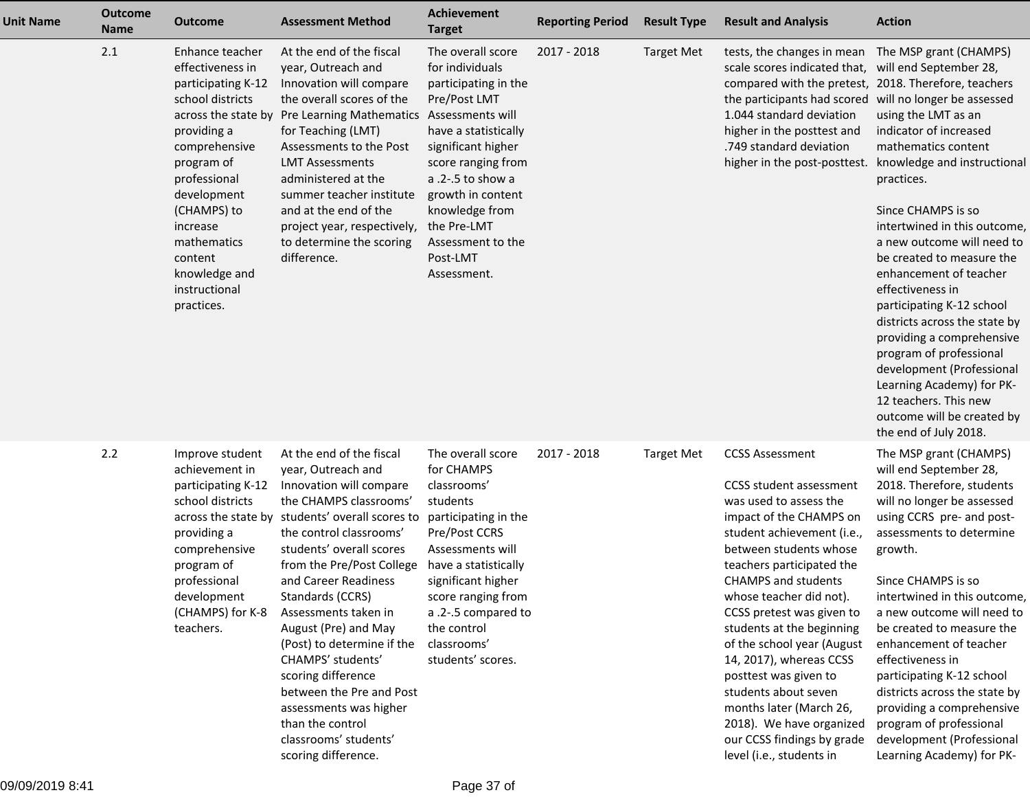| Unit Name | Outcome Name | Outcome | Assessment Method | Achievement Target | Reporting Period | Result Type | Result and Analysis | Action |
|---|---|---|---|---|---|---|---|---|
| | 2.1 | Enhance teacher effectiveness in participating K-12 school districts across the state by providing a comprehensive program of professional development (CHAMPS) to increase mathematics content knowledge and instructional practices. | At the end of the fiscal year, Outreach and Innovation will compare the overall scores of the Pre Learning Mathematics for Teaching (LMT) Assessments to the Post LMT Assessments administered at the summer teacher institute and at the end of the project year, respectively, to determine the scoring difference. | The overall score for individuals participating in the Pre/Post LMT Assessments will have a statistically significant higher score ranging from a .2-.5 to show a growth in content knowledge from the Pre-LMT Assessment to the Post-LMT Assessment. | 2017 - 2018 | Target Met | tests, the changes in mean scale scores indicated that, compared with the pretest, the participants had scored 1.044 standard deviation higher in the posttest and .749 standard deviation higher in the post-posttest. | The MSP grant (CHAMPS) will end September 28, 2018. Therefore, teachers will no longer be assessed using the LMT as an indicator of increased mathematics content knowledge and instructional practices.<br><br>Since CHAMPS is so intertwined in this outcome, a new outcome will need to be created to measure the enhancement of teacher effectiveness in participating K-12 school districts across the state by providing a comprehensive program of professional development (Professional Learning Academy) for PK-12 teachers. This new outcome will be created by the end of July 2018. |
| | 2.2 | Improve student achievement in participating K-12 school districts across the state by providing a comprehensive program of professional development (CHAMPS) for K-8 teachers. | At the end of the fiscal year, Outreach and Innovation will compare the CHAMPS classrooms' students' overall scores to the control classrooms' students' overall scores from the Pre/Post College and Career Readiness Standards (CCRS) Assessments taken in August (Pre) and May (Post) to determine if the CHAMPS' students' scoring difference between the Pre and Post assessments was higher than the control classrooms' students' scoring difference. | The overall score for CHAMPS classrooms' students participating in the Pre/Post CCRS Assessments will have a statistically significant higher score ranging from a .2-.5 compared to the control classrooms' students' scores. | 2017 - 2018 | Target Met | CCSS Assessment<br><br>CCSS student assessment was used to assess the impact of the CHAMPS on student achievement (i.e., between students whose teachers participated the CHAMPS and students whose teacher did not). CCSS pretest was given to students at the beginning of the school year (August 14, 2017), whereas CCSS posttest was given to students about seven months later (March 26, 2018). We have organized our CCSS findings by grade level (i.e., students in | The MSP grant (CHAMPS) will end September 28, 2018. Therefore, students will no longer be assessed using CCRS pre- and post-assessments to determine growth.<br><br>Since CHAMPS is so intertwined in this outcome, a new outcome will need to be created to measure the enhancement of teacher effectiveness in participating K-12 school districts across the state by providing a comprehensive program of professional development (Professional Learning Academy) for PK- |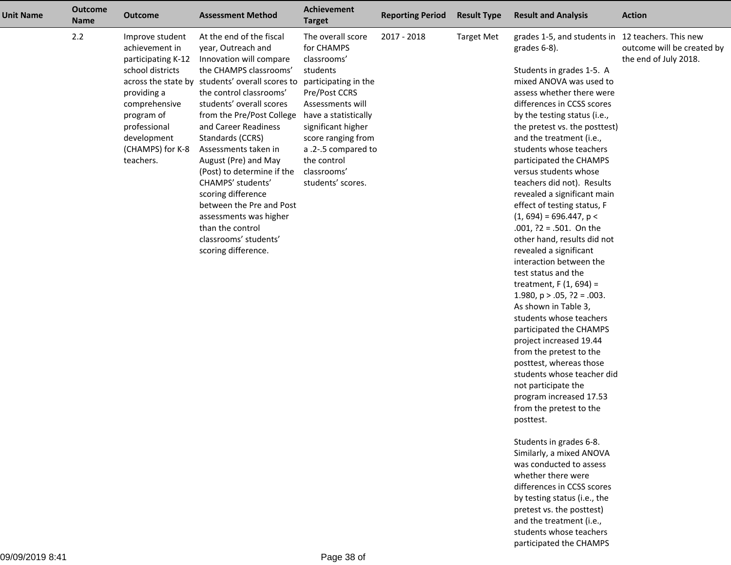| Unit Name | Outcome Name | Outcome | Assessment Method | Achievement Target | Reporting Period | Result Type | Result and Analysis | Action |
|---|---|---|---|---|---|---|---|---|
| | 2.2 | Improve student achievement in participating K-12 school districts across the state by providing a comprehensive program of professional development (CHAMPS) for K-8 teachers. | At the end of the fiscal year, Outreach and Innovation will compare the CHAMPS classrooms' students' overall scores to the control classrooms' students' overall scores from the Pre/Post College and Career Readiness Standards (CCRS) Assessments taken in August (Pre) and May (Post) to determine if the CHAMPS' students' scoring difference between the Pre and Post assessments was higher than the control classrooms' students' scoring difference. | The overall score for CHAMPS classrooms' students participating in the Pre/Post CCRS Assessments will have a statistically significant higher score ranging from a .2-.5 compared to the control classrooms' students' scores. | 2017 - 2018 | Target Met | grades 1-5, and students in grades 6-8).<br><br>Students in grades 1-5. A mixed ANOVA was used to assess whether there were differences in CCSS scores by the testing status (i.e., the pretest vs. the posttest) and the treatment (i.e., students whose teachers participated the CHAMPS versus students whose teachers did not). Results revealed a significant main effect of testing status, F (1, 694) = 696.447, p < .001, ?2 = .501. On the other hand, results did not revealed a significant interaction between the test status and the treatment, F (1, 694) = 1.980, p > .05, ?2 = .003. As shown in Table 3, students whose teachers participated the CHAMPS project increased 19.44 from the pretest to the posttest, whereas those students whose teacher did not participate the program increased 17.53 from the pretest to the posttest.<br><br>Students in grades 6-8. Similarly, a mixed ANOVA was conducted to assess whether there were differences in CCSS scores by testing status (i.e., the pretest vs. the posttest) and the treatment (i.e., students whose teachers participated the CHAMPS | 12 teachers. This new outcome will be created by the end of July 2018. |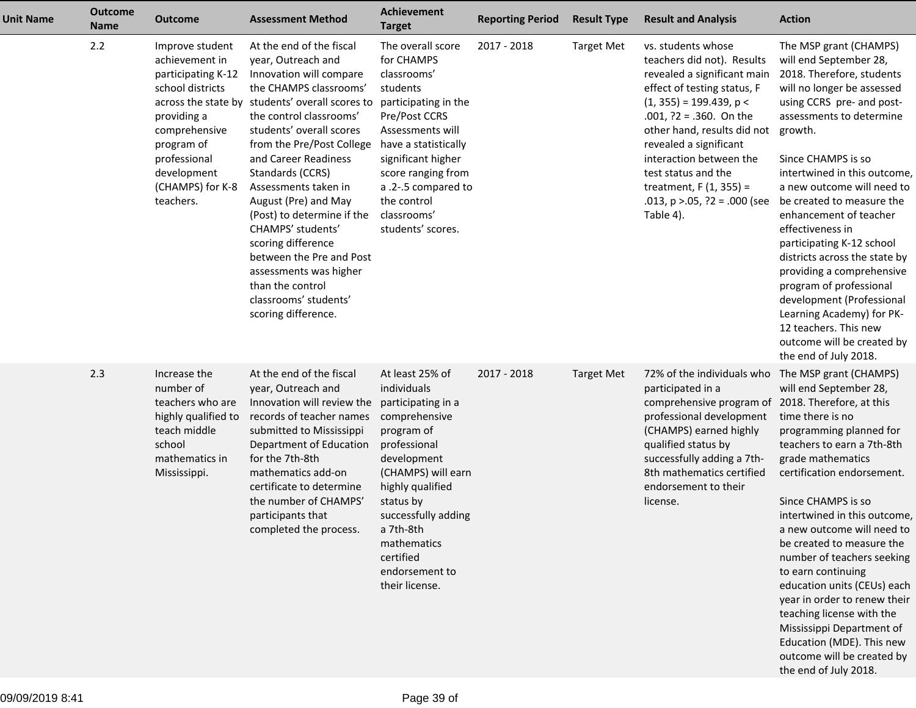| Unit Name | Outcome Name | Outcome | Assessment Method | Achievement Target | Reporting Period | Result Type | Result and Analysis | Action |
|---|---|---|---|---|---|---|---|---|
| | 2.2 | Improve student achievement in participating K-12 school districts across the state by providing a comprehensive program of professional development (CHAMPS) for K-8 teachers. | At the end of the fiscal year, Outreach and Innovation will compare the CHAMPS classrooms' students' overall scores to the control classrooms' students' overall scores from the Pre/Post College and Career Readiness Standards (CCRS) Assessments taken in August (Pre) and May (Post) to determine if the CHAMPS' students' scoring difference between the Pre and Post assessments was higher than the control classrooms' students' scoring difference. | The overall score for CHAMPS classrooms' students participating in the Pre/Post CCRS Assessments will have a statistically significant higher score ranging from a .2-.5 compared to the control classrooms' students' scores. | 2017 - 2018 | Target Met | vs. students whose teachers did not). Results revealed a significant main effect of testing status, $F(1, 355) = 199.439$, $p < .001$, ?2 = .360. On the other hand, results did not revealed a significant interaction between the test status and the treatment, $F(1, 355) = .013$, $p > .05$, ?2 = .000 (see Table 4). | The MSP grant (CHAMPS) will end September 28, 2018. Therefore, students will no longer be assessed using CCRS pre- and post-assessments to determine growth.<br><br>Since CHAMPS is so intertwined in this outcome, a new outcome will need to be created to measure the enhancement of teacher effectiveness in participating K-12 school districts across the state by providing a comprehensive program of professional development (Professional Learning Academy) for PK-12 teachers. This new outcome will be created by the end of July 2018. |
| | 2.3 | Increase the number of teachers who are highly qualified to teach middle school mathematics in Mississippi. | At the end of the fiscal year, Outreach and Innovation will review the records of teacher names submitted to Mississippi Department of Education for the 7th-8th mathematics add-on certificate to determine the number of CHAMPS' participants that completed the process. | At least 25% of individuals participating in a comprehensive program of professional development (CHAMPS) will earn highly qualified status by successfully adding a 7th-8th mathematics certified endorsement to their license. | 2017 - 2018 | Target Met | 72% of the individuals who participated in a comprehensive program of professional development (CHAMPS) earned highly qualified status by successfully adding a 7th-8th mathematics certified endorsement to their license. | The MSP grant (CHAMPS) will end September 28, 2018. Therefore, at this time there is no programming planned for teachers to earn a 7th-8th grade mathematics certification endorsement.<br><br>Since CHAMPS is so intertwined in this outcome, a new outcome will need to be created to measure the number of teachers seeking to earn continuing education units (CEUs) each year in order to renew their teaching license with the Mississippi Department of Education (MDE). This new outcome will be created by the end of July 2018. |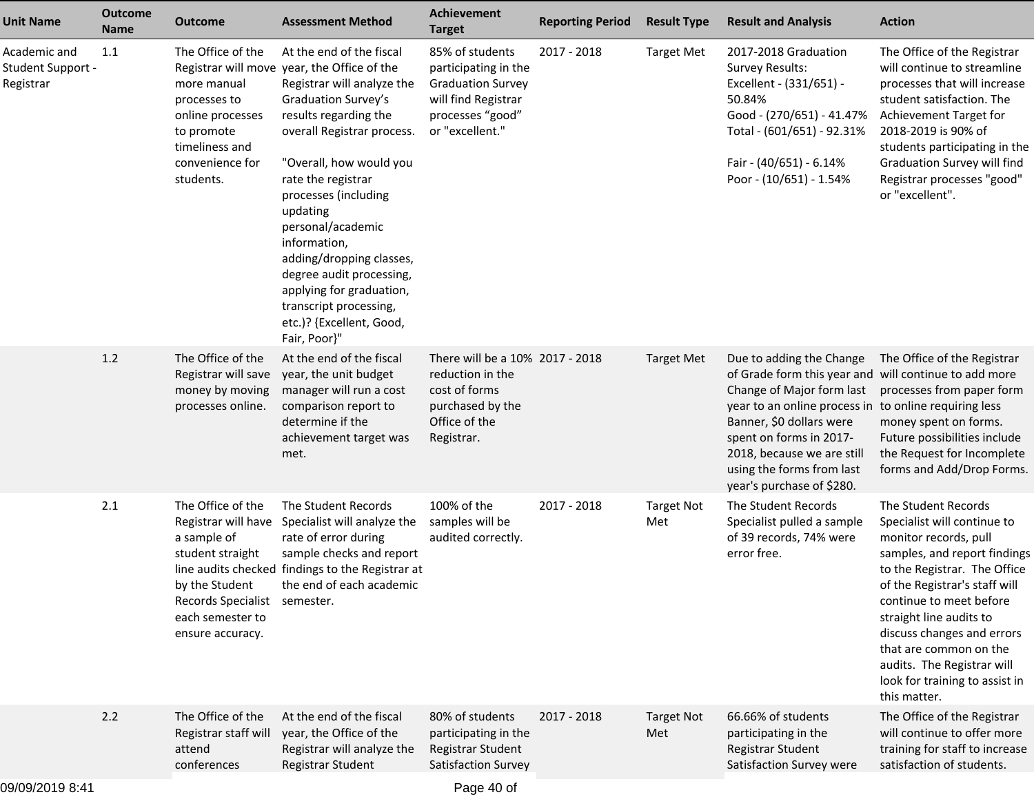| Unit Name | Outcome Name | Outcome | Assessment Method | Achievement Target | Reporting Period | Result Type | Result and Analysis | Action |
|---|---|---|---|---|---|---|---|---|
| Academic and Student Support - Registrar | 1.1 | The Office of the Registrar will move more manual processes to online processes to promote timeliness and convenience for students. | At the end of the fiscal year, the Office of the Registrar will analyze the Graduation Survey's results regarding the overall Registrar process.<br><br>"Overall, how would you rate the registrar processes (including updating personal/academic information, adding/dropping classes, degree audit processing, applying for graduation, transcript processing, etc.)? {Excellent, Good, Fair, Poor}" | 85% of students participating in the Graduation Survey will find Registrar processes "good" or "excellent." | 2017 - 2018 | Target Met | 2017-2018 Graduation Survey Results:<br>Excellent - (331/651) - 50.84%<br>Good - (270/651) - 41.47%<br>Total - (601/651) - 92.31%<br><br>Fair - (40/651) - 6.14%<br>Poor - (10/651) - 1.54% | The Office of the Registrar will continue to streamline processes that will increase student satisfaction. The Achievement Target for 2018-2019 is 90% of students participating in the Graduation Survey will find Registrar processes "good" or "excellent". |
| | 1.2 | The Office of the Registrar will save money by moving processes online. | At the end of the fiscal year, the unit budget manager will run a cost comparison report to determine if the achievement target was met. | There will be a 10% reduction in the cost of forms purchased by the Office of the Registrar. | 2017 - 2018 | Target Met | Due to adding the Change of Grade form this year and Change of Major form last year to an online process in Banner, $0 dollars were spent on forms in 2017-2018, because we are still using the forms from last year's purchase of $280. | The Office of the Registrar will continue to add more processes from paper form to online requiring less money spent on forms. Future possibilities include the Request for Incomplete forms and Add/Drop Forms. |
| | 2.1 | The Office of the Registrar will have a sample of student straight line audits checked by the Student Records Specialist each semester to ensure accuracy. | The Student Records Specialist will analyze the rate of error during sample checks and report findings to the Registrar at the end of each academic semester. | 100% of the samples will be audited correctly. | 2017 - 2018 | Target Not Met | The Student Records Specialist pulled a sample of 39 records, 74% were error free. | The Student Records Specialist will continue to monitor records, pull samples, and report findings to the Registrar. The Office of the Registrar's staff will continue to meet before straight line audits to discuss changes and errors that are common on the audits. The Registrar will look for training to assist in this matter. |
| | 2.2 | The Office of the Registrar staff will attend conferences | At the end of the fiscal year, the Office of the Registrar will analyze the Registrar Student | 80% of students participating in the Registrar Student Satisfaction Survey | 2017 - 2018 | Target Not Met | 66.66% of students participating in the Registrar Student Satisfaction Survey were | The Office of the Registrar will continue to offer more training for staff to increase satisfaction of students. |

09/09/2019 8:41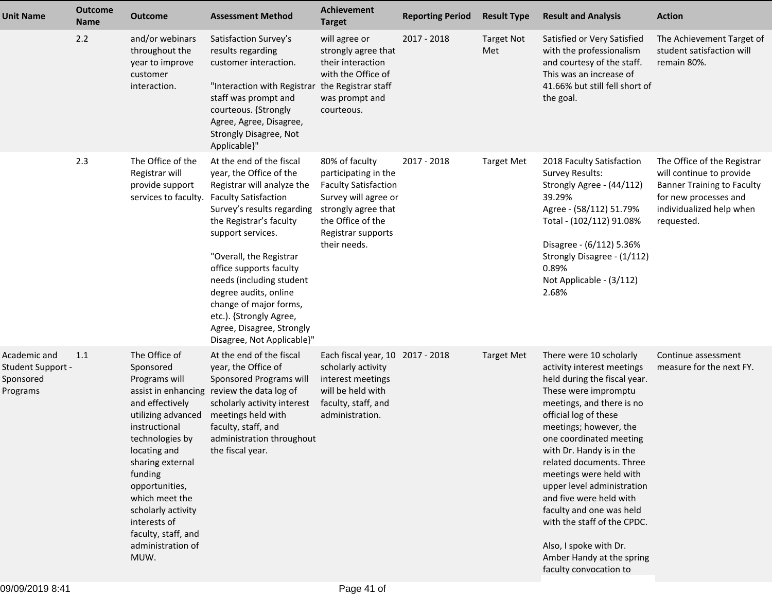| Unit Name | Outcome Name | Outcome | Assessment Method | Achievement Target | Reporting Period | Result Type | Result and Analysis | Action |
|---|---|---|---|---|---|---|---|---|
| | 2.2 | and/or webinars throughout the year to improve customer interaction. | Satisfaction Survey's results regarding customer interaction.<br><br>"Interaction with Registrar staff was prompt and courteous. {Strongly Agree, Agree, Disagree, Strongly Disagree, Not Applicable}" | will agree or strongly agree that their interaction with the Office of the Registrar staff was prompt and courteous. | 2017 - 2018 | Target Not Met | Satisfied or Very Satisfied with the professionalism and courtesy of the staff. This was an increase of 41.66% but still fell short of the goal. | The Achievement Target of student satisfaction will remain 80%. |
| | 2.3 | The Office of the Registrar will provide support services to faculty. | At the end of the fiscal year, the Office of the Registrar will analyze the Faculty Satisfaction Survey's results regarding the Registrar's faculty support services.<br><br>"Overall, the Registrar office supports faculty needs (including student degree audits, online change of major forms, etc.). {Strongly Agree, Agree, Disagree, Strongly Disagree, Not Applicable}" | 80% of faculty participating in the Faculty Satisfaction Survey will agree or strongly agree that the Office of the Registrar supports their needs. | 2017 - 2018 | Target Met | 2018 Faculty Satisfaction Survey Results:<br>Strongly Agree - (44/112) 39.29%<br>Agree - (58/112) 51.79%<br>Total - (102/112) 91.08%<br><br>Disagree - (6/112) 5.36%<br>Strongly Disagree - (1/112) 0.89%<br>Not Applicable - (3/112) 2.68% | The Office of the Registrar will continue to provide Banner Training to Faculty for new processes and individualized help when requested. |
| Academic and Student Support - Sponsored Programs | 1.1 | The Office of Sponsored Programs will assist in enhancing and effectively utilizing advanced instructional technologies by locating and sharing external funding opportunities, which meet the scholarly activity interests of faculty, staff, and administration of MUW. | At the end of the fiscal year, the Office of Sponsored Programs will review the data log of scholarly activity interest meetings held with faculty, staff, and administration throughout the fiscal year. | Each fiscal year, 10 scholarly activity interest meetings will be held with faculty, staff, and administration. | 2017 - 2018 | Target Met | There were 10 scholarly activity interest meetings held during the fiscal year. These were impromptu meetings, and there is no official log of these meetings; however, the one coordinated meeting with Dr. Handy is in the related documents. Three meetings were held with upper level administration and five were held with faculty and one was held with the staff of the CPDC.<br><br>Also, I spoke with Dr. Amber Handy at the spring faculty convocation to | Continue assessment measure for the next FY. |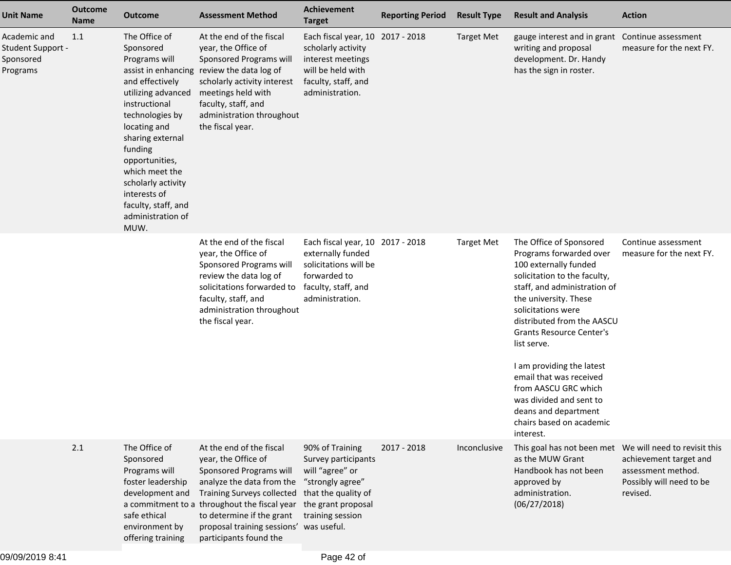| Unit Name | Outcome Name | Outcome | Assessment Method | Achievement Target | Reporting Period | Result Type | Result and Analysis | Action |
|---|---|---|---|---|---|---|---|---|
| Academic and Student Support - Sponsored Programs | 1.1 | The Office of Sponsored Programs will assist in enhancing and effectively utilizing advanced instructional technologies by locating and sharing external funding opportunities, which meet the scholarly activity interests of faculty, staff, and administration of MUW. | At the end of the fiscal year, the Office of Sponsored Programs will review the data log of scholarly activity interest meetings held with faculty, staff, and administration throughout the fiscal year. | Each fiscal year, 10 scholarly activity interest meetings will be held with faculty, staff, and administration. | 2017 - 2018 | Target Met | gauge interest and in grant writing and proposal development. Dr. Handy has the sign in roster. | Continue assessment measure for the next FY. |
| | | | At the end of the fiscal year, the Office of Sponsored Programs will review the data log of solicitations forwarded to faculty, staff, and administration throughout the fiscal year. | Each fiscal year, 10 externally funded solicitations will be forwarded to faculty, staff, and administration. | 2017 - 2018 | Target Met | The Office of Sponsored Programs forwarded over 100 externally funded solicitation to the faculty, staff, and administration of the university. These solicitations were distributed from the AASCU Grants Resource Center's list serve.<br><br>I am providing the latest email that was received from AASCU GRC which was divided and sent to deans and department chairs based on academic interest. | Continue assessment measure for the next FY. |
| | 2.1 | The Office of Sponsored Programs will foster leadership development and a commitment to a safe ethical environment by offering training | At the end of the fiscal year, the Office of Sponsored Programs will analyze the data from the Training Surveys collected throughout the fiscal year to determine if the grant proposal training sessions' participants found the | 90% of Training Survey participants will "agree" or "strongly agree" that the quality of the grant proposal training session was useful. | 2017 - 2018 | Inconclusive | This goal has not been met as the MUW Grant Handbook has not been approved by administration. (06/27/2018) | We will need to revisit this achievement target and assessment method. Possibly will need to be revised. |

09/09/2019 8:41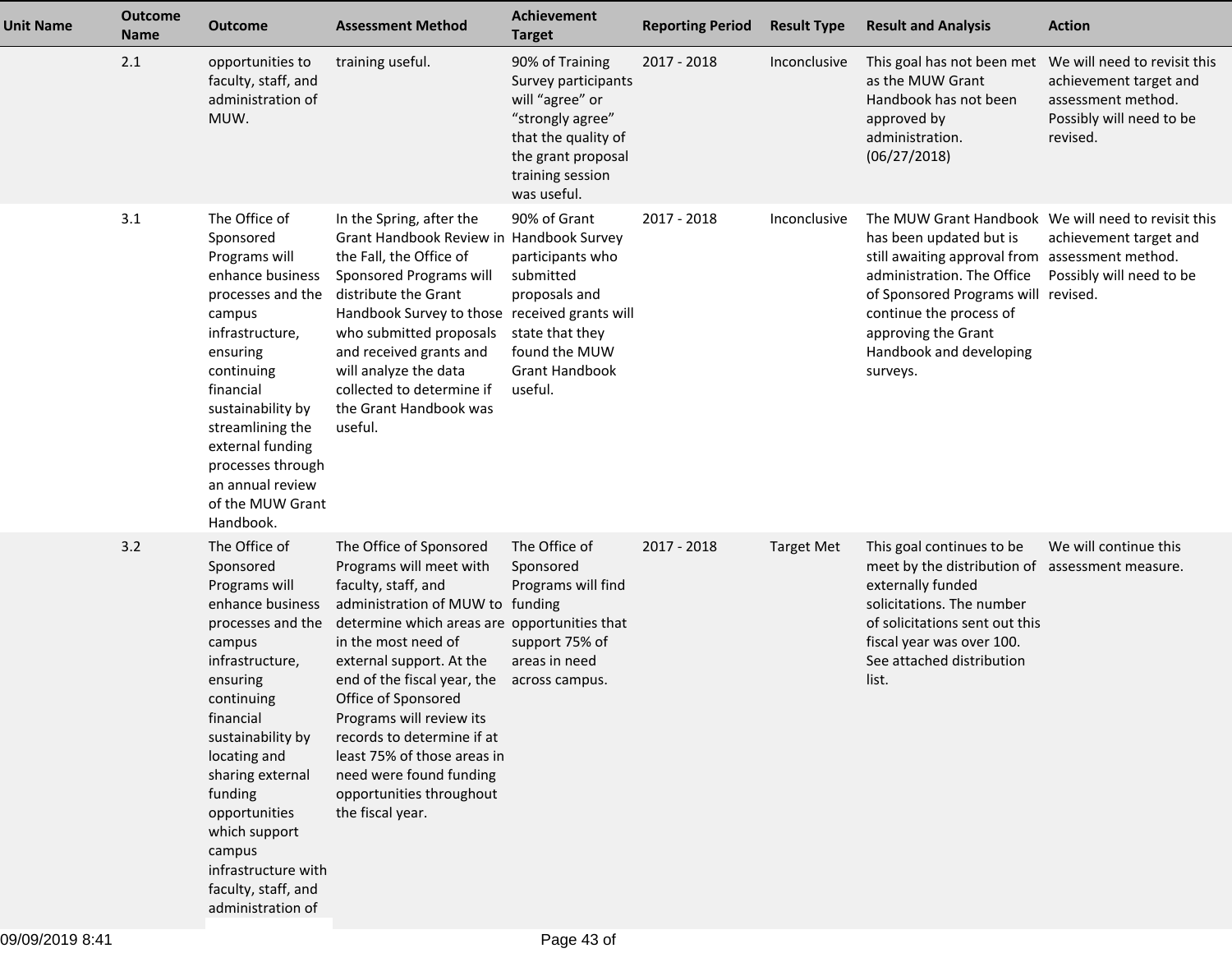| Unit Name | Outcome Name | Outcome | Assessment Method | Achievement Target | Reporting Period | Result Type | Result and Analysis | Action |
|---|---|---|---|---|---|---|---|---|
| | 2.1 | opportunities to faculty, staff, and administration of MUW. | training useful. | 90% of Training Survey participants will "agree" or "strongly agree" that the quality of the grant proposal training session was useful. | 2017 - 2018 | Inconclusive | This goal has not been met as the MUW Grant Handbook has not been approved by administration. (06/27/2018) | We will need to revisit this achievement target and assessment method. Possibly will need to be revised. |
| | 3.1 | The Office of Sponsored Programs will enhance business processes and the campus infrastructure, ensuring continuing financial sustainability by streamlining the external funding processes through an annual review of the MUW Grant Handbook. | In the Spring, after the Grant Handbook Review in the Fall, the Office of Sponsored Programs will distribute the Grant Handbook Survey to those who submitted proposals and received grants and will analyze the data collected to determine if the Grant Handbook was useful. | 90% of Grant Handbook Survey participants who submitted proposals and received grants will state that they found the MUW Grant Handbook useful. | 2017 - 2018 | Inconclusive | The MUW Grant Handbook has been updated but is still awaiting approval from administration. The Office of Sponsored Programs will continue the process of approving the Grant Handbook and developing surveys. | We will need to revisit this achievement target and assessment method. Possibly will need to be revised. |
| | 3.2 | The Office of Sponsored Programs will enhance business processes and the campus infrastructure, ensuring continuing financial sustainability by locating and sharing external funding opportunities which support campus infrastructure with faculty, staff, and administration of | The Office of Sponsored Programs will meet with faculty, staff, and administration of MUW to determine which areas are in the most need of external support. At the end of the fiscal year, the Office of Sponsored Programs will review its records to determine if at least 75% of those areas in need were found funding opportunities throughout the fiscal year. | The Office of Sponsored Programs will find funding opportunities that support 75% of areas in need across campus. | 2017 - 2018 | Target Met | This goal continues to be meet by the distribution of externally funded solicitations. The number of solicitations sent out this fiscal year was over 100. See attached distribution list. | We will continue this assessment measure. |

09/09/2019 8:41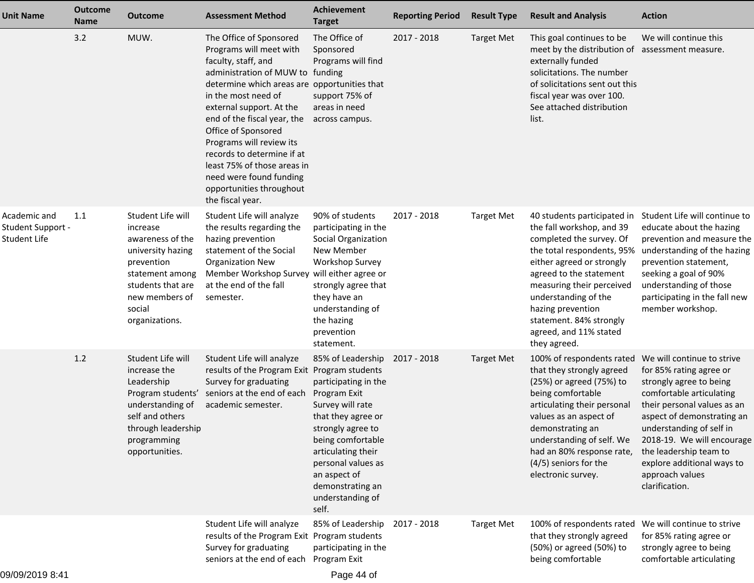| Unit Name | Outcome Name | Outcome | Assessment Method | Achievement Target | Reporting Period | Result Type | Result and Analysis | Action |
|---|---|---|---|---|---|---|---|---|
| | 3.2 | MUW. | The Office of Sponsored Programs will meet with faculty, staff, and administration of MUW to determine which areas are in the most need of external support. At the end of the fiscal year, the Office of Sponsored Programs will review its records to determine if at least 75% of those areas in need were found funding opportunities throughout the fiscal year. | The Office of Sponsored Programs will find funding opportunities that support 75% of areas in need across campus. | 2017 - 2018 | Target Met | This goal continues to be meet by the distribution of externally funded solicitations. The number of solicitations sent out this fiscal year was over 100. See attached distribution list. | We will continue this assessment measure. |
| Academic and Student Support - Student Life | 1.1 | Student Life will increase awareness of the university hazing prevention statement among students that are new members of social organizations. | Student Life will analyze the results regarding the hazing prevention statement of the Social Organization New Member Workshop Survey at the end of the fall semester. | 90% of students participating in the Social Organization New Member Workshop Survey will either agree or strongly agree that they have an understanding of the hazing prevention statement. | 2017 - 2018 | Target Met | 40 students participated in the fall workshop, and 39 completed the survey. Of the total respondents, 95% either agreed or strongly agreed to the statement measuring their perceived understanding of the hazing prevention statement. 84% strongly agreed, and 11% stated they agreed. | Student Life will continue to educate about the hazing prevention and measure the understanding of the hazing prevention statement, seeking a goal of 90% understanding of those participating in the fall new member workshop. |
| | 1.2 | Student Life will increase the Leadership Program students' understanding of self and others through leadership programming opportunities. | Student Life will analyze results of the Program Exit Survey for graduating seniors at the end of each academic semester. | 85% of Leadership Program students participating in the Program Exit Survey will rate that they agree or strongly agree to being comfortable articulating their personal values as an aspect of demonstrating an understanding of self. | 2017 - 2018 | Target Met | 100% of respondents rated that they strongly agreed (25%) or agreed (75%) to being comfortable articulating their personal values as an aspect of demonstrating an understanding of self. We had an 80% response rate, (4/5) seniors for the electronic survey. | We will continue to strive for 85% rating agree or strongly agree to being comfortable articulating their personal values as an aspect of demonstrating an understanding of self in 2018-19. We will encourage the leadership team to explore additional ways to approach values clarification. |
| | | | Student Life will analyze results of the Program Exit Survey for graduating seniors at the end of each | 85% of Leadership Program students participating in the Program Exit | 2017 - 2018 | Target Met | 100% of respondents rated that they strongly agreed (50%) or agreed (50%) to being comfortable | We will continue to strive for 85% rating agree or strongly agree to being comfortable articulating |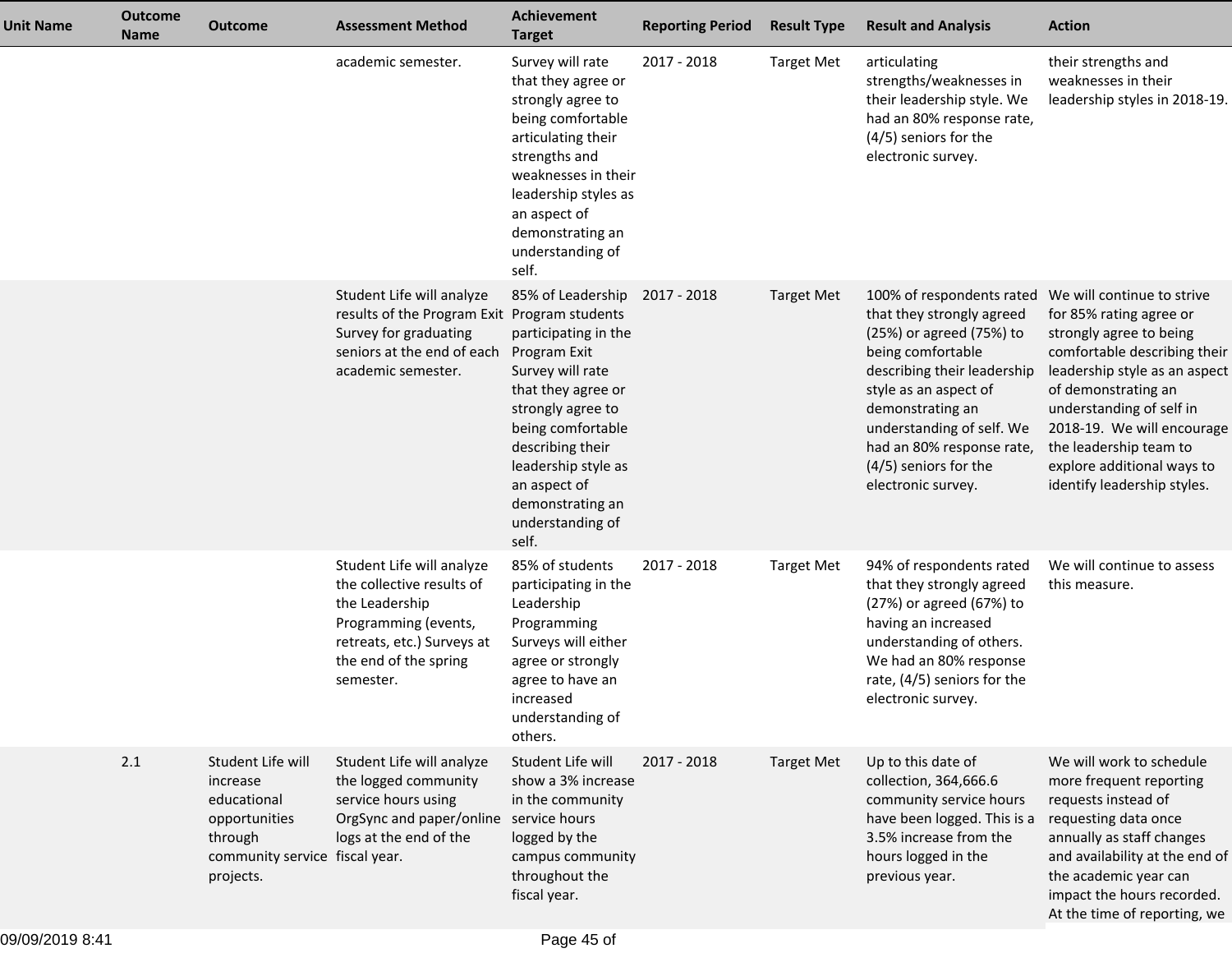| Unit Name | Outcome Name | Outcome | Assessment Method | Achievement Target | Reporting Period | Result Type | Result and Analysis | Action |
|---|---|---|---|---|---|---|---|---|
| | | | academic semester. | Survey will rate that they agree or strongly agree to being comfortable articulating their strengths and weaknesses in their leadership styles as an aspect of demonstrating an understanding of self. | 2017 - 2018 | Target Met | articulating strengths/weaknesses in their leadership style. We had an 80% response rate, (4/5) seniors for the electronic survey. | their strengths and weaknesses in their leadership styles in 2018-19. |
| | | | Student Life will analyze results of the Program Exit Survey for graduating seniors at the end of each academic semester. | 85% of Leadership Program students participating in the Program Exit Survey will rate that they agree or strongly agree to being comfortable describing their leadership style as an aspect of demonstrating an understanding of self. | 2017 - 2018 | Target Met | 100% of respondents rated that they strongly agreed (25%) or agreed (75%) to being comfortable describing their leadership style as an aspect of demonstrating an understanding of self. We had an 80% response rate, (4/5) seniors for the electronic survey. | We will continue to strive for 85% rating agree or strongly agree to being comfortable describing their leadership style as an aspect of demonstrating an understanding of self in 2018-19. We will encourage the leadership team to explore additional ways to identify leadership styles. |
| | | | Student Life will analyze the collective results of the Leadership Programming (events, retreats, etc.) Surveys at the end of the spring semester. | 85% of students participating in the Leadership Programming Surveys will either agree or strongly agree to have an increased understanding of others. | 2017 - 2018 | Target Met | 94% of respondents rated that they strongly agreed (27%) or agreed (67%) to having an increased understanding of others. We had an 80% response rate, (4/5) seniors for the electronic survey. | We will continue to assess this measure. |
| | 2.1 | Student Life will increase educational opportunities through community service projects. | Student Life will analyze the logged community service hours using OrgSync and paper/online logs at the end of the fiscal year. | Student Life will show a 3% increase in the community service hours logged by the campus community throughout the fiscal year. | 2017 - 2018 | Target Met | Up to this date of collection, 364,666.6 community service hours have been logged. This is a 3.5% increase from the hours logged in the previous year. | We will work to schedule more frequent reporting requests instead of requesting data once annually as staff changes and availability at the end of the academic year can impact the hours recorded. At the time of reporting, we |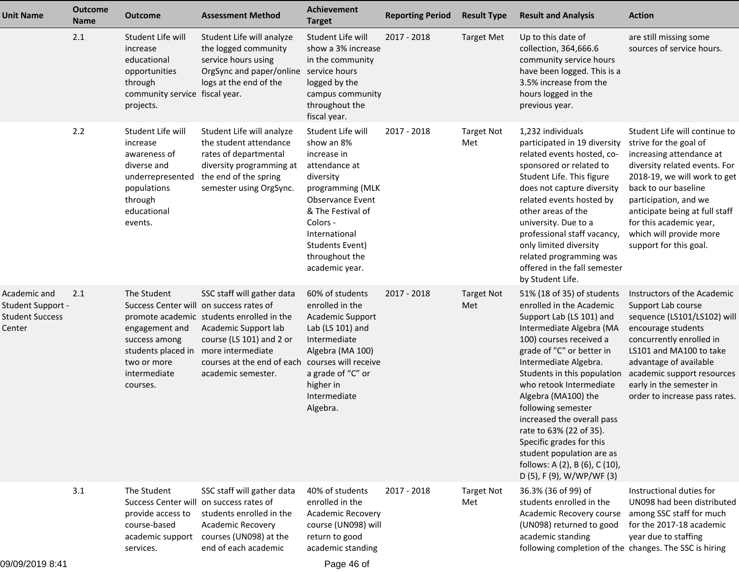| Unit Name | Outcome Name | Outcome | Assessment Method | Achievement Target | Reporting Period | Result Type | Result and Analysis | Action |
|---|---|---|---|---|---|---|---|---|
| | 2.1 | Student Life will increase educational opportunities through community service projects. | Student Life will analyze the logged community service hours using OrgSync and paper/online logs at the end of the fiscal year. | Student Life will show a 3% increase in the community service hours logged by the campus community throughout the fiscal year. | 2017 - 2018 | Target Met | Up to this date of collection, 364,666.6 community service hours have been logged. This is a 3.5% increase from the hours logged in the previous year. | are still missing some sources of service hours. |
| | 2.2 | Student Life will increase awareness of diverse and underrepresented populations through educational events. | Student Life will analyze the student attendance rates of departmental diversity programming at the end of the spring semester using OrgSync. | Student Life will show an 8% increase in attendance at diversity programming (MLK Observance Event & The Festival of Colors - International Students Event) throughout the academic year. | 2017 - 2018 | Target Not Met | 1,232 individuals participated in 19 diversity related events hosted, co-sponsored or related to Student Life. This figure does not capture diversity related events hosted by other areas of the university. Due to a professional staff vacancy, only limited diversity related programming was offered in the fall semester by Student Life. | Student Life will continue to strive for the goal of increasing attendance at diversity related events. For 2018-19, we will work to get back to our baseline participation, and we anticipate being at full staff for this academic year, which will provide more support for this goal. |
| Academic and Student Support - Student Success Center | 2.1 | The Student Success Center will promote academic engagement and success among students placed in two or more intermediate courses. | SSC staff will gather data on success rates of students enrolled in the Academic Support lab course (LS 101) and 2 or more intermediate courses at the end of each academic semester. | 60% of students enrolled in the Academic Support Lab (LS 101) and Intermediate Algebra (MA 100) courses will receive a grade of "C" or higher in Intermediate Algebra. | 2017 - 2018 | Target Not Met | 51% (18 of 35) of students enrolled in the Academic Support Lab (LS 101) and Intermediate Algebra (MA 100) courses received a grade of "C" or better in Intermediate Algebra. Students in this population who retook Intermediate Algebra (MA100) the following semester increased the overall pass rate to 63% (22 of 35). Specific grades for this student population are as follows: A (2), B (6), C (10), D (5), F (9), W/WP/WF (3) | Instructors of the Academic Support Lab course sequence (LS101/LS102) will encourage students concurrently enrolled in LS101 and MA100 to take advantage of available academic support resources early in the semester in order to increase pass rates. |
| | 3.1 | The Student Success Center will provide access to course-based academic support services. | SSC staff will gather data on success rates of students enrolled in the Academic Recovery courses (UN098) at the end of each academic | 40% of students enrolled in the Academic Recovery course (UN098) will return to good academic standing | 2017 - 2018 | Target Not Met | 36.3% (36 of 99) of students enrolled in the Academic Recovery course (UN098) returned to good academic standing following completion of the | Instructional duties for UN098 had been distributed among SSC staff for much for the 2017-18 academic year due to staffing changes. The SSC is hiring |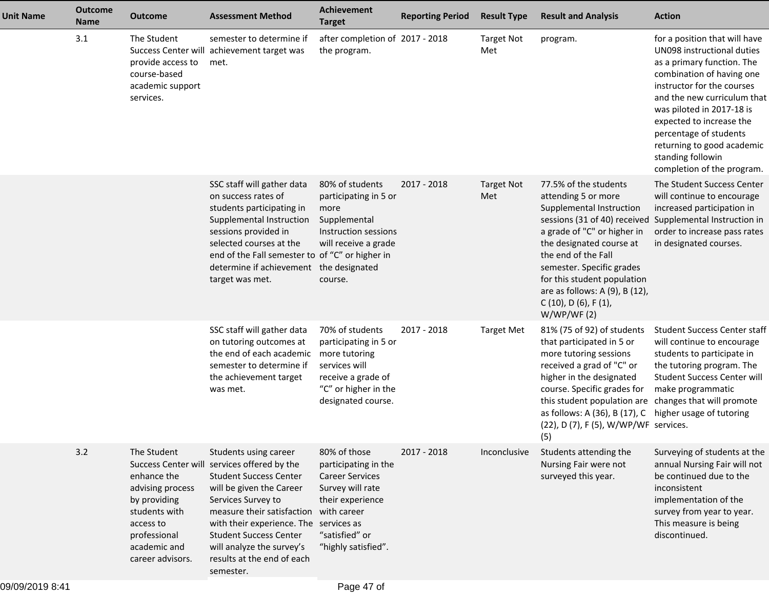| Unit Name | Outcome Name | Outcome | Assessment Method | Achievement Target | Reporting Period | Result Type | Result and Analysis | Action |
|---|---|---|---|---|---|---|---|---|
| | 3.1 | The Student Success Center will provide access to course-based academic support services. | semester to determine if achievement target was met. | after completion of the program. | 2017 - 2018 | Target Not Met | program. | for a position that will have UN098 instructional duties as a primary function. The combination of having one instructor for the courses and the new curriculum that was piloted in 2017-18 is expected to increase the percentage of students returning to good academic standing followin completion of the program. |
| | | | SSC staff will gather data on success rates of students participating in Supplemental Instruction sessions provided in selected courses at the end of the Fall semester to determine if achievement target was met. | 80% of students participating in 5 or more Supplemental Instruction sessions will receive a grade of "C" or higher in the designated course. | 2017 - 2018 | Target Not Met | 77.5% of the students attending 5 or more Supplemental Instruction sessions (31 of 40) received a grade of "C" or higher in the designated course at the end of the Fall semester. Specific grades for this student population are as follows: A (9), B (12), C (10), D (6), F (1), W/WP/WF (2) | The Student Success Center will continue to encourage increased participation in Supplemental Instruction in order to increase pass rates in designated courses. |
| | | | SSC staff will gather data on tutoring outcomes at the end of each academic semester to determine if the achievement target was met. | 70% of students participating in 5 or more tutoring services will receive a grade of "C" or higher in the designated course. | 2017 - 2018 | Target Met | 81% (75 of 92) of students that participated in 5 or more tutoring sessions received a grad of "C" or higher in the designated course. Specific grades for this student population are as follows: A (36), B (17), C (22), D (7), F (5), W/WP/WF (5) | Student Success Center staff will continue to encourage students to participate in the tutoring program. The Student Success Center will make programmatic changes that will promote higher usage of tutoring services. |
| | 3.2 | The Student Success Center will enhance the advising process by providing students with access to professional academic and career advisors. | Students using career services offered by the Student Success Center will be given the Career Services Survey to measure their satisfaction with their experience. The Student Success Center will analyze the survey's results at the end of each semester. | 80% of those participating in the Career Services Survey will rate their experience with career services as "satisfied" or "highly satisfied". | 2017 - 2018 | Inconclusive | Students attending the Nursing Fair were not surveyed this year. | Surveying of students at the annual Nursing Fair will not be continued due to the inconsistent implementation of the survey from year to year. This measure is being discontinued. |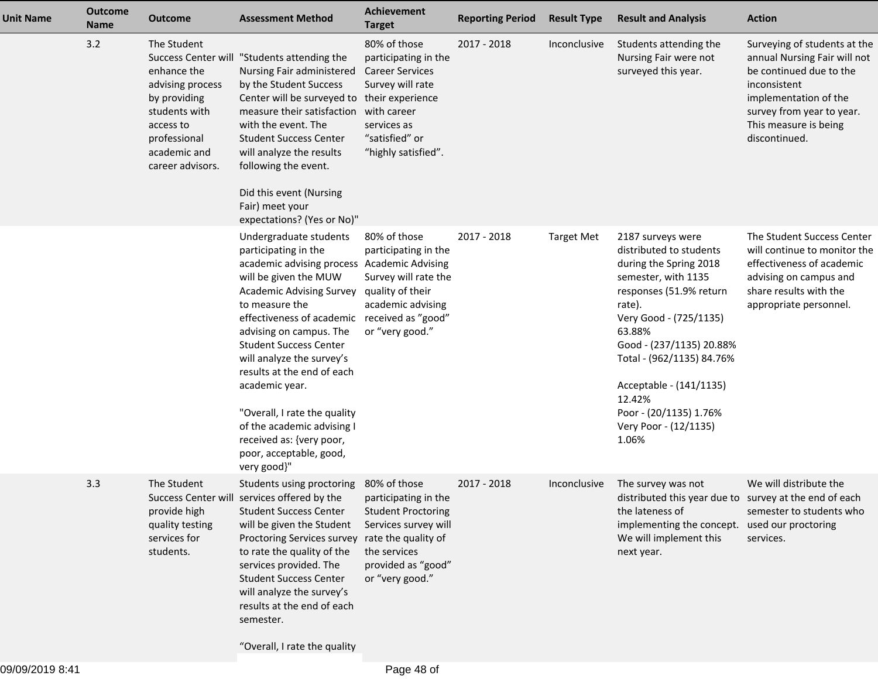| Unit Name | Outcome Name | Outcome | Assessment Method | Achievement Target | Reporting Period | Result Type | Result and Analysis | Action |
|---|---|---|---|---|---|---|---|---|
| | 3.2 | The Student Success Center will enhance the advising process by providing students with access to professional academic and career advisors. | "Students attending the Nursing Fair administered by the Student Success Center will be surveyed to measure their satisfaction with the event. The Student Success Center will analyze the results following the event.<br><br>Did this event (Nursing Fair) meet your expectations? (Yes or No)" | 80% of those participating in the Career Services Survey will rate their experience with career services as “satisfied” or “highly satisfied”. | 2017 - 2018 | Inconclusive | Students attending the Nursing Fair were not surveyed this year. | Surveying of students at the annual Nursing Fair will not be continued due to the inconsistent implementation of the survey from year to year. This measure is being discontinued. |
| | | | Undergraduate students participating in the academic advising process will be given the MUW Academic Advising Survey to measure the effectiveness of academic advising on campus. The Student Success Center will analyze the survey’s results at the end of each academic year.<br><br>"Overall, I rate the quality of the academic advising I received as: {very poor, poor, acceptable, good, very good}" | 80% of those participating in the Academic Advising Survey will rate the quality of their academic advising received as ”good” or “very good.” | 2017 - 2018 | Target Met | 2187 surveys were distributed to students during the Spring 2018 semester, with 1135 responses (51.9% return rate).<br>Very Good - (725/1135) 63.88%<br>Good - (237/1135) 20.88%<br>Total - (962/1135) 84.76%<br><br>Acceptable - (141/1135) 12.42%<br>Poor - (20/1135) 1.76%<br>Very Poor - (12/1135) 1.06% | The Student Success Center will continue to monitor the effectiveness of academic advising on campus and share results with the appropriate personnel. |
| | 3.3 | The Student Success Center will provide high quality testing services for students. | Students using proctoring services offered by the Student Success Center will be given the Student Proctoring Services survey to rate the quality of the services provided. The Student Success Center will analyze the survey’s results at the end of each semester.<br><br>“Overall, I rate the quality | 80% of those participating in the Student Proctoring Services survey will rate the quality of the services provided as “good” or “very good.” | 2017 - 2018 | Inconclusive | The survey was not distributed this year due to the lateness of implementing the concept. We will implement this next year. | We will distribute the survey at the end of each semester to students who used our proctoring services. |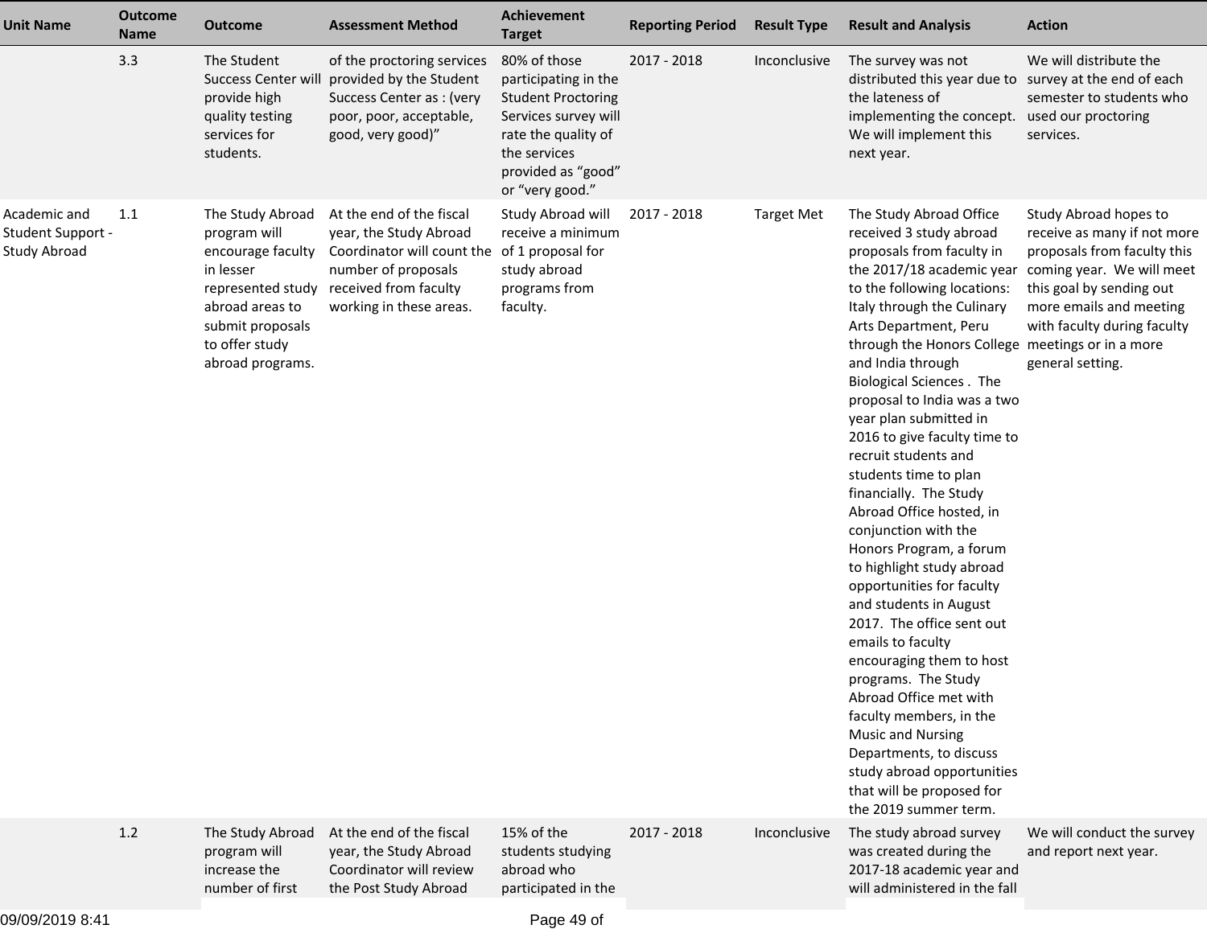| Unit Name | Outcome Name | Outcome | Assessment Method | Achievement Target | Reporting Period | Result Type | Result and Analysis | Action |
|---|---|---|---|---|---|---|---|---|
| | 3.3 | The Student Success Center will provide high quality testing services for students. | of the proctoring services provided by the Student Success Center as : (very poor, poor, acceptable, good, very good)" | 80% of those participating in the Student Proctoring Services survey will rate the quality of the services provided as "good" or "very good." | 2017 - 2018 | Inconclusive | The survey was not distributed this year due to the lateness of implementing the concept. We will implement this next year. | We will distribute the survey at the end of each semester to students who used our proctoring services. |
| Academic and Student Support - Study Abroad | 1.1 | The Study Abroad program will encourage faculty in lesser represented study abroad areas to submit proposals to offer study abroad programs. | At the end of the fiscal year, the Study Abroad Coordinator will count the number of proposals received from faculty working in these areas. | Study Abroad will receive a minimum of 1 proposal for study abroad programs from faculty. | 2017 - 2018 | Target Met | The Study Abroad Office received 3 study abroad proposals from faculty in the 2017/18 academic year to the following locations: Italy through the Culinary Arts Department, Peru through the Honors College and India through Biological Sciences . The proposal to India was a two year plan submitted in 2016 to give faculty time to recruit students and students time to plan financially. The Study Abroad Office hosted, in conjunction with the Honors Program, a forum to highlight study abroad opportunities for faculty and students in August 2017. The office sent out emails to faculty encouraging them to host programs. The Study Abroad Office met with faculty members, in the Music and Nursing Departments, to discuss study abroad opportunities that will be proposed for the 2019 summer term. | Study Abroad hopes to receive as many if not more proposals from faculty this coming year. We will meet this goal by sending out more emails and meeting with faculty during faculty meetings or in a more general setting. |
| | 1.2 | The Study Abroad program will increase the number of first | At the end of the fiscal year, the Study Abroad Coordinator will review the Post Study Abroad | 15% of the students studying abroad who participated in the | 2017 - 2018 | Inconclusive | The study abroad survey was created during the 2017-18 academic year and will administered in the fall | We will conduct the survey and report next year. |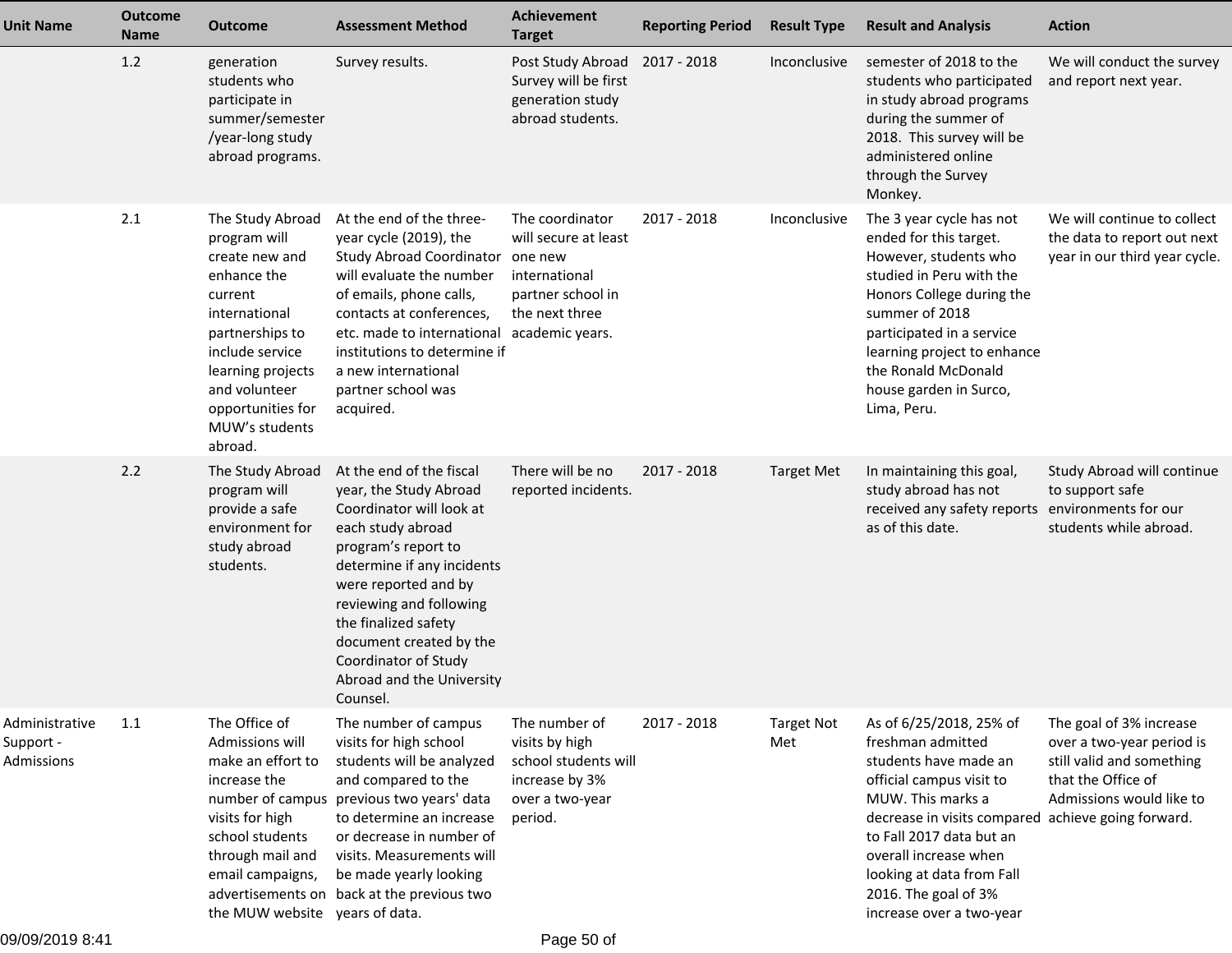| Unit Name | Outcome Name | Outcome | Assessment Method | Achievement Target | Reporting Period | Result Type | Result and Analysis | Action |
|---|---|---|---|---|---|---|---|---|
| | 1.2 | generation students who participate in summer/semester/year-long study abroad programs. | Survey results. | Post Study Abroad Survey will be first generation study abroad students. | 2017 - 2018 | Inconclusive | semester of 2018 to the students who participated in study abroad programs during the summer of 2018. This survey will be administered online through the Survey Monkey. | We will conduct the survey and report next year. |
| | 2.1 | The Study Abroad program will create new and enhance the current international partnerships to include service learning projects and volunteer opportunities for MUW's students abroad. | At the end of the three-year cycle (2019), the Study Abroad Coordinator will evaluate the number of emails, phone calls, contacts at conferences, etc. made to international institutions to determine if a new international partner school was acquired. | The coordinator will secure at least one new international partner school in the next three academic years. | 2017 - 2018 | Inconclusive | The 3 year cycle has not ended for this target. However, students who studied in Peru with the Honors College during the summer of 2018 participated in a service learning project to enhance the Ronald McDonald house garden in Surco, Lima, Peru. | We will continue to collect the data to report out next year in our third year cycle. |
| | 2.2 | The Study Abroad program will provide a safe environment for study abroad students. | At the end of the fiscal year, the Study Abroad Coordinator will look at each study abroad program's report to determine if any incidents were reported and by reviewing and following the finalized safety document created by the Coordinator of Study Abroad and the University Counsel. | There will be no reported incidents. | 2017 - 2018 | Target Met | In maintaining this goal, study abroad has not received any safety reports as of this date. | Study Abroad will continue to support safe environments for our students while abroad. |
| Administrative Support - Admissions | 1.1 | The Office of Admissions will make an effort to increase the number of campus visits for high school students through mail and email campaigns, advertisements on the MUW website | The number of campus visits for high school students will be analyzed and compared to the previous two years' data to determine an increase or decrease in number of visits. Measurements will be made yearly looking back at the previous two years of data. | The number of visits by high school students will increase by 3% over a two-year period. | 2017 - 2018 | Target Not Met | As of 6/25/2018, 25% of freshman admitted students have made an official campus visit to MUW. This marks a decrease in visits compared to Fall 2017 data but an overall increase when looking at data from Fall 2016. The goal of 3% increase over a two-year | The goal of 3% increase over a two-year period is still valid and something that the Office of Admissions would like to achieve going forward. |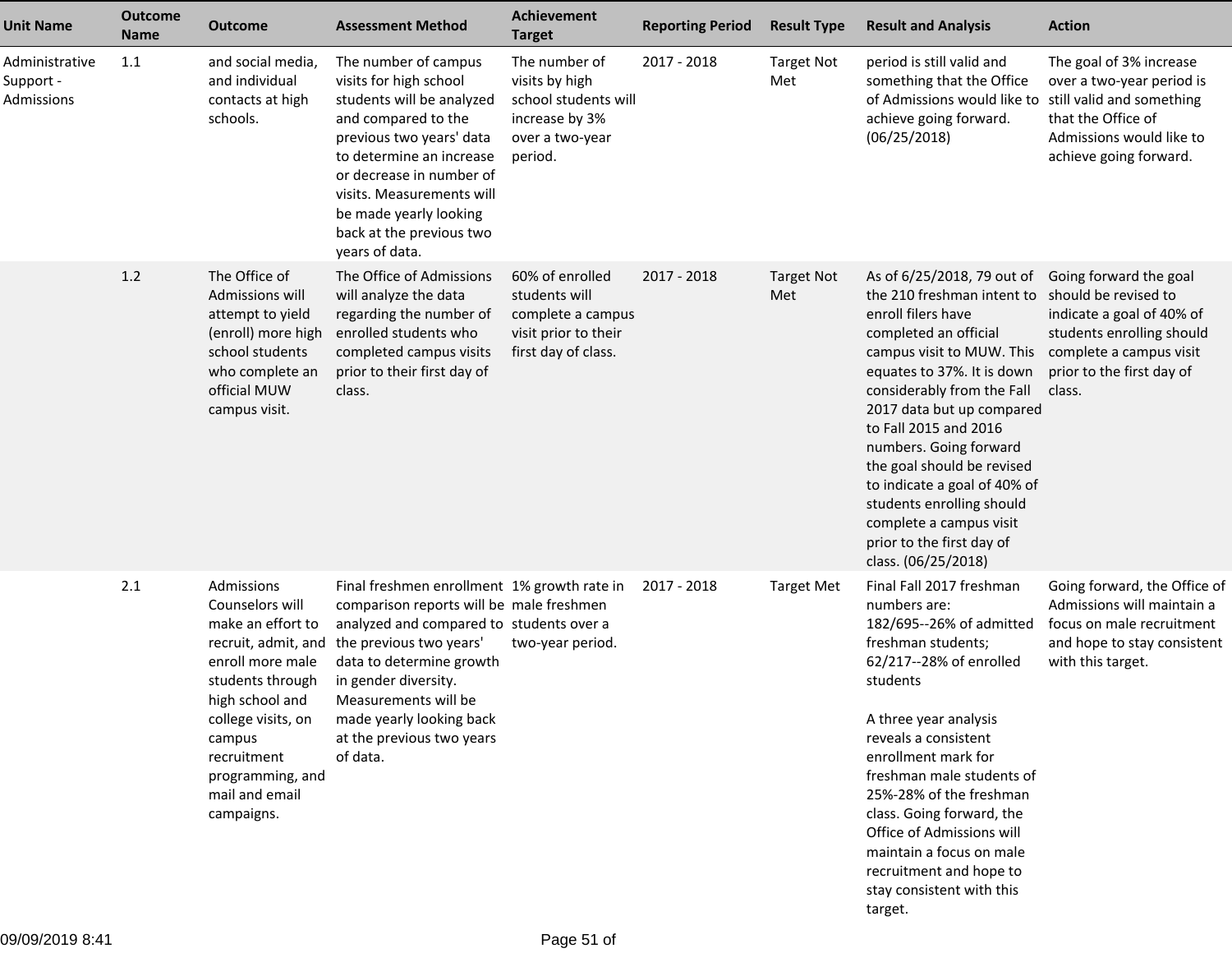| Unit Name | Outcome Name | Outcome | Assessment Method | Achievement Target | Reporting Period | Result Type | Result and Analysis | Action |
|---|---|---|---|---|---|---|---|---|
| Administrative Support - Admissions | 1.1 | and social media, and individual contacts at high schools. | The number of campus visits for high school students will be analyzed and compared to the previous two years' data to determine an increase or decrease in number of visits. Measurements will be made yearly looking back at the previous two years of data. | The number of visits by high school students will increase by 3% over a two-year period. | 2017 - 2018 | Target Not Met | period is still valid and something that the Office of Admissions would like to achieve going forward. (06/25/2018) | The goal of 3% increase over a two-year period is still valid and something that the Office of Admissions would like to achieve going forward. |
| | 1.2 | The Office of Admissions will attempt to yield (enroll) more high school students who complete an official MUW campus visit. | The Office of Admissions will analyze the data regarding the number of enrolled students who completed campus visits prior to their first day of class. | 60% of enrolled students will complete a campus visit prior to their first day of class. | 2017 - 2018 | Target Not Met | As of 6/25/2018, 79 out of the 210 freshman intent to enroll filers have completed an official campus visit to MUW. This equates to 37%. It is down considerably from the Fall 2017 data but up compared to Fall 2015 and 2016 numbers. Going forward the goal should be revised to indicate a goal of 40% of students enrolling should complete a campus visit prior to the first day of class. (06/25/2018) | Going forward the goal should be revised to indicate a goal of 40% of students enrolling should complete a campus visit prior to the first day of class. |
| | 2.1 | Admissions Counselors will make an effort to recruit, admit, and enroll more male students through high school and college visits, on campus recruitment programming, and mail and email campaigns. | Final freshmen enrollment comparison reports will be analyzed and compared to the previous two years' data to determine growth in gender diversity. Measurements will be made yearly looking back at the previous two years of data. | 1% growth rate in male freshmen students over a two-year period. | 2017 - 2018 | Target Met | Final Fall 2017 freshman numbers are:<br>182/695--26% of admitted freshman students;<br>62/217--28% of enrolled students<br><br>A three year analysis reveals a consistent enrollment mark for freshman male students of 25%-28% of the freshman class. Going forward, the Office of Admissions will maintain a focus on male recruitment and hope to stay consistent with this target. | Going forward, the Office of Admissions will maintain a focus on male recruitment and hope to stay consistent with this target. |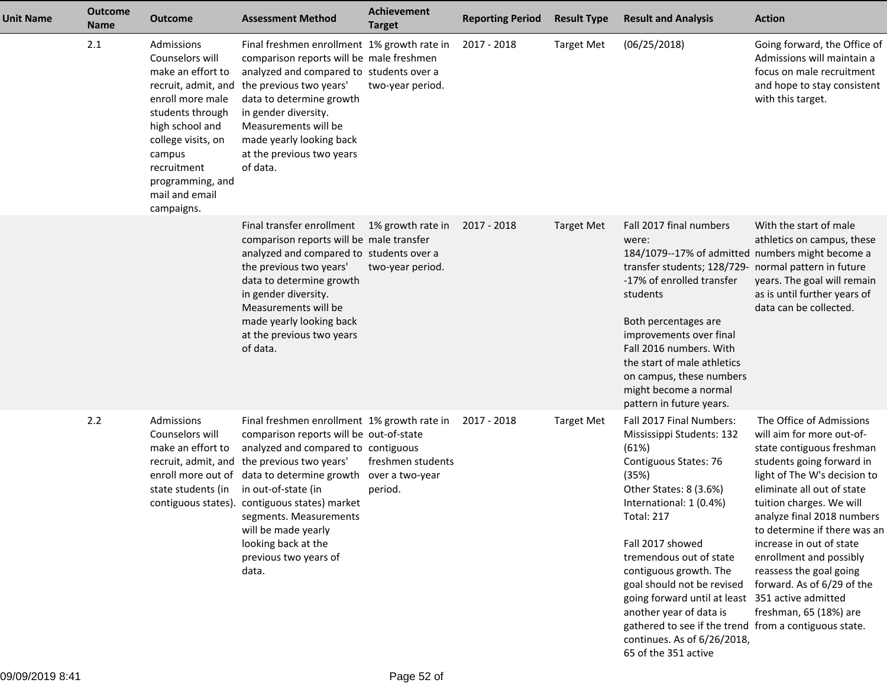| Unit Name | Outcome Name | Outcome | Assessment Method | Achievement Target | Reporting Period | Result Type | Result and Analysis | Action |
|---|---|---|---|---|---|---|---|---|
| | 2.1 | Admissions Counselors will make an effort to recruit, admit, and enroll more male students through high school and college visits, on campus recruitment programming, and mail and email campaigns. | Final freshmen enrollment comparison reports will be analyzed and compared to the previous two years' data to determine growth in gender diversity. Measurements will be made yearly looking back at the previous two years of data. | 1% growth rate in male freshmen students over a two-year period. | 2017 - 2018 | Target Met | (06/25/2018) | Going forward, the Office of Admissions will maintain a focus on male recruitment and hope to stay consistent with this target. |
| | | | Final transfer enrollment comparison reports will be analyzed and compared to the previous two years' data to determine growth in gender diversity. Measurements will be made yearly looking back at the previous two years of data. | 1% growth rate in male transfer students over a two-year period. | 2017 - 2018 | Target Met | Fall 2017 final numbers were: 184/1079--17% of admitted transfer students; 128/729--17% of enrolled transfer students<br><br>Both percentages are improvements over final Fall 2016 numbers. With the start of male athletics on campus, these numbers might become a normal pattern in future years. | With the start of male athletics on campus, these numbers might become a normal pattern in future years. The goal will remain as is until further years of data can be collected. |
| | 2.2 | Admissions Counselors will make an effort to recruit, admit, and enroll more out of state students (in contiguous states). | Final freshmen enrollment comparison reports will be analyzed and compared to the previous two years' data to determine growth in out-of-state (in contiguous states) market segments. Measurements will be made yearly looking back at the previous two years of data. | 1% growth rate in out-of-state contiguous freshmen students over a two-year period. | 2017 - 2018 | Target Met | Fall 2017 Final Numbers:<br>Mississippi Students: 132 (61%)<br>Contiguous States: 76 (35%)<br>Other States: 8 (3.6%)<br>International: 1 (0.4%)<br>Total: 217<br><br>Fall 2017 showed tremendous out of state contiguous growth. The goal should not be revised going forward until at least another year of data is gathered to see if the trend continues. As of 6/26/2018, 65 of the 351 active | The Office of Admissions will aim for more out-of-state contiguous freshman students going forward in light of The W's decision to eliminate all out of state tuition charges. We will analyze final 2018 numbers to determine if there was an increase in out of state enrollment and possibly reassess the goal going forward. As of 6/29 of the 351 active admitted freshman, 65 (18%) are from a contiguous state. |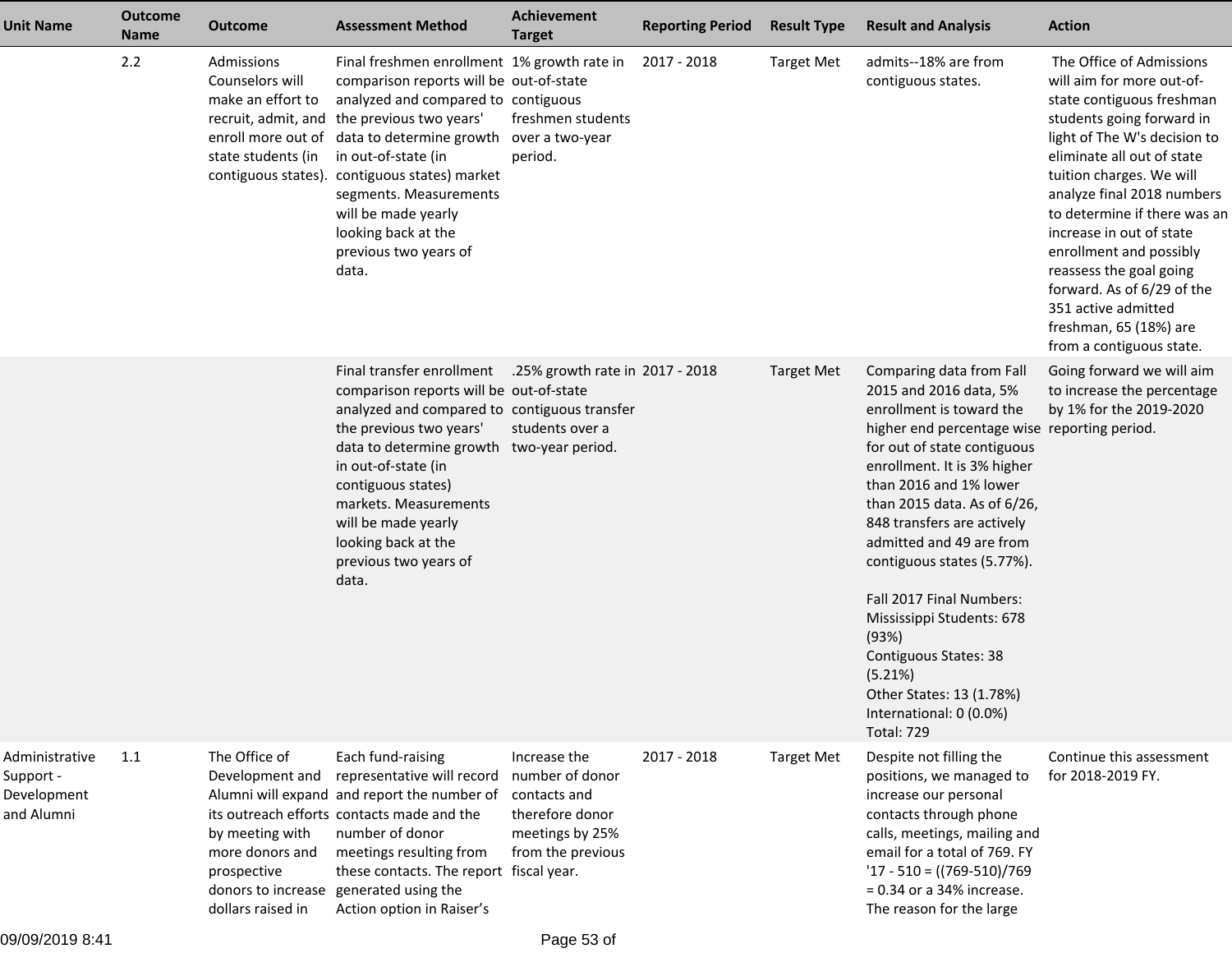| Unit Name | Outcome Name | Outcome | Assessment Method | Achievement Target | Reporting Period | Result Type | Result and Analysis | Action |
|---|---|---|---|---|---|---|---|---|
| | 2.2 | Admissions Counselors will make an effort to recruit, admit, and enroll more out of state students (in contiguous states). | Final freshmen enrollment comparison reports will be analyzed and compared to the previous two years' data to determine growth in out-of-state (in contiguous states) market segments. Measurements will be made yearly looking back at the previous two years of data. | 1% growth rate in out-of-state contiguous freshmen students over a two-year period. | 2017 - 2018 | Target Met | admits--18% are from contiguous states. | The Office of Admissions will aim for more out-of-state contiguous freshman students going forward in light of The W's decision to eliminate all out of state tuition charges. We will analyze final 2018 numbers to determine if there was an increase in out of state enrollment and possibly reassess the goal going forward. As of 6/29 of the 351 active admitted freshman, 65 (18%) are from a contiguous state. |
| | | | Final transfer enrollment comparison reports will be analyzed and compared to the previous two years' data to determine growth in out-of-state (in contiguous states) markets. Measurements will be made yearly looking back at the previous two years of data. | .25% growth rate in out-of-state contiguous transfer students over a two-year period. | 2017 - 2018 | Target Met | Comparing data from Fall 2015 and 2016 data, 5% enrollment is toward the higher end percentage wise for out of state contiguous enrollment. It is 3% higher than 2016 and 1% lower than 2015 data. As of 6/26, 848 transfers are actively admitted and 49 are from contiguous states (5.77%).<br><br>Fall 2017 Final Numbers:<br>Mississippi Students: 678 (93%)<br>Contiguous States: 38 (5.21%)<br>Other States: 13 (1.78%)<br>International: 0 (0.0%)<br>Total: 729 | Going forward we will aim to increase the percentage by 1% for the 2019-2020 reporting period. |
| Administrative Support - Development and Alumni | 1.1 | The Office of Development and Alumni will expand its outreach efforts by meeting with more donors and prospective donors to increase dollars raised in | Each fund-raising representative will record and report the number of contacts made and the number of donor meetings resulting from these contacts. The report generated using the Action option in Raiser's | Increase the number of donor contacts and therefore donor meetings by 25% from the previous fiscal year. | 2017 - 2018 | Target Met | Despite not filling the positions, we managed to increase our personal contacts through phone calls, meetings, mailing and email for a total of 769. FY '17 - 510 = ((769-510)/769 = 0.34 or a 34% increase. The reason for the large | Continue this assessment for 2018-2019 FY. |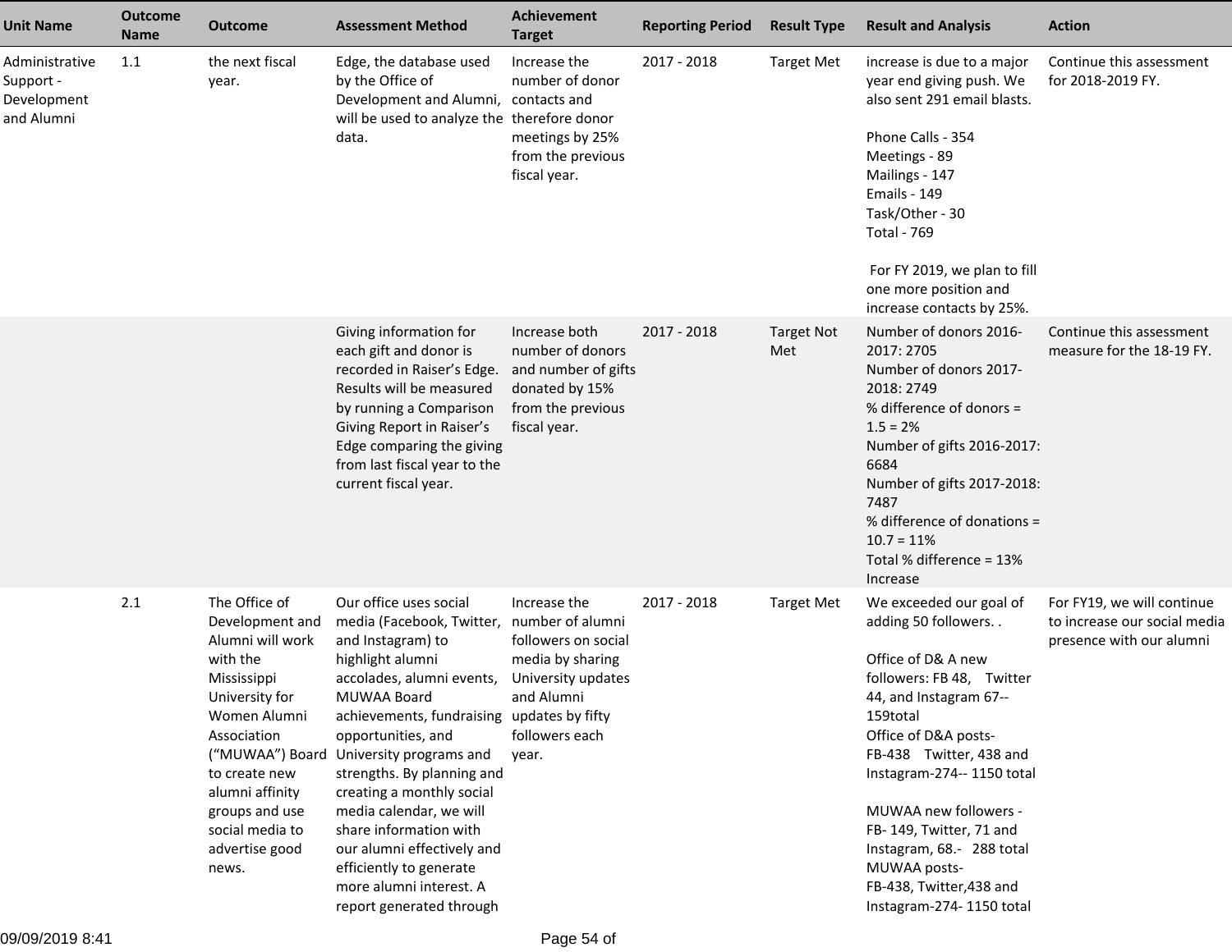| Unit Name | Outcome Name | Outcome | Assessment Method | Achievement Target | Reporting Period | Result Type | Result and Analysis | Action |
|---|---|---|---|---|---|---|---|---|
| Administrative Support - Development and Alumni | 1.1 | the next fiscal year. | Edge, the database used by the Office of Development and Alumni, will be used to analyze the data. | Increase the number of donor contacts and therefore donor meetings by 25% from the previous fiscal year. | 2017 - 2018 | Target Met | increase is due to a major year end giving push. We also sent 291 email blasts.<br><br>Phone Calls - 354<br>Meetings - 89<br>Mailings - 147<br>Emails - 149<br>Task/Other - 30<br>Total - 769<br><br>For FY 2019, we plan to fill one more position and increase contacts by 25%. | Continue this assessment for 2018-2019 FY. |
| | | | Giving information for each gift and donor is recorded in Raiser's Edge. Results will be measured by running a Comparison Giving Report in Raiser's Edge comparing the giving from last fiscal year to the current fiscal year. | Increase both number of donors and number of gifts donated by 15% from the previous fiscal year. | 2017 - 2018 | Target Not Met | Number of donors 2016-2017: 2705<br>Number of donors 2017-2018: 2749<br>% difference of donors = 1.5 = 2%<br>Number of gifts 2016-2017: 6684<br>Number of gifts 2017-2018: 7487<br>% difference of donations = 10.7 = 11%<br>Total % difference = 13% Increase | Continue this assessment measure for the 18-19 FY. |
| | 2.1 | The Office of Development and Alumni will work with the Mississippi University for Women Alumni Association ("MUWAA") Board to create new alumni affinity groups and use social media to advertise good news. | Our office uses social media (Facebook, Twitter, and Instagram) to highlight alumni accolades, alumni events, MUWAA Board achievements, fundraising opportunities, and University programs and strengths. By planning and creating a monthly social media calendar, we will share information with our alumni effectively and efficiently to generate more alumni interest. A report generated through | Increase the number of alumni followers on social media by sharing University updates and Alumni updates by fifty followers each year. | 2017 - 2018 | Target Met | We exceeded our goal of adding 50 followers. .<br><br>Office of D& A new followers: FB 48, Twitter 44, and Instagram 67--159total<br>Office of D&A posts-<br>FB-438 Twitter, 438 and Instagram-274-- 1150 total<br><br>MUWAA new followers - FB- 149, Twitter, 71 and Instagram, 68.- 288 total<br>MUWAA posts-<br>FB-438, Twitter,438 and Instagram-274- 1150 total | For FY19, we will continue to increase our social media presence with our alumni |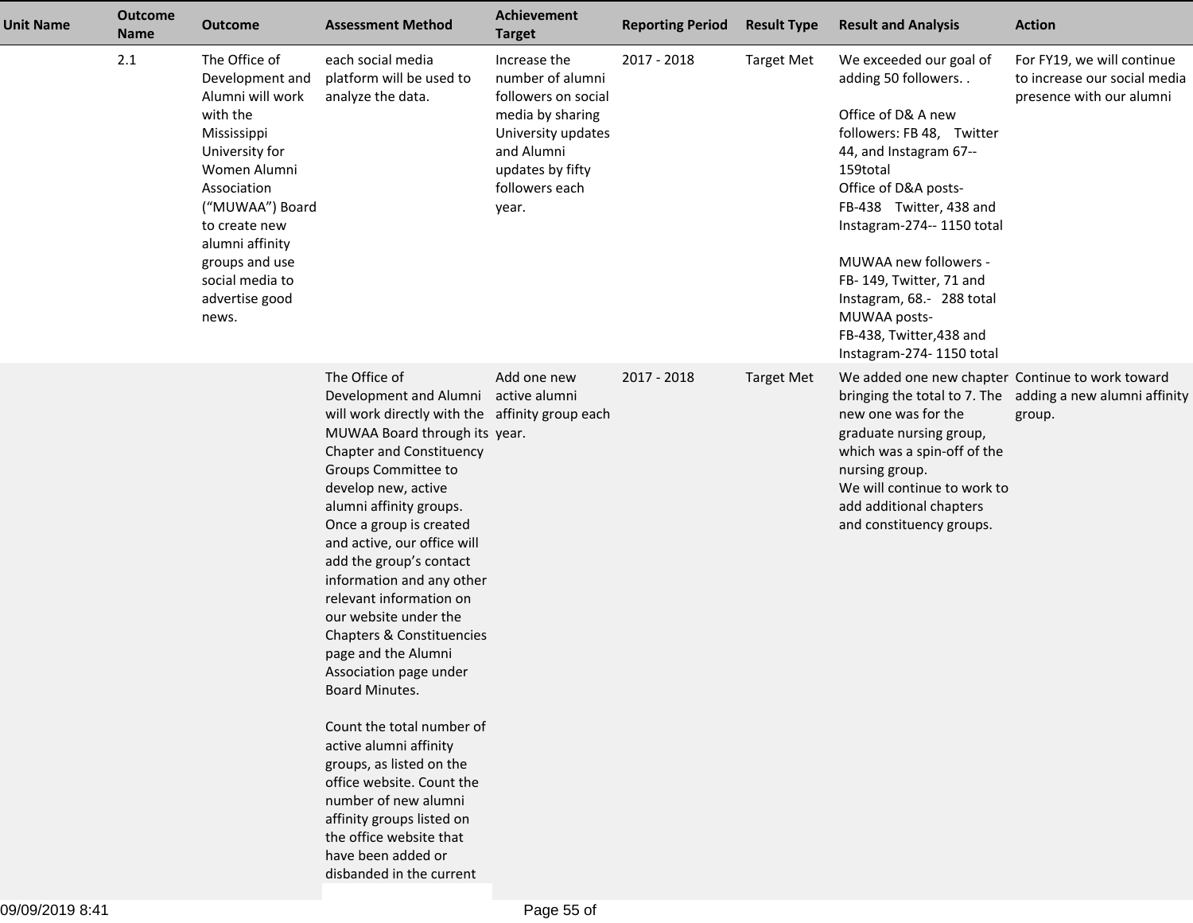| Unit Name | Outcome Name | Outcome | Assessment Method | Achievement Target | Reporting Period | Result Type | Result and Analysis | Action |
|---|---|---|---|---|---|---|---|---|
| | 2.1 | The Office of Development and Alumni will work with the Mississippi University for Women Alumni Association ("MUWAA") Board to create new alumni affinity groups and use social media to advertise good news. | each social media platform will be used to analyze the data. | Increase the number of alumni followers on social media by sharing University updates and Alumni updates by fifty followers each year. | 2017 - 2018 | Target Met | We exceeded our goal of adding 50 followers. .<br><br>Office of D& A new followers: FB 48, Twitter 44, and Instagram 67-- 159total<br>Office of D&A posts- FB-438 Twitter, 438 and Instagram-274-- 1150 total<br><br>MUWAA new followers - FB- 149, Twitter, 71 and Instagram, 68.- 288 total<br>MUWAA posts- FB-438, Twitter,438 and Instagram-274- 1150 total | For FY19, we will continue to increase our social media presence with our alumni |
| | | | The Office of Development and Alumni will work directly with the MUWAA Board through its Chapter and Constituency Groups Committee to develop new, active alumni affinity groups. Once a group is created and active, our office will add the group's contact information and any other relevant information on our website under the Chapters & Constituencies page and the Alumni Association page under Board Minutes.<br><br>Count the total number of active alumni affinity groups, as listed on the office website. Count the number of new alumni affinity groups listed on the office website that have been added or disbanded in the current | Add one new active alumni affinity group each year. | 2017 - 2018 | Target Met | We added one new chapter bringing the total to 7. The new one was for the graduate nursing group, which was a spin-off of the nursing group.<br>We will continue to work to add additional chapters and constituency groups. | Continue to work toward adding a new alumni affinity group. |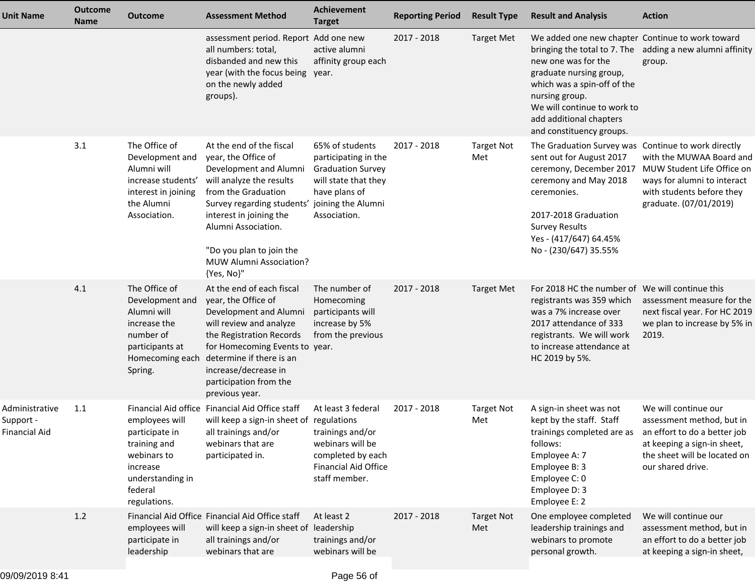| Unit Name | Outcome Name | Outcome | Assessment Method | Achievement Target | Reporting Period | Result Type | Result and Analysis | Action |
|---|---|---|---|---|---|---|---|---|
| | | | assessment period. Report all numbers: total, disbanded and new this year (with the focus being on the newly added groups). | Add one new active alumni affinity group each year. | 2017 - 2018 | Target Met | We added one new chapter bringing the total to 7. The new one was for the graduate nursing group, which was a spin-off of the nursing group.<br>We will continue to work to add additional chapters and constituency groups. | Continue to work toward adding a new alumni affinity group. |
| | 3.1 | The Office of Development and Alumni will increase students' interest in joining the Alumni Association. | At the end of the fiscal year, the Office of Development and Alumni will analyze the results from the Graduation Survey regarding students' interest in joining the Alumni Association.<br><br>"Do you plan to join the MUW Alumni Association? {Yes, No}" | 65% of students participating in the Graduation Survey will state that they have plans of joining the Alumni Association. | 2017 - 2018 | Target Not Met | The Graduation Survey was sent out for August 2017 ceremony, December 2017 ceremony and May 2018 ceremonies.<br><br>2017-2018 Graduation Survey Results<br>Yes - (417/647) 64.45%<br>No - (230/647) 35.55% | Continue to work directly with the MUWAA Board and MUW Student Life Office on ways for alumni to interact with students before they graduate. (07/01/2019) |
| | 4.1 | The Office of Development and Alumni will increase the number of participants at Homecoming each Spring. | At the end of each fiscal year, the Office of Development and Alumni will review and analyze the Registration Records for Homecoming Events to determine if there is an increase/decrease in participation from the previous year. | The number of Homecoming participants will increase by 5% from the previous year. | 2017 - 2018 | Target Met | For 2018 HC the number of registrants was 359 which was a 7% increase over 2017 attendance of 333 registrants. We will work to increase attendance at HC 2019 by 5%. | We will continue this assessment measure for the next fiscal year. For HC 2019 we plan to increase by 5% in 2019. |
| Administrative Support - Financial Aid | 1.1 | Financial Aid office employees will participate in training and webinars to increase understanding in federal regulations. | Financial Aid Office staff will keep a sign-in sheet of all trainings and/or webinars that are participated in. | At least 3 federal regulations trainings and/or webinars will be completed by each Financial Aid Office staff member. | 2017 - 2018 | Target Not Met | A sign-in sheet was not kept by the staff. Staff trainings completed are as follows:<br>Employee A: 7<br>Employee B: 3<br>Employee C: 0<br>Employee D: 3<br>Employee E: 2 | We will continue our assessment method, but in an effort to do a better job at keeping a sign-in sheet, the sheet will be located on our shared drive. |
| | 1.2 | Financial Aid Office employees will participate in leadership | Financial Aid Office staff will keep a sign-in sheet of all trainings and/or webinars that are | At least 2 leadership trainings and/or webinars will be | 2017 - 2018 | Target Not Met | One employee completed leadership trainings and webinars to promote personal growth. | We will continue our assessment method, but in an effort to do a better job at keeping a sign-in sheet, |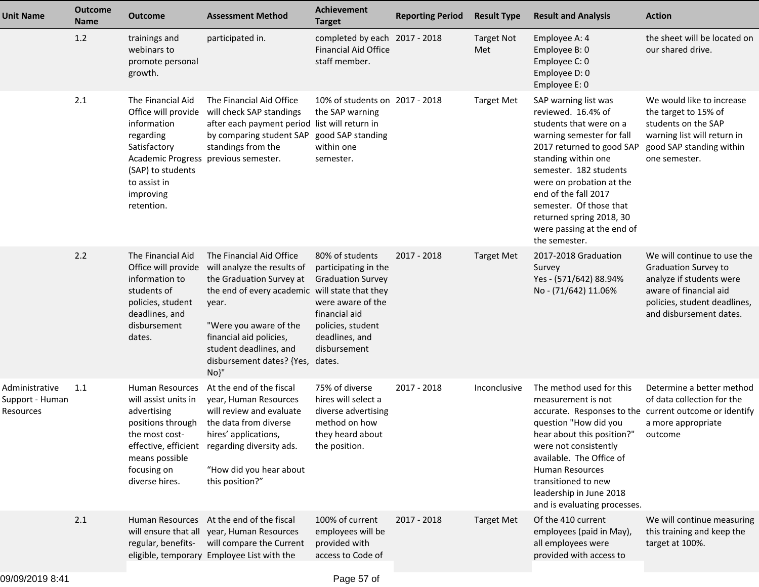| Unit Name | Outcome Name | Outcome | Assessment Method | Achievement Target | Reporting Period | Result Type | Result and Analysis | Action |
|---|---|---|---|---|---|---|---|---|
| | 1.2 | trainings and webinars to promote personal growth. | participated in. | completed by each Financial Aid Office staff member. | 2017 - 2018 | Target Not Met | Employee A: 4<br>Employee B: 0<br>Employee C: 0<br>Employee D: 0<br>Employee E: 0 | the sheet will be located on our shared drive. |
| | 2.1 | The Financial Aid Office will provide information regarding Satisfactory Academic Progress (SAP) to students to assist in improving retention. | The Financial Aid Office will check SAP standings after each payment period by comparing student SAP standings from the previous semester. | 10% of students on the SAP warning list will return in good SAP standing within one semester. | 2017 - 2018 | Target Met | SAP warning list was reviewed. 16.4% of students that were on a warning semester for fall 2017 returned to good SAP standing within one semester. 182 students were on probation at the end of the fall 2017 semester. Of those that returned spring 2018, 30 were passing at the end of the semester. | We would like to increase the target to 15% of students on the SAP warning list will return in good SAP standing within one semester. |
| | 2.2 | The Financial Aid Office will provide information to students of policies, student deadlines, and disbursement dates. | The Financial Aid Office will analyze the results of the Graduation Survey at the end of every academic year.<br><br>"Were you aware of the financial aid policies, student deadlines, and disbursement dates? {Yes, No}" | 80% of students participating in the Graduation Survey will state that they were aware of the financial aid policies, student deadlines, and disbursement dates. | 2017 - 2018 | Target Met | 2017-2018 Graduation Survey<br>Yes - (571/642) 88.94%<br>No - (71/642) 11.06% | We will continue to use the Graduation Survey to analyze if students were aware of financial aid policies, student deadlines, and disbursement dates. |
| Administrative Support - Human Resources | 1.1 | Human Resources will assist units in advertising positions through the most cost-effective, efficient means possible focusing on diverse hires. | At the end of the fiscal year, Human Resources will review and evaluate the data from diverse hires' applications, regarding diversity ads.<br><br>"How did you hear about this position?" | 75% of diverse hires will select a diverse advertising method on how they heard about the position. | 2017 - 2018 | Inconclusive | The method used for this measurement is not accurate. Responses to the question "How did you hear about this position?" were not consistently available. The Office of Human Resources transitioned to new leadership in June 2018 and is evaluating processes. | Determine a better method of data collection for the current outcome or identify a more appropriate outcome |
| | 2.1 | Human Resources will ensure that all regular, benefits-eligible, temporary | At the end of the fiscal year, Human Resources will compare the Current Employee List with the | 100% of current employees will be provided with access to Code of | 2017 - 2018 | Target Met | Of the 410 current employees (paid in May), all employees were provided with access to | We will continue measuring this training and keep the target at 100%. |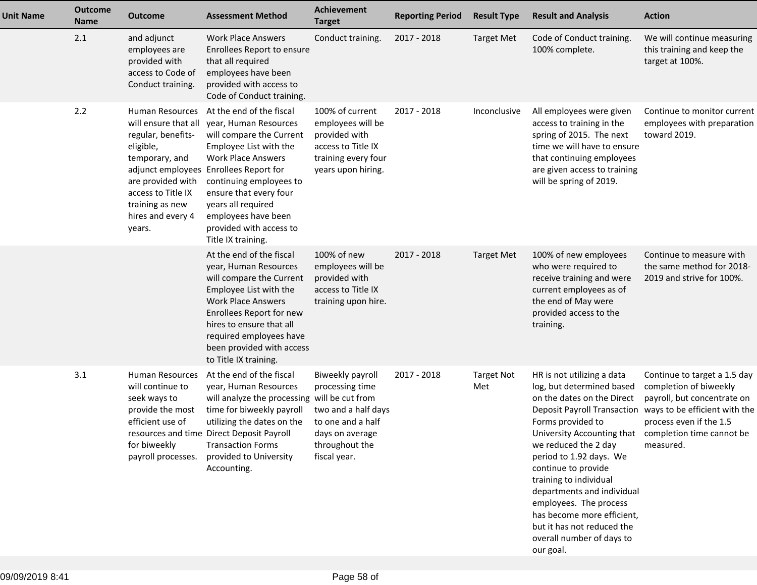| Unit Name | Outcome Name | Outcome | Assessment Method | Achievement Target | Reporting Period | Result Type | Result and Analysis | Action |
|---|---|---|---|---|---|---|---|---|
| | 2.1 | and adjunct employees are provided with access to Code of Conduct training. | Work Place Answers Enrollees Report to ensure that all required employees have been provided with access to Code of Conduct training. | Conduct training. | 2017 - 2018 | Target Met | Code of Conduct training. 100% complete. | We will continue measuring this training and keep the target at 100%. |
| | 2.2 | Human Resources will ensure that all regular, benefits-eligible, temporary, and adjunct employees are provided with access to Title IX training as new hires and every 4 years. | At the end of the fiscal year, Human Resources will compare the Current Employee List with the Work Place Answers Enrollees Report for continuing employees to ensure that every four years all required employees have been provided with access to Title IX training. | 100% of current employees will be provided with access to Title IX training every four years upon hiring. | 2017 - 2018 | Inconclusive | All employees were given access to training in the spring of 2015. The next time we will have to ensure that continuing employees are given access to training will be spring of 2019. | Continue to monitor current employees with preparation toward 2019. |
| | | | At the end of the fiscal year, Human Resources will compare the Current Employee List with the Work Place Answers Enrollees Report for new hires to ensure that all required employees have been provided with access to Title IX training. | 100% of new employees will be provided with access to Title IX training upon hire. | 2017 - 2018 | Target Met | 100% of new employees who were required to receive training and were current employees as of the end of May were provided access to the training. | Continue to measure with the same method for 2018-2019 and strive for 100%. |
| | 3.1 | Human Resources will continue to seek ways to provide the most efficient use of resources and time for biweekly payroll processes. | At the end of the fiscal year, Human Resources will analyze the processing time for biweekly payroll utilizing the dates on the Direct Deposit Payroll Transaction Forms provided to University Accounting. | Biweekly payroll processing time will be cut from two and a half days to one and a half days on average throughout the fiscal year. | 2017 - 2018 | Target Not Met | HR is not utilizing a data log, but determined based on the dates on the Direct Deposit Payroll Transaction Forms provided to University Accounting that we reduced the 2 day period to 1.92 days. We continue to provide training to individual departments and individual employees. The process has become more efficient, but it has not reduced the overall number of days to our goal. | Continue to target a 1.5 day completion of biweekly payroll, but concentrate on ways to be efficient with the process even if the 1.5 completion time cannot be measured. |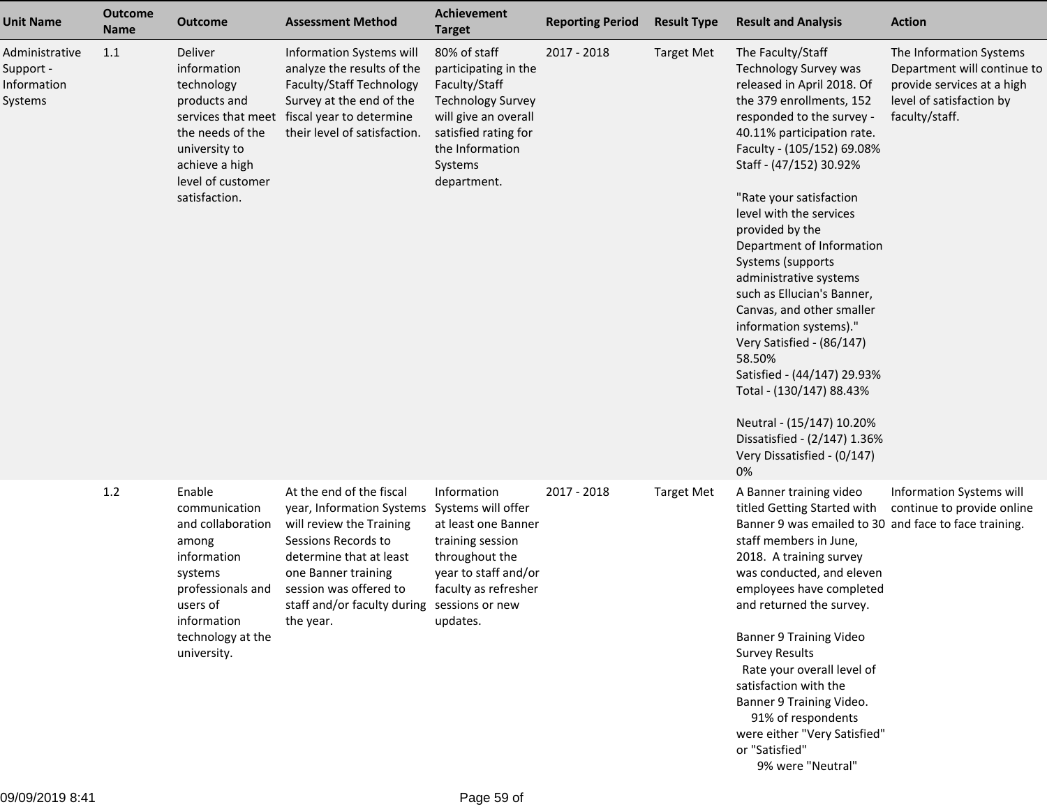| Unit Name | Outcome Name | Outcome | Assessment Method | Achievement Target | Reporting Period | Result Type | Result and Analysis | Action |
|---|---|---|---|---|---|---|---|---|
| Administrative Support - Information Systems | 1.1 | Deliver information technology products and services that meet the needs of the university to achieve a high level of customer satisfaction. | Information Systems will analyze the results of the Faculty/Staff Technology Survey at the end of the fiscal year to determine their level of satisfaction. | 80% of staff participating in the Faculty/Staff Technology Survey will give an overall satisfied rating for the Information Systems department. | 2017 - 2018 | Target Met | The Faculty/Staff Technology Survey was released in April 2018. Of the 379 enrollments, 152 responded to the survey - 40.11% participation rate.<br>Faculty - (105/152) 69.08%<br>Staff - (47/152) 30.92%<br><br>"Rate your satisfaction level with the services provided by the Department of Information Systems (supports administrative systems such as Ellucian's Banner, Canvas, and other smaller information systems)."<br>Very Satisfied - (86/147) 58.50%<br>Satisfied - (44/147) 29.93%<br>Total - (130/147) 88.43%<br><br>Neutral - (15/147) 10.20%<br>Dissatisfied - (2/147) 1.36%<br>Very Dissatisfied - (0/147) 0% | The Information Systems Department will continue to provide services at a high level of satisfaction by faculty/staff. |
| | 1.2 | Enable communication and collaboration among information systems professionals and users of information technology at the university. | At the end of the fiscal year, Information Systems will review the Training Sessions Records to determine that at least one Banner training session was offered to staff and/or faculty during the year. | Information Systems will offer at least one Banner training session throughout the year to staff and/or faculty as refresher sessions or new updates. | 2017 - 2018 | Target Met | A Banner training video titled Getting Started with Banner 9 was emailed to 30 staff members in June, 2018. A training survey was conducted, and eleven employees have completed and returned the survey.<br><br>Banner 9 Training Video Survey Results<br>Rate your overall level of satisfaction with the Banner 9 Training Video.<br>91% of respondents were either "Very Satisfied" or "Satisfied"<br>9% were "Neutral" | Information Systems will continue to provide online and face to face training. |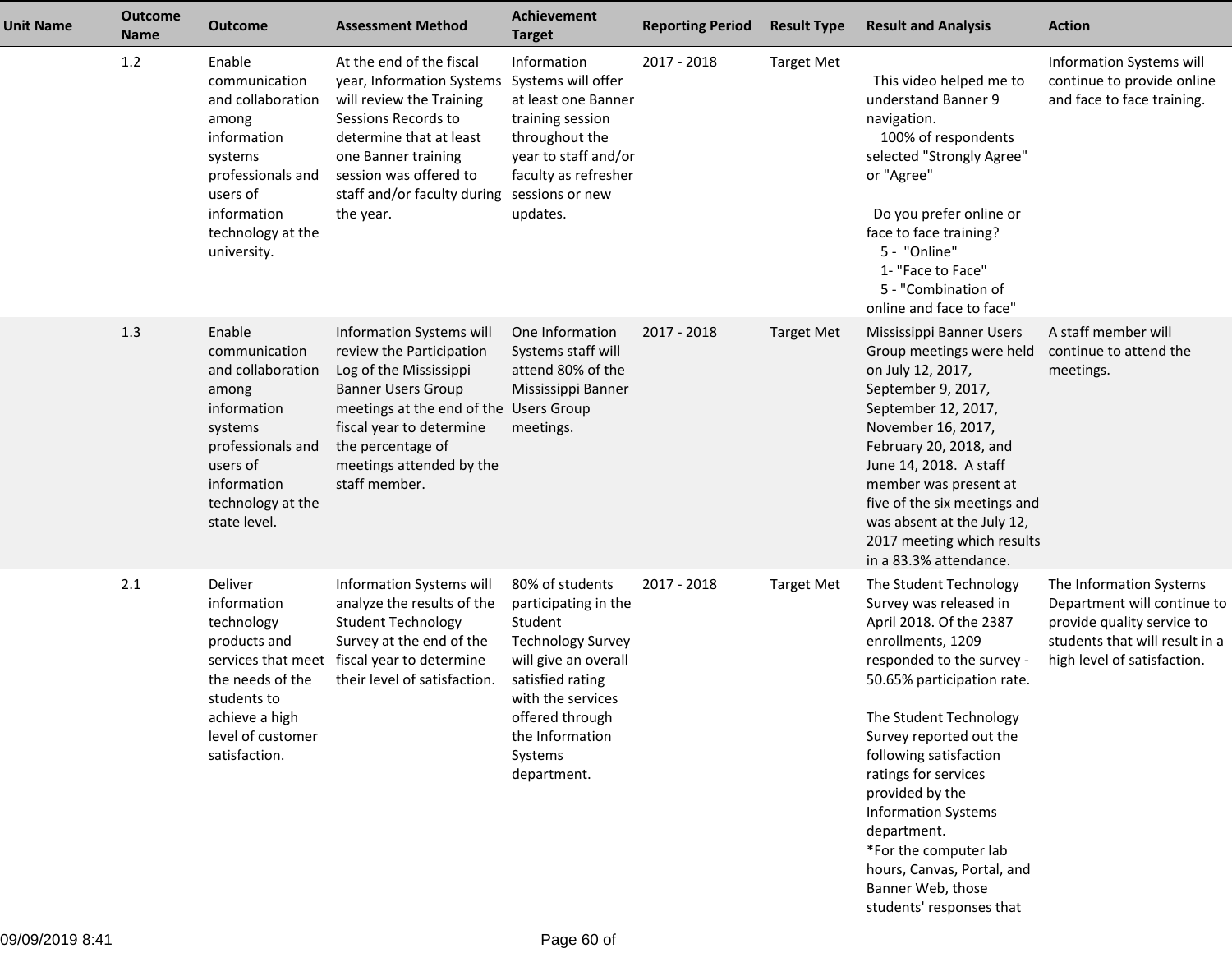| Unit Name | Outcome Name | Outcome | Assessment Method | Achievement Target | Reporting Period | Result Type | Result and Analysis | Action |
|---|---|---|---|---|---|---|---|---|
| | 1.2 | Enable communication and collaboration among information systems professionals and users of information technology at the university. | At the end of the fiscal year, Information Systems will review the Training Sessions Records to determine that at least one Banner training session was offered to staff and/or faculty during the year. | Information Systems will offer at least one Banner training session throughout the year to staff and/or faculty as refresher sessions or new updates. | 2017 - 2018 | Target Met | This video helped me to understand Banner 9 navigation.<br>100% of respondents selected "Strongly Agree" or "Agree"<br><br>Do you prefer online or face to face training?<br>5 - "Online"<br>1- "Face to Face"<br>5 - "Combination of online and face to face" | Information Systems will continue to provide online and face to face training. |
| | 1.3 | Enable communication and collaboration among information systems professionals and users of information technology at the state level. | Information Systems will review the Participation Log of the Mississippi Banner Users Group meetings at the end of the fiscal year to determine the percentage of meetings attended by the staff member. | One Information Systems staff will attend 80% of the Mississippi Banner Users Group meetings. | 2017 - 2018 | Target Met | Mississippi Banner Users Group meetings were held on July 12, 2017, September 9, 2017, September 12, 2017, November 16, 2017, February 20, 2018, and June 14, 2018. A staff member was present at five of the six meetings and was absent at the July 12, 2017 meeting which results in a 83.3% attendance. | A staff member will continue to attend the meetings. |
| | 2.1 | Deliver information technology products and services that meet the needs of the students to achieve a high level of customer satisfaction. | Information Systems will analyze the results of the Student Technology Survey at the end of the fiscal year to determine their level of satisfaction. | 80% of students participating in the Student Technology Survey will give an overall satisfied rating with the services offered through the Information Systems department. | 2017 - 2018 | Target Met | The Student Technology Survey was released in April 2018. Of the 2387 enrollments, 1209 responded to the survey - 50.65% participation rate.<br><br>The Student Technology Survey reported out the following satisfaction ratings for services provided by the Information Systems department.<br>*For the computer lab hours, Canvas, Portal, and Banner Web, those students' responses that | The Information Systems Department will continue to provide quality service to students that will result in a high level of satisfaction. |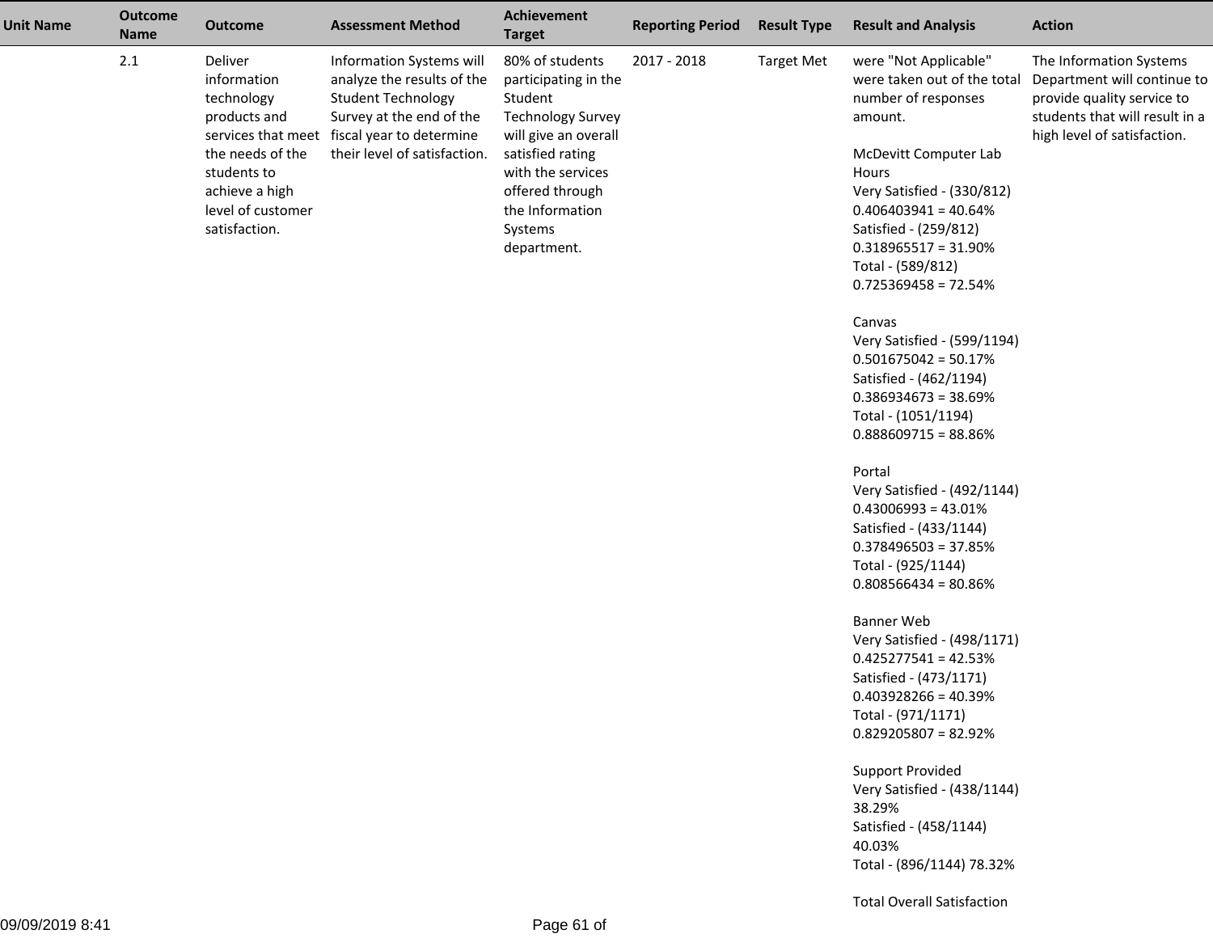| Unit Name | Outcome Name | Outcome | Assessment Method | Achievement Target | Reporting Period | Result Type | Result and Analysis | Action |
|---|---|---|---|---|---|---|---|---|
| | 2.1 | Deliver information technology products and services that meet the needs of the students to achieve a high level of customer satisfaction. | Information Systems will analyze the results of the Student Technology Survey at the end of the fiscal year to determine their level of satisfaction. | 80% of students participating in the Student Technology Survey will give an overall satisfied rating with the services offered through the Information Systems department. | 2017 - 2018 | Target Met | were "Not Applicable" were taken out of the total number of responses amount.<br><br>McDevitt Computer Lab Hours<br>Very Satisfied - (330/812)<br>0.406403941 = 40.64%<br>Satisfied - (259/812)<br>0.318965517 = 31.90%<br>Total - (589/812)<br>0.725369458 = 72.54%<br><br>Canvas<br>Very Satisfied - (599/1194)<br>0.501675042 = 50.17%<br>Satisfied - (462/1194)<br>0.386934673 = 38.69%<br>Total - (1051/1194)<br>0.888609715 = 88.86%<br><br>Portal<br>Very Satisfied - (492/1144)<br>0.43006993 = 43.01%<br>Satisfied - (433/1144)<br>0.378496503 = 37.85%<br>Total - (925/1144)<br>0.808566434 = 80.86%<br><br>Banner Web<br>Very Satisfied - (498/1171)<br>0.425277541 = 42.53%<br>Satisfied - (473/1171)<br>0.403928266 = 40.39%<br>Total - (971/1171)<br>0.829205807 = 82.92%<br><br>Support Provided<br>Very Satisfied - (438/1144)<br>38.29%<br>Satisfied - (458/1144)<br>40.03%<br>Total - (896/1144) 78.32%<br><br>Total Overall Satisfaction | The Information Systems Department will continue to provide quality service to students that will result in a high level of satisfaction. |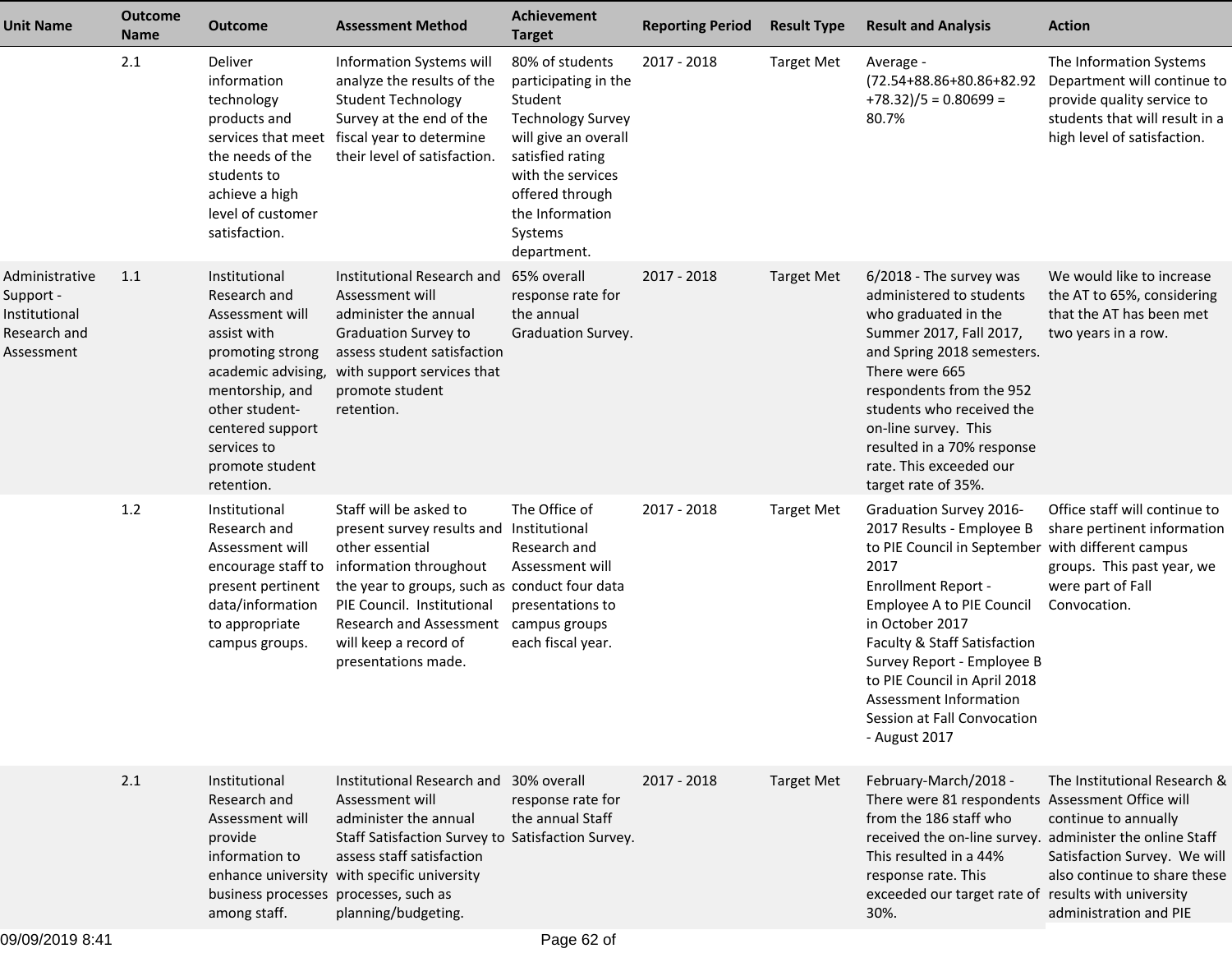| Unit Name | Outcome Name | Outcome | Assessment Method | Achievement Target | Reporting Period | Result Type | Result and Analysis | Action |
| --- | --- | --- | --- | --- | --- | --- | --- | --- |
| | 2.1 | Deliver information technology products and services that meet the needs of the students to achieve a high level of customer satisfaction. | Information Systems will analyze the results of the Student Technology Survey at the end of the fiscal year to determine their level of satisfaction. | 80% of students participating in the Student Technology Survey will give an overall satisfied rating with the services offered through the Information Systems department. | 2017 - 2018 | Target Met | Average - (72.54+88.86+80.86+82.92+78.32)/5 = 0.80699 = 80.7% | The Information Systems Department will continue to provide quality service to students that will result in a high level of satisfaction. |
| Administrative Support - Institutional Research and Assessment | 1.1 | Institutional Research and Assessment will assist with promoting strong academic advising, mentorship, and other student-centered support services to promote student retention. | Institutional Research and Assessment will administer the annual Graduation Survey to assess student satisfaction with support services that promote student retention. | 65% overall response rate for the annual Graduation Survey. | 2017 - 2018 | Target Met | 6/2018 - The survey was administered to students who graduated in the Summer 2017, Fall 2017, and Spring 2018 semesters. There were 665 respondents from the 952 students who received the on-line survey. This resulted in a 70% response rate. This exceeded our target rate of 35%. | We would like to increase the AT to 65%, considering that the AT has been met two years in a row. |
| | 1.2 | Institutional Research and Assessment will encourage staff to present pertinent data/information to appropriate campus groups. | Staff will be asked to present survey results and other essential information throughout the year to groups, such as PIE Council. Institutional Research and Assessment will keep a record of presentations made. | The Office of Institutional Research and Assessment will conduct four data presentations to campus groups each fiscal year. | 2017 - 2018 | Target Met | Graduation Survey 2016-2017 Results - Employee B to PIE Council in September 2017<br>Enrollment Report - Employee A to PIE Council in October 2017<br>Faculty & Staff Satisfaction Survey Report - Employee B to PIE Council in April 2018<br>Assessment Information Session at Fall Convocation - August 2017 | Office staff will continue to share pertinent information with different campus groups. This past year, we were part of Fall Convocation. |
| | 2.1 | Institutional Research and Assessment will provide information to enhance university business processes among staff. | Institutional Research and Assessment will administer the annual Staff Satisfaction Survey to assess staff satisfaction with specific university processes, such as planning/budgeting. | 30% overall response rate for the annual Staff Satisfaction Survey. | 2017 - 2018 | Target Met | February-March/2018 - There were 81 respondents from the 186 staff who received the on-line survey. This resulted in a 44% response rate. This exceeded our target rate of 30%. | The Institutional Research & Assessment Office will continue to annually administer the online Staff Satisfaction Survey. We will also continue to share these results with university administration and PIE |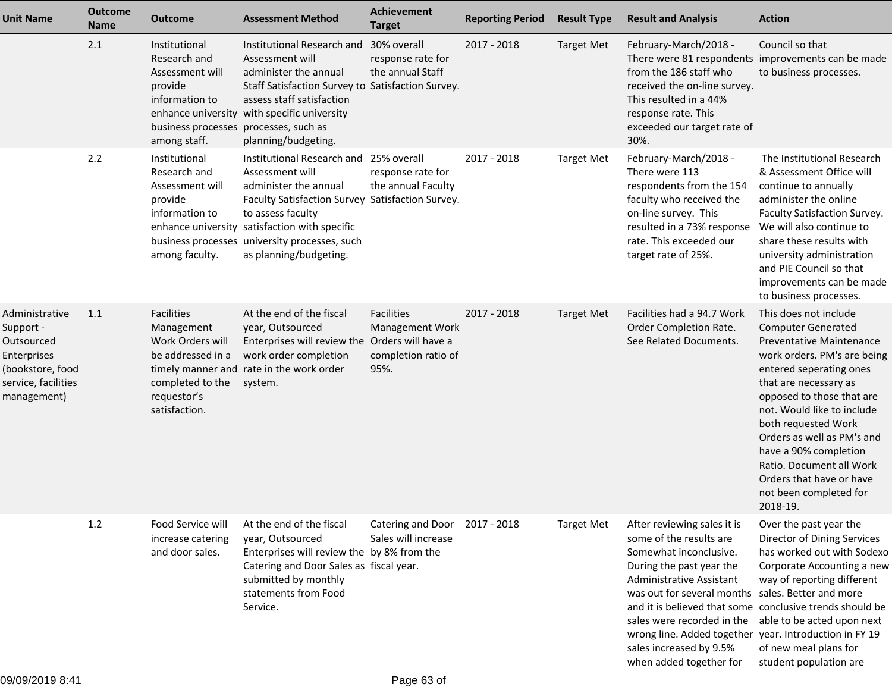| Unit Name | Outcome Name | Outcome | Assessment Method | Achievement Target | Reporting Period | Result Type | Result and Analysis | Action |
|---|---|---|---|---|---|---|---|---|
| | 2.1 | Institutional Research and Assessment will provide information to enhance university business processes among staff. | Institutional Research and Assessment will administer the annual Staff Satisfaction Survey to assess staff satisfaction with specific university processes, such as planning/budgeting. | 30% overall response rate for the annual Staff Satisfaction Survey. | 2017 - 2018 | Target Met | February-March/2018 - There were 81 respondents from the 186 staff who received the on-line survey. This resulted in a 44% response rate. This exceeded our target rate of 30%. | Council so that improvements can be made to business processes. |
| | 2.2 | Institutional Research and Assessment will provide information to enhance university business processes among faculty. | Institutional Research and Assessment will administer the annual Faculty Satisfaction Survey to assess faculty satisfaction with specific university processes, such as planning/budgeting. | 25% overall response rate for the annual Faculty Satisfaction Survey. | 2017 - 2018 | Target Met | February-March/2018 - There were 113 respondents from the 154 faculty who received the on-line survey. This resulted in a 73% response rate. This exceeded our target rate of 25%. | The Institutional Research & Assessment Office will continue to annually administer the online Faculty Satisfaction Survey. We will also continue to share these results with university administration and PIE Council so that improvements can be made to business processes. |
| Administrative Support - Outsourced Enterprises (bookstore, food service, facilities management) | 1.1 | Facilities Management Work Orders will be addressed in a timely manner and completed to the requestor's satisfaction. | At the end of the fiscal year, Outsourced Enterprises will review the work order completion rate in the work order system. | Facilities Management Work Orders will have a completion ratio of 95%. | 2017 - 2018 | Target Met | Facilities had a 94.7 Work Order Completion Rate. See Related Documents. | This does not include Computer Generated Preventative Maintenance work orders. PM's are being entered seperating ones that are necessary as opposed to those that are not. Would like to include both requested Work Orders as well as PM's and have a 90% completion Ratio. Document all Work Orders that have or have not been completed for 2018-19. |
| | 1.2 | Food Service will increase catering and door sales. | At the end of the fiscal year, Outsourced Enterprises will review the Catering and Door Sales as submitted by monthly statements from Food Service. | Catering and Door Sales will increase by 8% from the fiscal year. | 2017 - 2018 | Target Met | After reviewing sales it is some of the results are Somewhat inconclusive. During the past year the Administrative Assistant was out for several months and it is believed that some sales were recorded in the wrong line. Added together sales increased by 9.5% when added together for | Over the past year the Director of Dining Services has worked out with Sodexo Corporate Accounting a new way of reporting different sales. Better and more conclusive trends should be able to be acted upon next year. Introduction in FY 19 of new meal plans for student population are |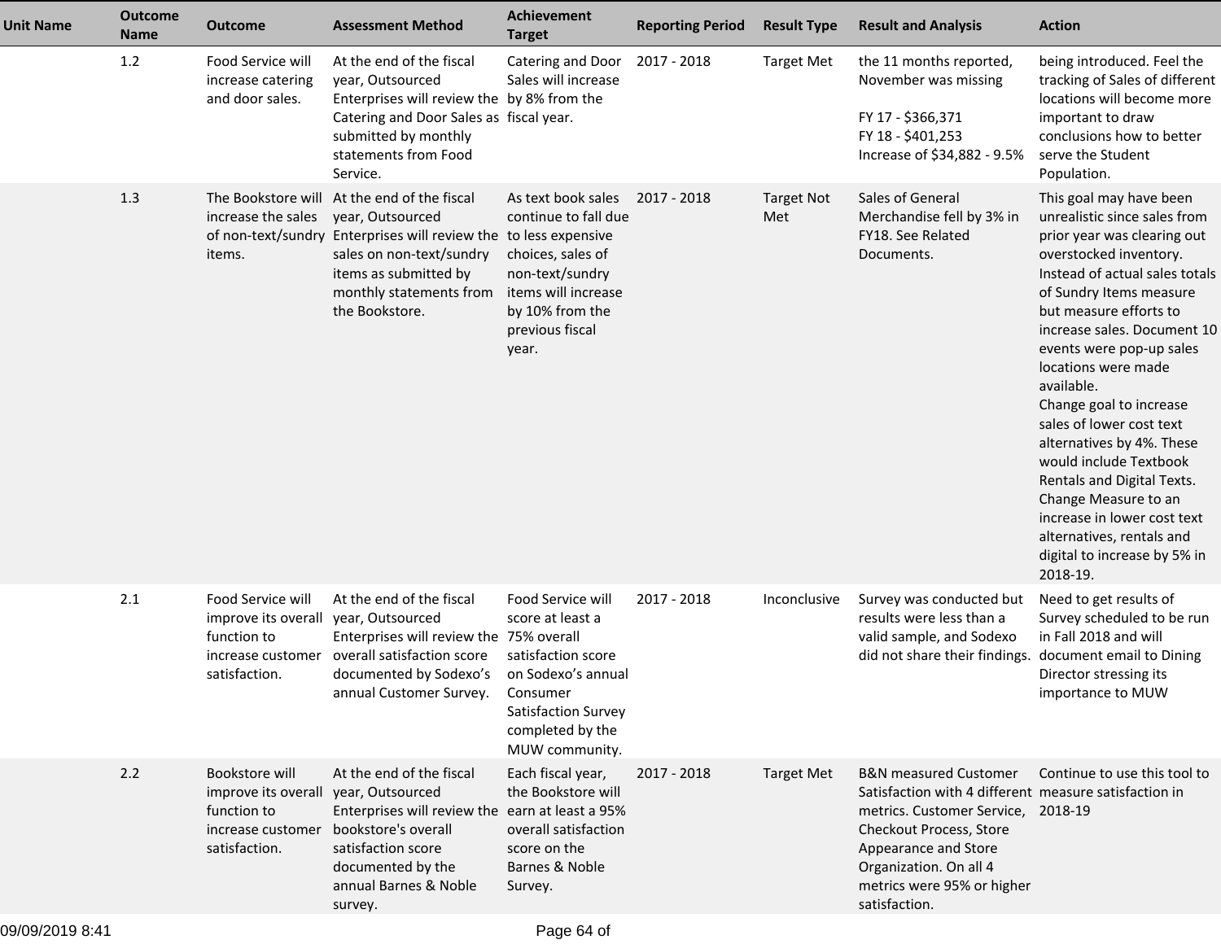| Unit Name | Outcome Name | Outcome | Assessment Method | Achievement Target | Reporting Period | Result Type | Result and Analysis | Action |
|---|---|---|---|---|---|---|---|---|
| | 1.2 | Food Service will increase catering and door sales. | At the end of the fiscal year, Outsourced Enterprises will review the Catering and Door Sales as submitted by monthly statements from Food Service. | Catering and Door Sales will increase by 8% from the fiscal year. | 2017 - 2018 | Target Met | the 11 months reported, November was missing<br><br>FY 17 - $366,371<br>FY 18 - $401,253<br>Increase of $34,882 - 9.5% | being introduced. Feel the tracking of Sales of different locations will become more important to draw conclusions how to better serve the Student Population. |
| | 1.3 | The Bookstore will increase the sales of non-text/sundry items. | At the end of the fiscal year, Outsourced Enterprises will review the sales on non-text/sundry items as submitted by monthly statements from the Bookstore. | As text book sales continue to fall due to less expensive choices, sales of non-text/sundry items will increase by 10% from the previous fiscal year. | 2017 - 2018 | Target Not Met | Sales of General Merchandise fell by 3% in FY18. See Related Documents. | This goal may have been unrealistic since sales from prior year was clearing out overstocked inventory. Instead of actual sales totals of Sundry Items measure but measure efforts to increase sales. Document 10 events were pop-up sales locations were made available.<br>Change goal to increase sales of lower cost text alternatives by 4%. These would include Textbook Rentals and Digital Texts.<br>Change Measure to an increase in lower cost text alternatives, rentals and digital to increase by 5% in 2018-19. |
| | 2.1 | Food Service will improve its overall function to increase customer satisfaction. | At the end of the fiscal year, Outsourced Enterprises will review the overall satisfaction score documented by Sodexo's annual Customer Survey. | Food Service will score at least a 75% overall satisfaction score on Sodexo's annual Consumer Satisfaction Survey completed by the MUW community. | 2017 - 2018 | Inconclusive | Survey was conducted but results were less than a valid sample, and Sodexo did not share their findings. | Need to get results of Survey scheduled to be run in Fall 2018 and will document email to Dining Director stressing its importance to MUW |
| | 2.2 | Bookstore will improve its overall function to increase customer satisfaction. | At the end of the fiscal year, Outsourced Enterprises will review the bookstore's overall satisfaction score documented by the annual Barnes & Noble survey. | Each fiscal year, the Bookstore will earn at least a 95% overall satisfaction score on the Barnes & Noble Survey. | 2017 - 2018 | Target Met | B&N measured Customer Satisfaction with 4 different metrics. Customer Service, Checkout Process, Store Appearance and Store Organization. On all 4 metrics were 95% or higher satisfaction. | Continue to use this tool to measure satisfaction in 2018-19 |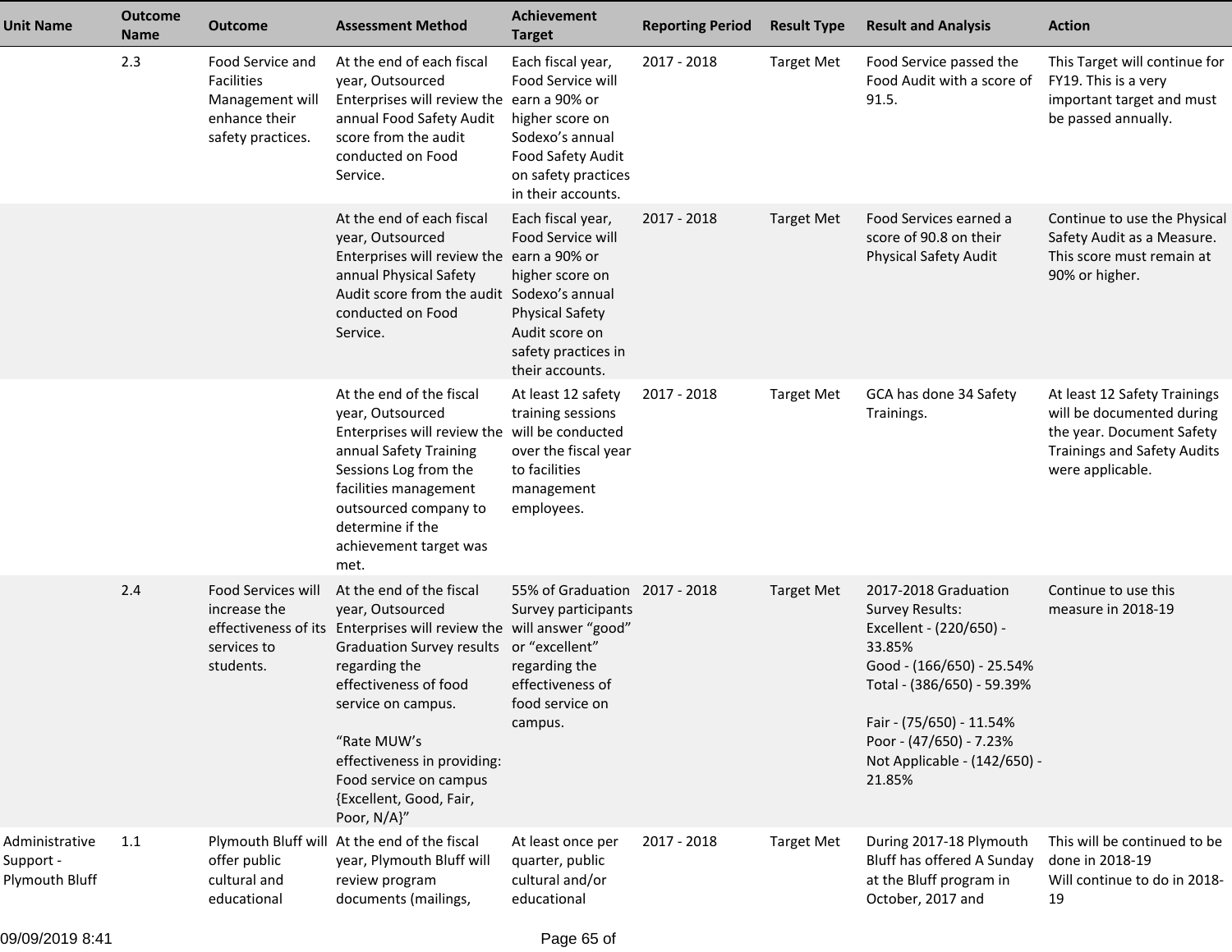| Unit Name | Outcome Name | Outcome | Assessment Method | Achievement Target | Reporting Period | Result Type | Result and Analysis | Action |
|---|---|---|---|---|---|---|---|---|
| | 2.3 | Food Service and Facilities Management will enhance their safety practices. | At the end of each fiscal year, Outsourced Enterprises will review the annual Food Safety Audit score from the audit conducted on Food Service. | Each fiscal year, Food Service will earn a 90% or higher score on Sodexo's annual Food Safety Audit on safety practices in their accounts. | 2017 - 2018 | Target Met | Food Service passed the Food Audit with a score of 91.5. | This Target will continue for FY19. This is a very important target and must be passed annually. |
| | | | At the end of each fiscal year, Outsourced Enterprises will review the annual Physical Safety Audit score from the audit conducted on Food Service. | Each fiscal year, Food Service will earn a 90% or higher score on Sodexo's annual Physical Safety Audit score on safety practices in their accounts. | 2017 - 2018 | Target Met | Food Services earned a score of 90.8 on their Physical Safety Audit | Continue to use the Physical Safety Audit as a Measure. This score must remain at 90% or higher. |
| | | | At the end of the fiscal year, Outsourced Enterprises will review the annual Safety Training Sessions Log from the facilities management outsourced company to determine if the achievement target was met. | At least 12 safety training sessions will be conducted over the fiscal year to facilities management employees. | 2017 - 2018 | Target Met | GCA has done 34 Safety Trainings. | At least 12 Safety Trainings will be documented during the year. Document Safety Trainings and Safety Audits were applicable. |
| | 2.4 | Food Services will increase the effectiveness of its services to students. | At the end of the fiscal year, Outsourced Enterprises will review the Graduation Survey results regarding the effectiveness of food service on campus.<br><br>"Rate MUW's effectiveness in providing: Food service on campus {Excellent, Good, Fair, Poor, N/A}" | 55% of Graduation Survey participants will answer "good" or "excellent" regarding the effectiveness of food service on campus. | 2017 - 2018 | Target Met | 2017-2018 Graduation Survey Results:<br>Excellent - (220/650) - 33.85%<br>Good - (166/650) - 25.54%<br>Total - (386/650) - 59.39%<br><br>Fair - (75/650) - 11.54%<br>Poor - (47/650) - 7.23%<br>Not Applicable - (142/650) - 21.85% | Continue to use this measure in 2018-19 |
| Administrative Support - Plymouth Bluff | 1.1 | Plymouth Bluff will offer public cultural and educational | At the end of the fiscal year, Plymouth Bluff will review program documents (mailings, | At least once per quarter, public cultural and/or educational | 2017 - 2018 | Target Met | During 2017-18 Plymouth Bluff has offered A Sunday at the Bluff program in October, 2017 and | This will be continued to be done in 2018-19<br>Will continue to do in 2018-19 |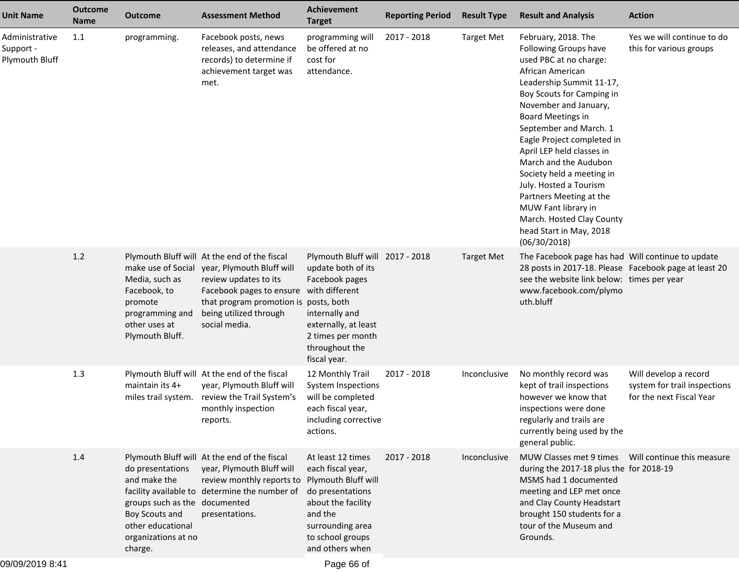| Unit Name | Outcome Name | Outcome | Assessment Method | Achievement Target | Reporting Period | Result Type | Result and Analysis | Action |
|---|---|---|---|---|---|---|---|---|
| Administrative Support - Plymouth Bluff | 1.1 | programming. | Facebook posts, news releases, and attendance records) to determine if achievement target was met. | programming will be offered at no cost for attendance. | 2017 - 2018 | Target Met | February, 2018. The Following Groups have used PBC at no charge: African American Leadership Summit 11-17, Boy Scouts for Camping in November and January, Board Meetings in September and March. 1 Eagle Project completed in April LEP held classes in March and the Audubon Society held a meeting in July. Hosted a Tourism Partners Meeting at the MUW Fant library in March. Hosted Clay County head Start in May, 2018 (06/30/2018) | Yes we will continue to do this for various groups |
| | 1.2 | Plymouth Bluff will make use of Social Media, such as Facebook, to promote programming and other uses at Plymouth Bluff. | At the end of the fiscal year, Plymouth Bluff will review updates to its Facebook pages to ensure that program promotion is being utilized through social media. | Plymouth Bluff will update both of its Facebook pages with different posts, both internally and externally, at least 2 times per month throughout the fiscal year. | 2017 - 2018 | Target Met | The Facebook page has had 28 posts in 2017-18. Please see the website link below: www.facebook.com/plymouth.bluff | Will continue to update Facebook page at least 20 times per year |
| | 1.3 | Plymouth Bluff will maintain its 4+ miles trail system. | At the end of the fiscal year, Plymouth Bluff will review the Trail System's monthly inspection reports. | 12 Monthly Trail System Inspections will be completed each fiscal year, including corrective actions. | 2017 - 2018 | Inconclusive | No monthly record was kept of trail inspections however we know that inspections were done regularly and trails are currently being used by the general public. | Will develop a record system for trail inspections for the next Fiscal Year |
| | 1.4 | Plymouth Bluff will do presentations and make the facility available to groups such as the Boy Scouts and other educational organizations at no charge. | At the end of the fiscal year, Plymouth Bluff will review monthly reports to determine the number of documented presentations. | At least 12 times each fiscal year, Plymouth Bluff will do presentations about the facility and the surrounding area to school groups and others when | 2017 - 2018 | Inconclusive | MUW Classes met 9 times during the 2017-18 plus the MSMS had 1 documented meeting and LEP met once and Clay County Headstart brought 150 students for a tour of the Museum and Grounds. | Will continue this measure for 2018-19 |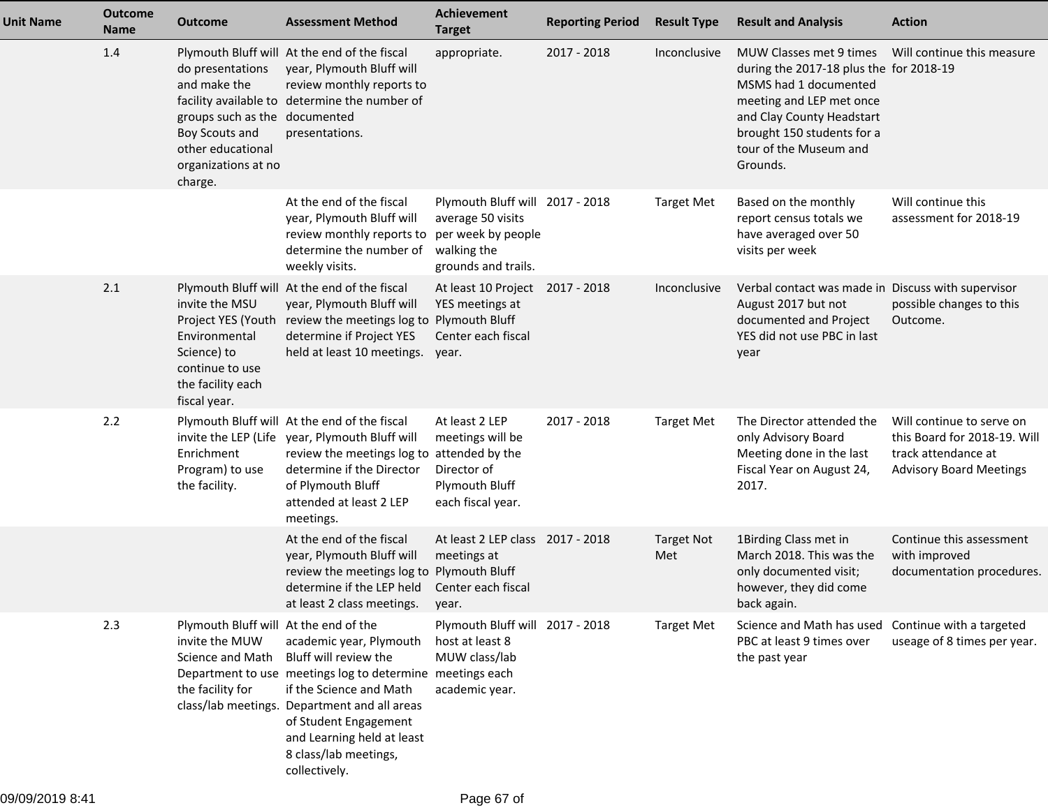| Unit Name | Outcome Name | Outcome | Assessment Method | Achievement Target | Reporting Period | Result Type | Result and Analysis | Action |
|---|---|---|---|---|---|---|---|---|
| | 1.4 | Plymouth Bluff will do presentations and make the facility available to groups such as the Boy Scouts and other educational organizations at no charge. | At the end of the fiscal year, Plymouth Bluff will review monthly reports to determine the number of documented presentations. | appropriate. | 2017 - 2018 | Inconclusive | MUW Classes met 9 times during the 2017-18 plus the MSMS had 1 documented meeting and LEP met once and Clay County Headstart brought 150 students for a tour of the Museum and Grounds. | Will continue this measure for 2018-19 |
| | | | At the end of the fiscal year, Plymouth Bluff will review monthly reports to determine the number of weekly visits. | Plymouth Bluff will average 50 visits per week by people walking the grounds and trails. | 2017 - 2018 | Target Met | Based on the monthly report census totals we have averaged over 50 visits per week | Will continue this assessment for 2018-19 |
| | 2.1 | Plymouth Bluff will invite the MSU Project YES (Youth Environmental Science) to continue to use the facility each fiscal year. | At the end of the fiscal year, Plymouth Bluff will review the meetings log to determine if Project YES held at least 10 meetings. | At least 10 Project YES meetings at Plymouth Bluff Center each fiscal year. | 2017 - 2018 | Inconclusive | Verbal contact was made in August 2017 but not documented and Project YES did not use PBC in last year | Discuss with supervisor possible changes to this Outcome. |
| | 2.2 | Plymouth Bluff will invite the LEP (Life Enrichment Program) to use the facility. | At the end of the fiscal year, Plymouth Bluff will review the meetings log to determine if the Director of Plymouth Bluff attended at least 2 LEP meetings. | At least 2 LEP meetings will be attended by the Director of Plymouth Bluff each fiscal year. | 2017 - 2018 | Target Met | The Director attended the only Advisory Board Meeting done in the last Fiscal Year on August 24, 2017. | Will continue to serve on this Board for 2018-19. Will track attendance at Advisory Board Meetings |
| | | | At the end of the fiscal year, Plymouth Bluff will review the meetings log to determine if the LEP held at least 2 class meetings. | At least 2 LEP class meetings at Plymouth Bluff Center each fiscal year. | 2017 - 2018 | Target Not Met | 1Birding Class met in March 2018. This was the only documented visit; however, they did come back again. | Continue this assessment with improved documentation procedures. |
| | 2.3 | Plymouth Bluff will invite the MUW Science and Math Department to use the facility for class/lab meetings. | At the end of the academic year, Plymouth Bluff will review the meetings log to determine if the Science and Math Department and all areas of Student Engagement and Learning held at least 8 class/lab meetings, collectively. | Plymouth Bluff will host at least 8 MUW class/lab meetings each academic year. | 2017 - 2018 | Target Met | Science and Math has used PBC at least 9 times over the past year | Continue with a targeted useage of 8 times per year. |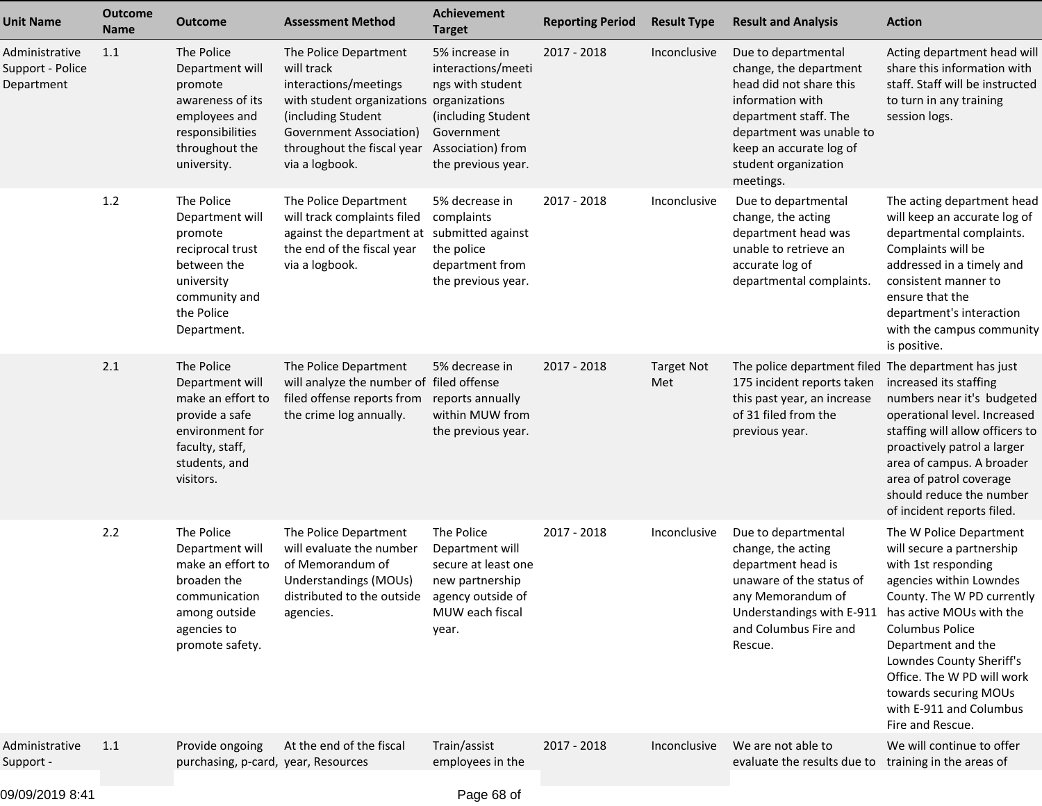| Unit Name | Outcome Name | Outcome | Assessment Method | Achievement Target | Reporting Period | Result Type | Result and Analysis | Action |
|---|---|---|---|---|---|---|---|---|
| Administrative Support - Police Department | 1.1 | The Police Department will promote awareness of its employees and responsibilities throughout the university. | The Police Department will track interactions/meetings with student organizations (including Student Government Association) throughout the fiscal year via a logbook. | 5% increase in interactions/meetings with student organizations (including Student Government Association) from the previous year. | 2017 - 2018 | Inconclusive | Due to departmental change, the department head did not share this information with department staff. The department was unable to keep an accurate log of student organization meetings. | Acting department head will share this information with staff. Staff will be instructed to turn in any training session logs. |
| | 1.2 | The Police Department will promote reciprocal trust between the university community and the Police Department. | The Police Department will track complaints filed against the department at the end of the fiscal year via a logbook. | 5% decrease in complaints submitted against the police department from the previous year. | 2017 - 2018 | Inconclusive | Due to departmental change, the acting department head was unable to retrieve an accurate log of departmental complaints. | The acting department head will keep an accurate log of departmental complaints. Complaints will be addressed in a timely and consistent manner to ensure that the department's interaction with the campus community is positive. |
| | 2.1 | The Police Department will make an effort to provide a safe environment for faculty, staff, students, and visitors. | The Police Department will analyze the number of filed offense reports from the crime log annually. | 5% decrease in filed offense reports annually within MUW from the previous year. | 2017 - 2018 | Target Not Met | The police department filed 175 incident reports taken this past year, an increase of 31 filed from the previous year. | The department has just increased its staffing numbers near it's budgeted operational level. Increased staffing will allow officers to proactively patrol a larger area of campus. A broader area of patrol coverage should reduce the number of incident reports filed. |
| | 2.2 | The Police Department will make an effort to broaden the communication among outside agencies to promote safety. | The Police Department will evaluate the number of Memorandum of Understandings (MOUs) distributed to the outside agencies. | The Police Department will secure at least one new partnership agency outside of MUW each fiscal year. | 2017 - 2018 | Inconclusive | Due to departmental change, the acting department head is unaware of the status of any Memorandum of Understandings with E-911 and Columbus Fire and Rescue. | The W Police Department will secure a partnership with 1st responding agencies within Lowndes County. The W PD currently has active MOUs with the Columbus Police Department and the Lowndes County Sheriff's Office. The W PD will work towards securing MOUs with E-911 and Columbus Fire and Rescue. |
| Administrative Support - | 1.1 | Provide ongoing purchasing, p-card, | At the end of the fiscal year, Resources | Train/assist employees in the | 2017 - 2018 | Inconclusive | We are not able to evaluate the results due to | We will continue to offer training in the areas of |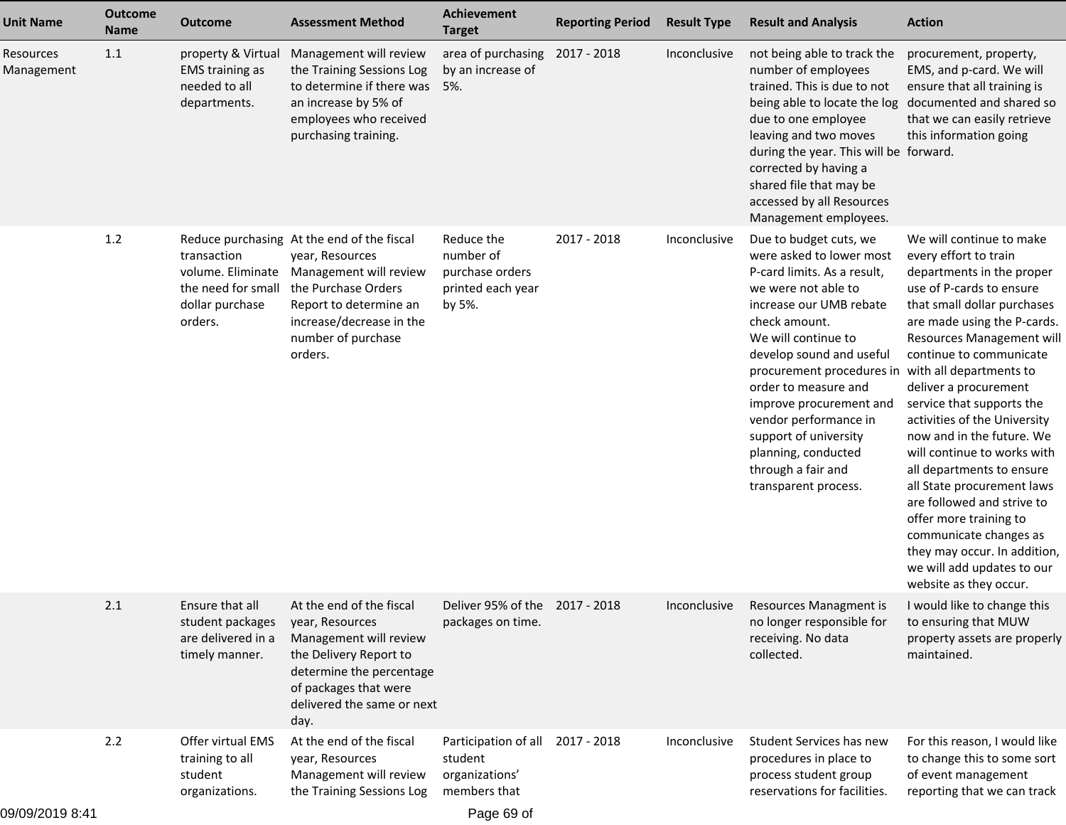| Unit Name | Outcome Name | Outcome | Assessment Method | Achievement Target | Reporting Period | Result Type | Result and Analysis | Action |
|---|---|---|---|---|---|---|---|---|
| Resources Management | 1.1 | property & Virtual EMS training as needed to all departments. | Management will review the Training Sessions Log to determine if there was an increase by 5% of employees who received purchasing training. | area of purchasing by an increase of 5%. | 2017 - 2018 | Inconclusive | not being able to track the number of employees trained. This is due to not being able to locate the log due to one employee leaving and two moves during the year. This will be corrected by having a shared file that may be accessed by all Resources Management employees. | procurement, property, EMS, and p-card. We will ensure that all training is documented and shared so that we can easily retrieve this information going forward. |
| | 1.2 | Reduce purchasing transaction volume. Eliminate the need for small dollar purchase orders. | At the end of the fiscal year, Resources Management will review the Purchase Orders Report to determine an increase/decrease in the number of purchase orders. | Reduce the number of purchase orders printed each year by 5%. | 2017 - 2018 | Inconclusive | Due to budget cuts, we were asked to lower most P-card limits. As a result, we were not able to increase our UMB rebate check amount.<br>We will continue to develop sound and useful procurement procedures in order to measure and improve procurement and vendor performance in support of university planning, conducted through a fair and transparent process. | We will continue to make every effort to train departments in the proper use of P-cards to ensure that small dollar purchases are made using the P-cards. Resources Management will continue to communicate with all departments to deliver a procurement service that supports the activities of the University now and in the future. We will continue to works with all departments to ensure all State procurement laws are followed and strive to offer more training to communicate changes as they may occur. In addition, we will add updates to our website as they occur. |
| | 2.1 | Ensure that all student packages are delivered in a timely manner. | At the end of the fiscal year, Resources Management will review the Delivery Report to determine the percentage of packages that were delivered the same or next day. | Deliver 95% of the packages on time. | 2017 - 2018 | Inconclusive | Resources Managment is no longer responsible for receiving. No data collected. | I would like to change this to ensuring that MUW property assets are properly maintained. |
| | 2.2 | Offer virtual EMS training to all student organizations. | At the end of the fiscal year, Resources Management will review the Training Sessions Log | Participation of all student organizations' members that | 2017 - 2018 | Inconclusive | Student Services has new procedures in place to process student group reservations for facilities. | For this reason, I would like to change this to some sort of event management reporting that we can track |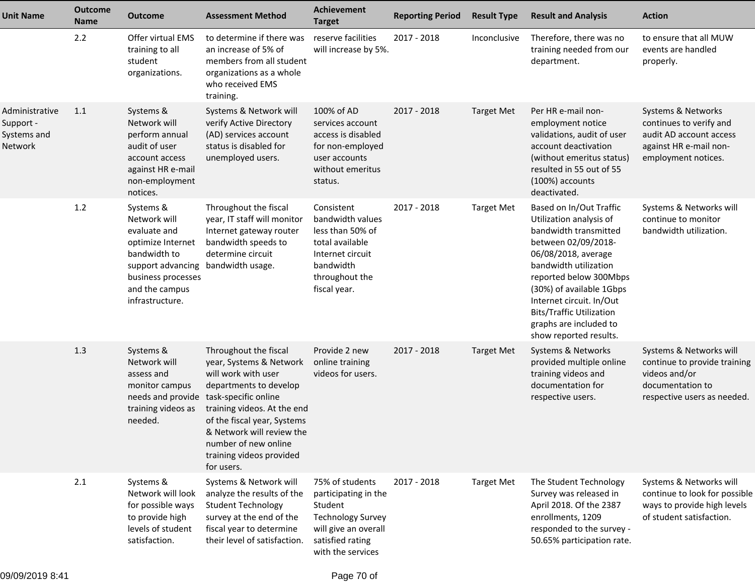| Unit Name | Outcome Name | Outcome | Assessment Method | Achievement Target | Reporting Period | Result Type | Result and Analysis | Action |
|---|---|---|---|---|---|---|---|---|
| | 2.2 | Offer virtual EMS training to all student organizations. | to determine if there was an increase of 5% of members from all student organizations as a whole who received EMS training. | reserve facilities will increase by 5%. | 2017 - 2018 | Inconclusive | Therefore, there was no training needed from our department. | to ensure that all MUW events are handled properly. |
| Administrative Support - Systems and Network | 1.1 | Systems & Network will perform annual audit of user account access against HR e-mail non-employment notices. | Systems & Network will verify Active Directory (AD) services account status is disabled for unemployed users. | 100% of AD services account access is disabled for non-employed user accounts without emeritus status. | 2017 - 2018 | Target Met | Per HR e-mail non-employment notice validations, audit of user account deactivation (without emeritus status) resulted in 55 out of 55 (100%) accounts deactivated. | Systems & Networks continues to verify and audit AD account access against HR e-mail non-employment notices. |
| | 1.2 | Systems & Network will evaluate and optimize Internet bandwidth to support advancing business processes and the campus infrastructure. | Throughout the fiscal year, IT staff will monitor Internet gateway router bandwidth speeds to determine circuit bandwidth usage. | Consistent bandwidth values less than 50% of total available Internet circuit bandwidth throughout the fiscal year. | 2017 - 2018 | Target Met | Based on In/Out Traffic Utilization analysis of bandwidth transmitted between 02/09/2018-06/08/2018, average bandwidth utilization reported below 300Mbps (30%) of available 1Gbps Internet circuit. In/Out Bits/Traffic Utilization graphs are included to show reported results. | Systems & Networks will continue to monitor bandwidth utilization. |
| | 1.3 | Systems & Network will assess and monitor campus needs and provide training videos as needed. | Throughout the fiscal year, Systems & Network will work with user departments to develop task-specific online training videos. At the end of the fiscal year, Systems & Network will review the number of new online training videos provided for users. | Provide 2 new online training videos for users. | 2017 - 2018 | Target Met | Systems & Networks provided multiple online training videos and documentation for respective users. | Systems & Networks will continue to provide training videos and/or documentation to respective users as needed. |
| | 2.1 | Systems & Network will look for possible ways to provide high levels of student satisfaction. | Systems & Network will analyze the results of the Student Technology survey at the end of the fiscal year to determine their level of satisfaction. | 75% of students participating in the Student Technology Survey will give an overall satisfied rating with the services | 2017 - 2018 | Target Met | The Student Technology Survey was released in April 2018. Of the 2387 enrollments, 1209 responded to the survey - 50.65% participation rate. | Systems & Networks will continue to look for possible ways to provide high levels of student satisfaction. |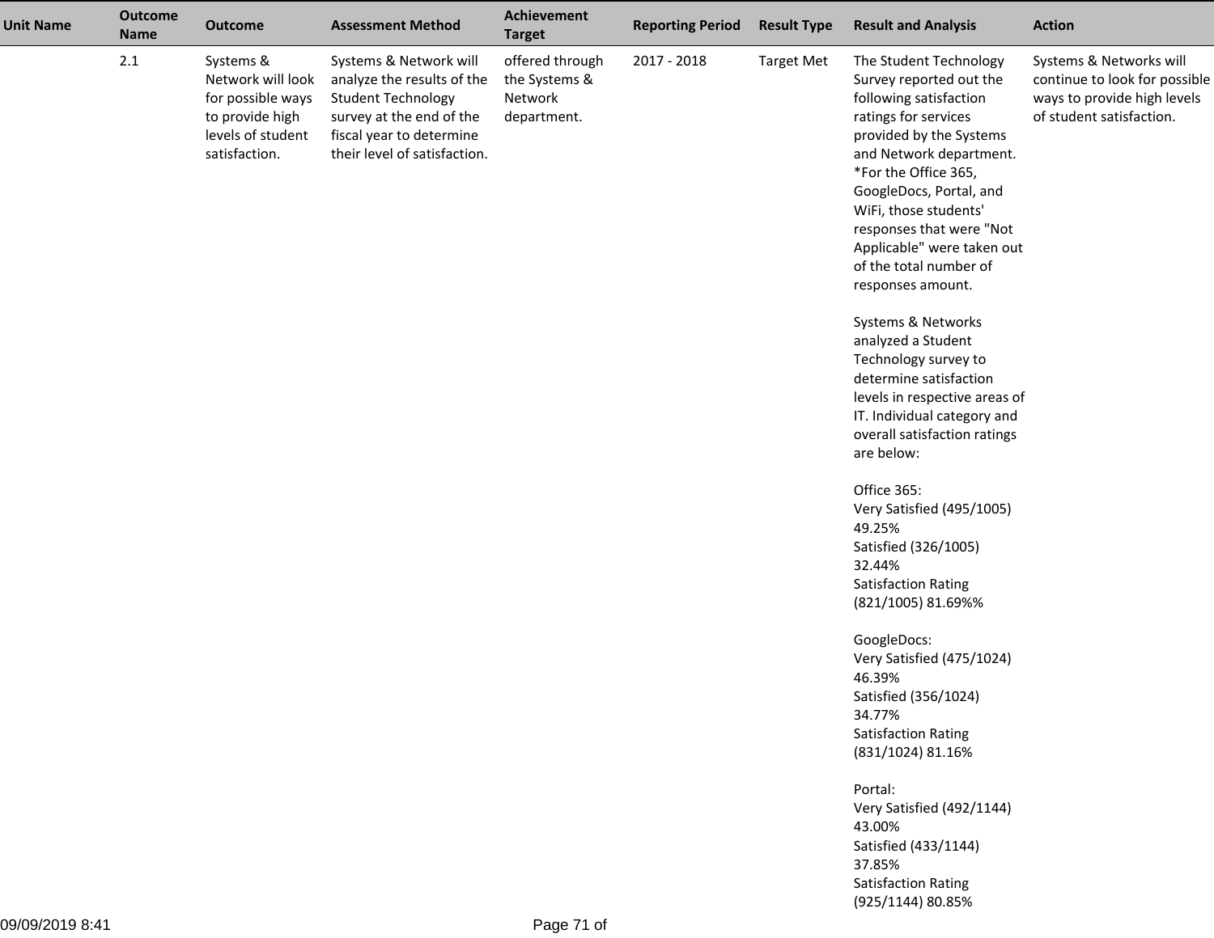| Unit Name | Outcome Name | Outcome | Assessment Method | Achievement Target | Reporting Period | Result Type | Result and Analysis | Action |
|---|---|---|---|---|---|---|---|---|
| | 2.1 | Systems & Network will look for possible ways to provide high levels of student satisfaction. | Systems & Network will analyze the results of the Student Technology survey at the end of the fiscal year to determine their level of satisfaction. | offered through the Systems & Network department. | 2017 - 2018 | Target Met | The Student Technology Survey reported out the following satisfaction ratings for services provided by the Systems and Network department. *For the Office 365, GoogleDocs, Portal, and WiFi, those students' responses that were "Not Applicable" were taken out of the total number of responses amount.<br><br>Systems & Networks analyzed a Student Technology survey to determine satisfaction levels in respective areas of IT. Individual category and overall satisfaction ratings are below:<br><br>Office 365:<br>Very Satisfied (495/1005) 49.25%<br>Satisfied (326/1005) 32.44%<br>Satisfaction Rating (821/1005) 81.69%%<br><br>GoogleDocs:<br>Very Satisfied (475/1024) 46.39%<br>Satisfied (356/1024) 34.77%<br>Satisfaction Rating (831/1024) 81.16%<br><br>Portal:<br>Very Satisfied (492/1144) 43.00%<br>Satisfied (433/1144) 37.85%<br>Satisfaction Rating (925/1144) 80.85% | Systems & Networks will continue to look for possible ways to provide high levels of student satisfaction. |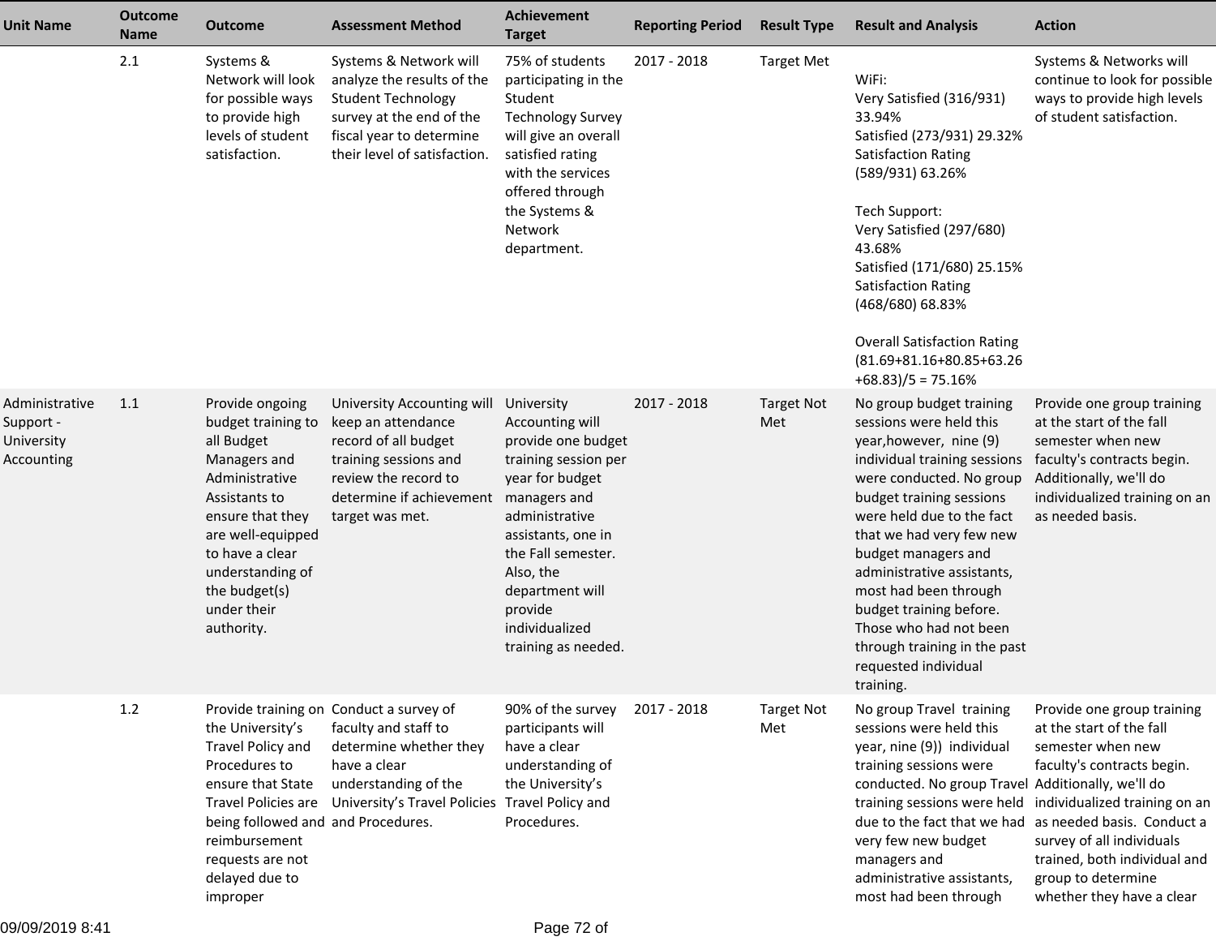| Unit Name | Outcome Name | Outcome | Assessment Method | Achievement Target | Reporting Period | Result Type | Result and Analysis | Action |
|---|---|---|---|---|---|---|---|---|
| | 2.1 | Systems & Network will look for possible ways to provide high levels of student satisfaction. | Systems & Network will analyze the results of the Student Technology survey at the end of the fiscal year to determine their level of satisfaction. | 75% of students participating in the Student Technology Survey will give an overall satisfied rating with the services offered through the Systems & Network department. | 2017 - 2018 | Target Met | WiFi:<br>Very Satisfied (316/931) 33.94%<br>Satisfied (273/931) 29.32%<br>Satisfaction Rating (589/931) 63.26%<br><br>Tech Support:<br>Very Satisfied (297/680) 43.68%<br>Satisfied (171/680) 25.15%<br>Satisfaction Rating (468/680) 68.83%<br><br>Overall Satisfaction Rating (81.69+81.16+80.85+63.26+68.83)/5 = 75.16% | Systems & Networks will continue to look for possible ways to provide high levels of student satisfaction. |
| Administrative Support - University Accounting | 1.1 | Provide ongoing budget training to all Budget Managers and Administrative Assistants to ensure that they are well-equipped to have a clear understanding of the budget(s) under their authority. | University Accounting will keep an attendance record of all budget training sessions and review the record to determine if achievement target was met. | University Accounting will provide one budget training session per year for budget managers and administrative assistants, one in the Fall semester. Also, the department will provide individualized training as needed. | 2017 - 2018 | Target Not Met | No group budget training sessions were held this year,however, nine (9) individual training sessions were conducted. No group budget training sessions were held due to the fact that we had very few new budget managers and administrative assistants, most had been through budget training before. Those who had not been through training in the past requested individual training. | Provide one group training at the start of the fall semester when new faculty's contracts begin. Additionally, we'll do individualized training on an as needed basis. |
| | 1.2 | Provide training on the University's Travel Policy and Procedures to ensure that State Travel Policies are being followed and reimbursement requests are not delayed due to improper | Conduct a survey of faculty and staff to determine whether they have a clear understanding of the University's Travel Policies and Procedures. | 90% of the survey participants will have a clear understanding of the University's Travel Policy and Procedures. | 2017 - 2018 | Target Not Met | No group Travel training sessions were held this year, nine (9)) individual training sessions were conducted. No group Travel training sessions were held due to the fact that we had very few new budget managers and administrative assistants, most had been through | Provide one group training at the start of the fall semester when new faculty's contracts begin. Additionally, we'll do individualized training on an as needed basis. Conduct a survey of all individuals trained, both individual and group to determine whether they have a clear |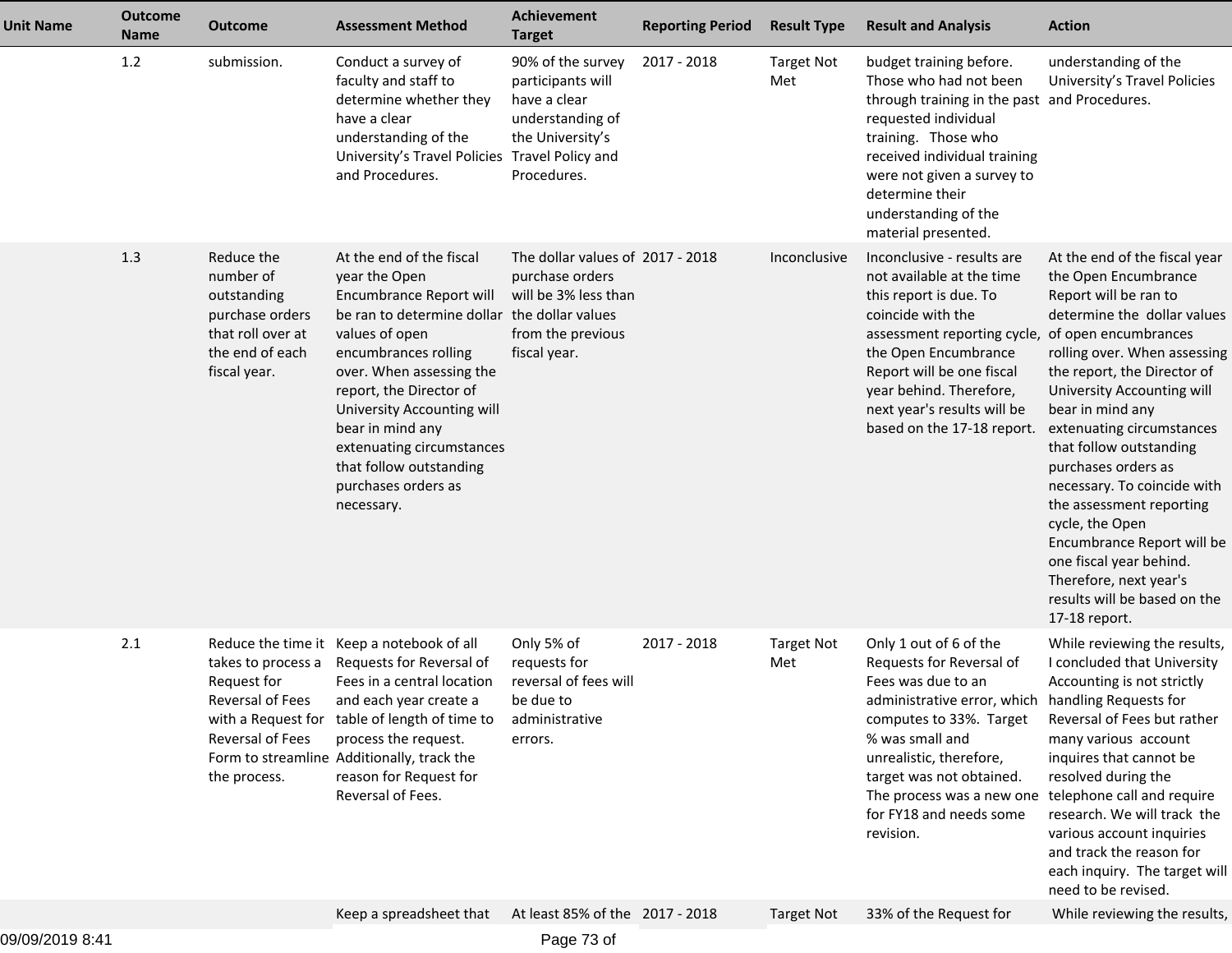| Unit Name | Outcome Name | Outcome | Assessment Method | Achievement Target | Reporting Period | Result Type | Result and Analysis | Action |
|---|---|---|---|---|---|---|---|---|
| | 1.2 | submission. | Conduct a survey of faculty and staff to determine whether they have a clear understanding of the University's Travel Policies and Procedures. | 90% of the survey participants will have a clear understanding of the University's Travel Policy and Procedures. | 2017 - 2018 | Target Not Met | budget training before. Those who had not been through training in the past requested individual training. Those who received individual training were not given a survey to determine their understanding of the material presented. | understanding of the University's Travel Policies and Procedures. |
| | 1.3 | Reduce the number of outstanding purchase orders that roll over at the end of each fiscal year. | At the end of the fiscal year the Open Encumbrance Report will be ran to determine dollar values of open encumbrances rolling over. When assessing the report, the Director of University Accounting will bear in mind any extenuating circumstances that follow outstanding purchases orders as necessary. | The dollar values of purchase orders will be 3% less than the dollar values from the previous fiscal year. | 2017 - 2018 | Inconclusive | Inconclusive - results are not available at the time this report is due. To coincide with the assessment reporting cycle, the Open Encumbrance Report will be one fiscal year behind. Therefore, next year's results will be based on the 17-18 report. | At the end of the fiscal year the Open Encumbrance Report will be ran to determine the dollar values of open encumbrances rolling over. When assessing the report, the Director of University Accounting will bear in mind any extenuating circumstances that follow outstanding purchases orders as necessary. To coincide with the assessment reporting cycle, the Open Encumbrance Report will be one fiscal year behind. Therefore, next year's results will be based on the 17-18 report. |
| | 2.1 | Reduce the time it takes to process a Request for Reversal of Fees with a Request for Reversal of Fees Form to streamline the process. | Keep a notebook of all Requests for Reversal of Fees in a central location and each year create a table of length of time to process the request. Additionally, track the reason for Request for Reversal of Fees. | Only 5% of requests for reversal of fees will be due to administrative errors. | 2017 - 2018 | Target Not Met | Only 1 out of 6 of the Requests for Reversal of Fees was due to an administrative error, which computes to 33%. Target % was small and unrealistic, therefore, target was not obtained. The process was a new one for FY18 and needs some revision. | While reviewing the results, I concluded that University Accounting is not strictly handling Requests for Reversal of Fees but rather many various account inquires that cannot be resolved during the telephone call and require research. We will track the various account inquiries and track the reason for each inquiry. The target will need to be revised. |
| | | | Keep a spreadsheet that | At least 85% of the | 2017 - 2018 | Target Not | 33% of the Request for | While reviewing the results, |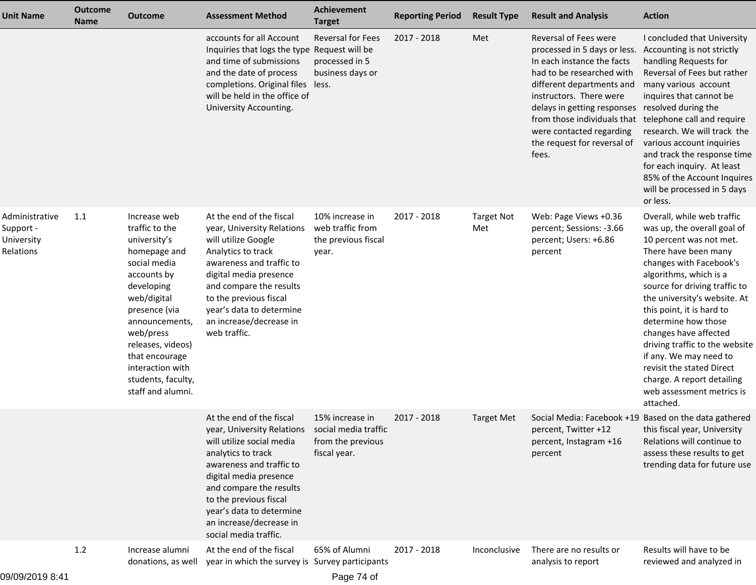| Unit Name | Outcome Name | Outcome | Assessment Method | Achievement Target | Reporting Period | Result Type | Result and Analysis | Action |
|---|---|---|---|---|---|---|---|---|
| | | | accounts for all Account Inquiries that logs the type and time of submissions and the date of process completions. Original files will be held in the office of University Accounting. | Reversal for Fees Request will be processed in 5 business days or less. | 2017 - 2018 | Met | Reversal of Fees were processed in 5 days or less. In each instance the facts had to be researched with different departments and instructors. There were delays in getting responses from those individuals that were contacted regarding the request for reversal of fees. | I concluded that University Accounting is not strictly handling Requests for Reversal of Fees but rather many various account inquires that cannot be resolved during the telephone call and require research. We will track the various account inquiries and track the response time for each inquiry. At least 85% of the Account Inquires will be processed in 5 days or less. |
| Administrative Support - University Relations | 1.1 | Increase web traffic to the university's homepage and social media accounts by developing web/digital presence (via announcements, web/press releases, videos) that encourage interaction with students, faculty, staff and alumni. | At the end of the fiscal year, University Relations will utilize Google Analytics to track awareness and traffic to digital media presence and compare the results to the previous fiscal year's data to determine an increase/decrease in web traffic. | 10% increase in web traffic from the previous fiscal year. | 2017 - 2018 | Target Not Met | Web: Page Views +0.36 percent; Sessions: -3.66 percent; Users: +6.86 percent | Overall, while web traffic was up, the overall goal of 10 percent was not met. There have been many changes with Facebook's algorithms, which is a source for driving traffic to the university's website. At this point, it is hard to determine how those changes have affected driving traffic to the website if any. We may need to revisit the stated Direct charge. A report detailing web assessment metrics is attached. |
| | | | At the end of the fiscal year, University Relations will utilize social media analytics to track awareness and traffic to digital media presence and compare the results to the previous fiscal year's data to determine an increase/decrease in social media traffic. | 15% increase in social media traffic from the previous fiscal year. | 2017 - 2018 | Target Met | Social Media: Facebook +19 percent, Twitter +12 percent, Instagram +16 percent | Based on the data gathered this fiscal year, University Relations will continue to assess these results to get trending data for future use |
| | 1.2 | Increase alumni donations, as well | At the end of the fiscal year in which the survey is | 65% of Alumni Survey participants | 2017 - 2018 | Inconclusive | There are no results or analysis to report | Results will have to be reviewed and analyzed in |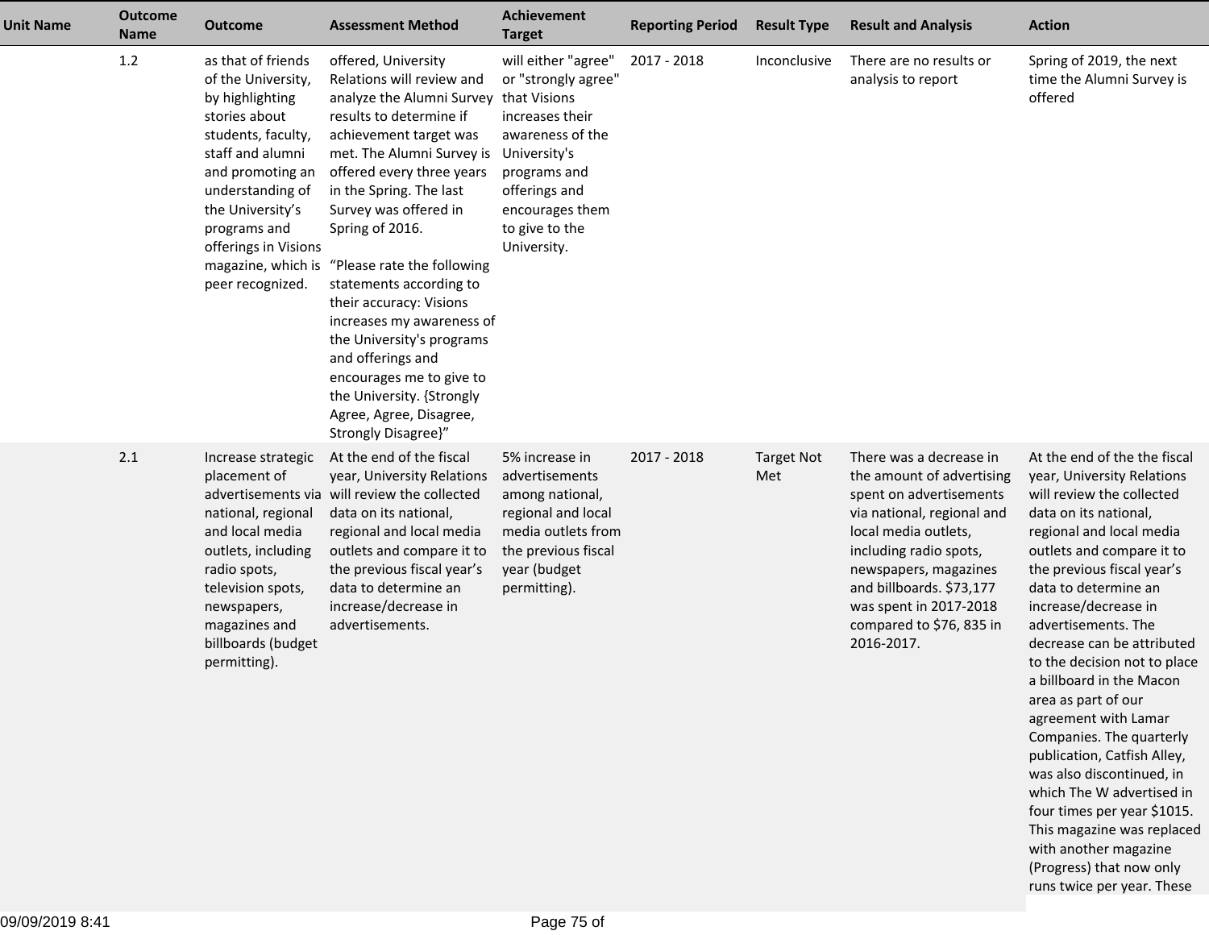| Unit Name | Outcome Name | Outcome | Assessment Method | Achievement Target | Reporting Period | Result Type | Result and Analysis | Action |
|---|---|---|---|---|---|---|---|---|
| | 1.2 | as that of friends of the University, by highlighting stories about students, faculty, staff and alumni and promoting an understanding of the University's programs and offerings in Visions magazine, which is peer recognized. | offered, University Relations will review and analyze the Alumni Survey results to determine if achievement target was met. The Alumni Survey is offered every three years in the Spring. The last Survey was offered in Spring of 2016.<br><br>"Please rate the following statements according to their accuracy: Visions increases my awareness of the University's programs and offerings and encourages me to give to the University. {Strongly Agree, Agree, Disagree, Strongly Disagree}" | will either "agree" or "strongly agree" that Visions increases their awareness of the University's programs and offerings and encourages them to give to the University. | 2017 - 2018 | Inconclusive | There are no results or analysis to report | Spring of 2019, the next time the Alumni Survey is offered |
| | 2.1 | Increase strategic placement of advertisements via national, regional and local media outlets, including radio spots, television spots, newspapers, magazines and billboards (budget permitting). | At the end of the fiscal year, University Relations will review the collected data on its national, regional and local media outlets and compare it to the previous fiscal year's data to determine an increase/decrease in advertisements. | 5% increase in advertisements among national, regional and local media outlets from the previous fiscal year (budget permitting). | 2017 - 2018 | Target Not Met | There was a decrease in the amount of advertising spent on advertisements via national, regional and local media outlets, including radio spots, newspapers, magazines and billboards. $73,177 was spent in 2017-2018 compared to $76, 835 in 2016-2017. | At the end of the the fiscal year, University Relations will review the collected data on its national, regional and local media outlets and compare it to the previous fiscal year's data to determine an increase/decrease in advertisements. The decrease can be attributed to the decision not to place a billboard in the Macon area as part of our agreement with Lamar Companies. The quarterly publication, Catfish Alley, was also discontinued, in which The W advertised in four times per year $1015. This magazine was replaced with another magazine (Progress) that now only runs twice per year. These |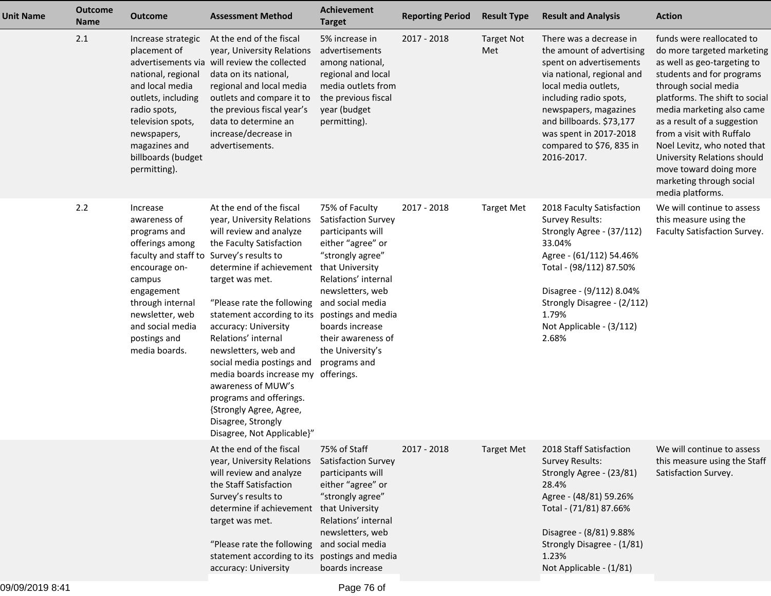| Unit Name | Outcome Name | Outcome | Assessment Method | Achievement Target | Reporting Period | Result Type | Result and Analysis | Action |
|---|---|---|---|---|---|---|---|---|
| | 2.1 | Increase strategic placement of advertisements via national, regional and local media outlets, including radio spots, television spots, newspapers, magazines and billboards (budget permitting). | At the end of the fiscal year, University Relations will review the collected data on its national, regional and local media outlets and compare it to the previous fiscal year's data to determine an increase/decrease in advertisements. | 5% increase in advertisements among national, regional and local media outlets from the previous fiscal year (budget permitting). | 2017 - 2018 | Target Not Met | There was a decrease in the amount of advertising spent on advertisements via national, regional and local media outlets, including radio spots, newspapers, magazines and billboards. $73,177 was spent in 2017-2018 compared to $76, 835 in 2016-2017. | funds were reallocated to do more targeted marketing as well as geo-targeting to students and for programs through social media platforms. The shift to social media marketing also came as a result of a suggestion from a visit with Ruffalo Noel Levitz, who noted that University Relations should move toward doing more marketing through social media platforms. |
| | 2.2 | Increase awareness of programs and offerings among faculty and staff to encourage on-campus engagement through internal newsletter, web and social media postings and media boards. | At the end of the fiscal year, University Relations will review and analyze the Faculty Satisfaction Survey's results to determine if achievement target was met.<br><br>"Please rate the following statement according to its accuracy: University Relations' internal newsletters, web and social media postings and media boards increase my awareness of MUW's programs and offerings. {Strongly Agree, Agree, Disagree, Strongly Disagree, Not Applicable}" | 75% of Faculty Satisfaction Survey participants will either "agree" or "strongly agree" that University Relations' internal newsletters, web and social media postings and media boards increase their awareness of the University's programs and offerings. | 2017 - 2018 | Target Met | 2018 Faculty Satisfaction Survey Results:<br>Strongly Agree - (37/112) 33.04%<br>Agree - (61/112) 54.46%<br>Total - (98/112) 87.50%<br><br>Disagree - (9/112) 8.04%<br>Strongly Disagree - (2/112) 1.79%<br>Not Applicable - (3/112) 2.68% | We will continue to assess this measure using the Faculty Satisfaction Survey. |
| | | | At the end of the fiscal year, University Relations will review and analyze the Staff Satisfaction Survey's results to determine if achievement target was met.<br><br>"Please rate the following statement according to its accuracy: University | 75% of Staff Satisfaction Survey participants will either "agree" or "strongly agree" that University Relations' internal newsletters, web and social media postings and media boards increase | 2017 - 2018 | Target Met | 2018 Staff Satisfaction Survey Results:<br>Strongly Agree - (23/81) 28.4%<br>Agree - (48/81) 59.26%<br>Total - (71/81) 87.66%<br><br>Disagree - (8/81) 9.88%<br>Strongly Disagree - (1/81) 1.23%<br>Not Applicable - (1/81) | We will continue to assess this measure using the Staff Satisfaction Survey. |

09/09/2019 8:41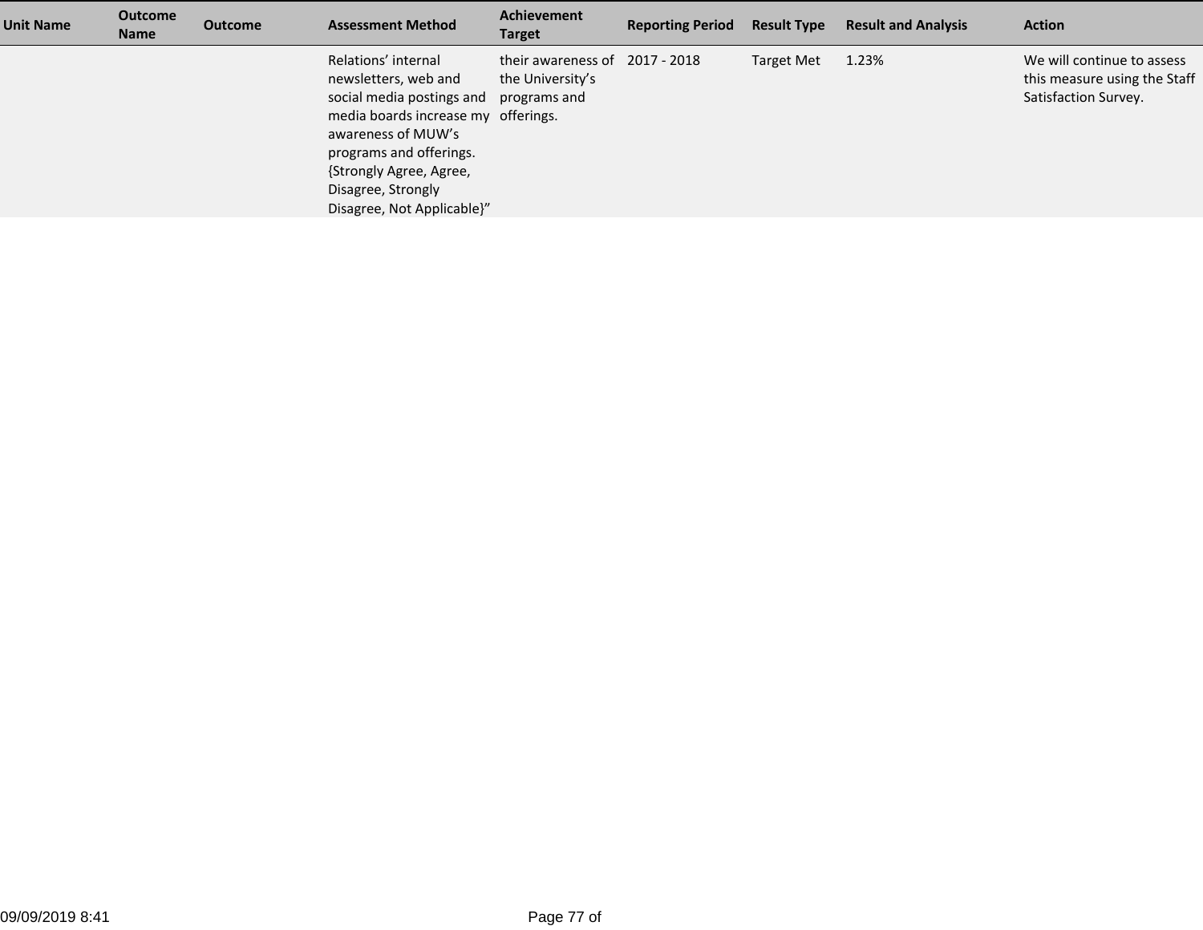| Unit Name | Outcome Name | Outcome | Assessment Method | Achievement Target | Reporting Period | Result Type | Result and Analysis | Action |
|---|---|---|---|---|---|---|---|---|
| | | | Relations' internal newsletters, web and social media postings and media boards increase my awareness of MUW's programs and offerings. {Strongly Agree, Agree, Disagree, Strongly Disagree, Not Applicable}" | their awareness of the University's programs and offerings. | 2017 - 2018 | Target Met | 1.23% | We will continue to assess this measure using the Staff Satisfaction Survey. |